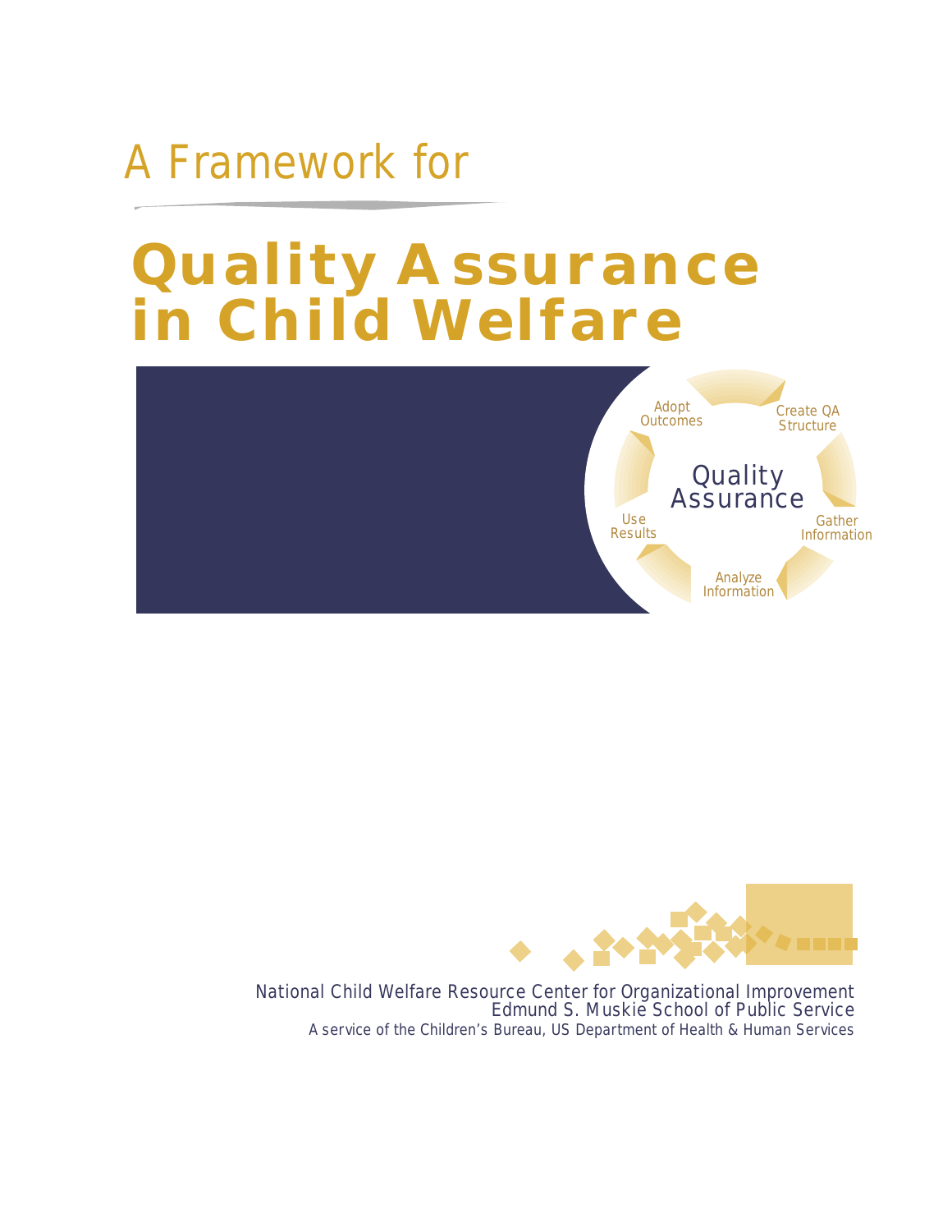# A Framework for Quality Assurance in Child Welfare

Adopt Outcomes

Create QA Structure

Quality Assurance

Gather Information

Analyze Information

Use Results

National Child Welfare Resource Center for Organizational Improvement
Edmund S. Muskie School of Public Service
A service of the Children's Bureau, US Department of Health & Human Services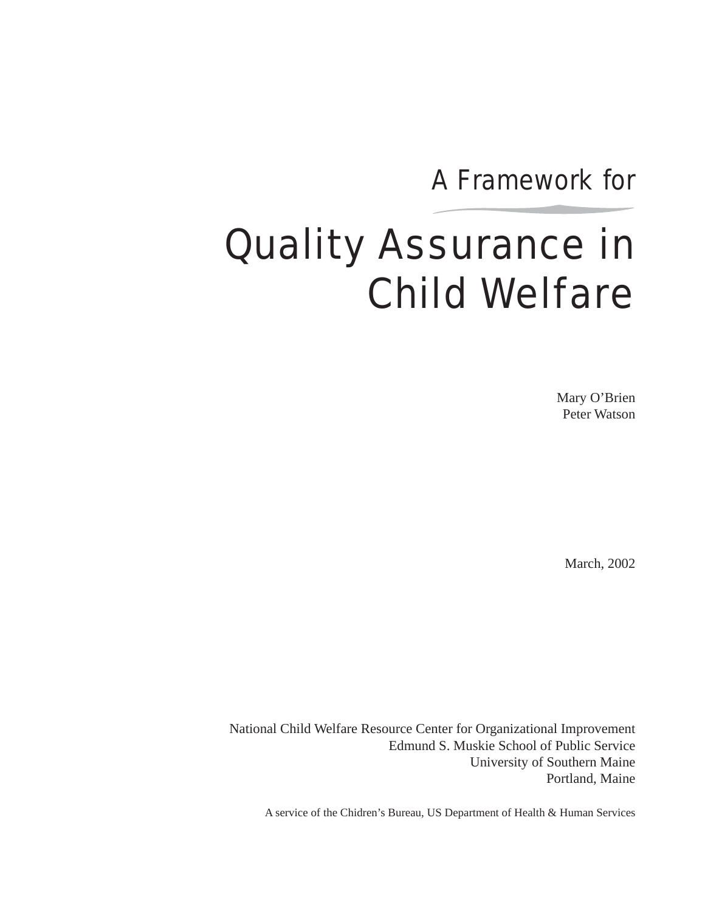A Framework for

# Quality Assurance in Child Welfare

Mary O'Brien
Peter Watson

March, 2002

National Child Welfare Resource Center for Organizational Improvement
Edmund S. Muskie School of Public Service
University of Southern Maine
Portland, Maine

A service of the Chidren's Bureau, US Department of Health & Human Services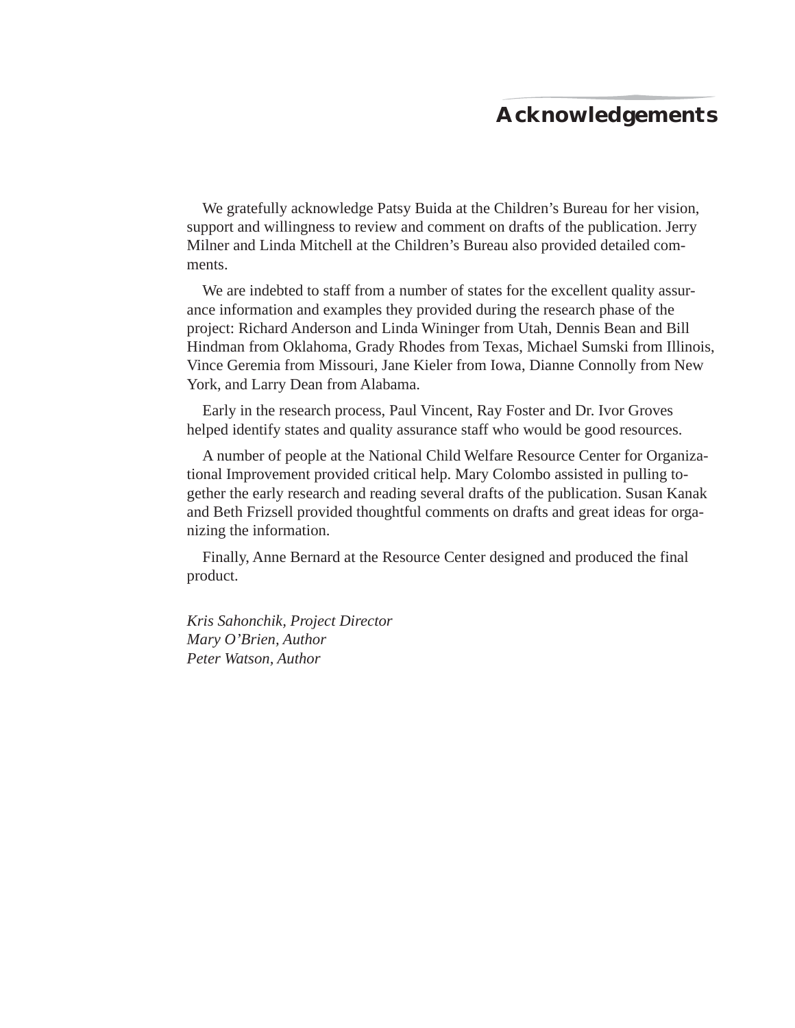# Acknowledgements

We gratefully acknowledge Patsy Buida at the Children's Bureau for her vision, support and willingness to review and comment on drafts of the publication. Jerry Milner and Linda Mitchell at the Children's Bureau also provided detailed comments.

We are indebted to staff from a number of states for the excellent quality assurance information and examples they provided during the research phase of the project: Richard Anderson and Linda Wininger from Utah, Dennis Bean and Bill Hindman from Oklahoma, Grady Rhodes from Texas, Michael Sumski from Illinois, Vince Geremia from Missouri, Jane Kieler from Iowa, Dianne Connolly from New York, and Larry Dean from Alabama.

Early in the research process, Paul Vincent, Ray Foster and Dr. Ivor Groves helped identify states and quality assurance staff who would be good resources.

A number of people at the National Child Welfare Resource Center for Organizational Improvement provided critical help. Mary Colombo assisted in pulling together the early research and reading several drafts of the publication. Susan Kanak and Beth Frizsell provided thoughtful comments on drafts and great ideas for organizing the information.

Finally, Anne Bernard at the Resource Center designed and produced the final product.

*Kris Sahonchik, Project Director*
*Mary O'Brien, Author*
*Peter Watson, Author*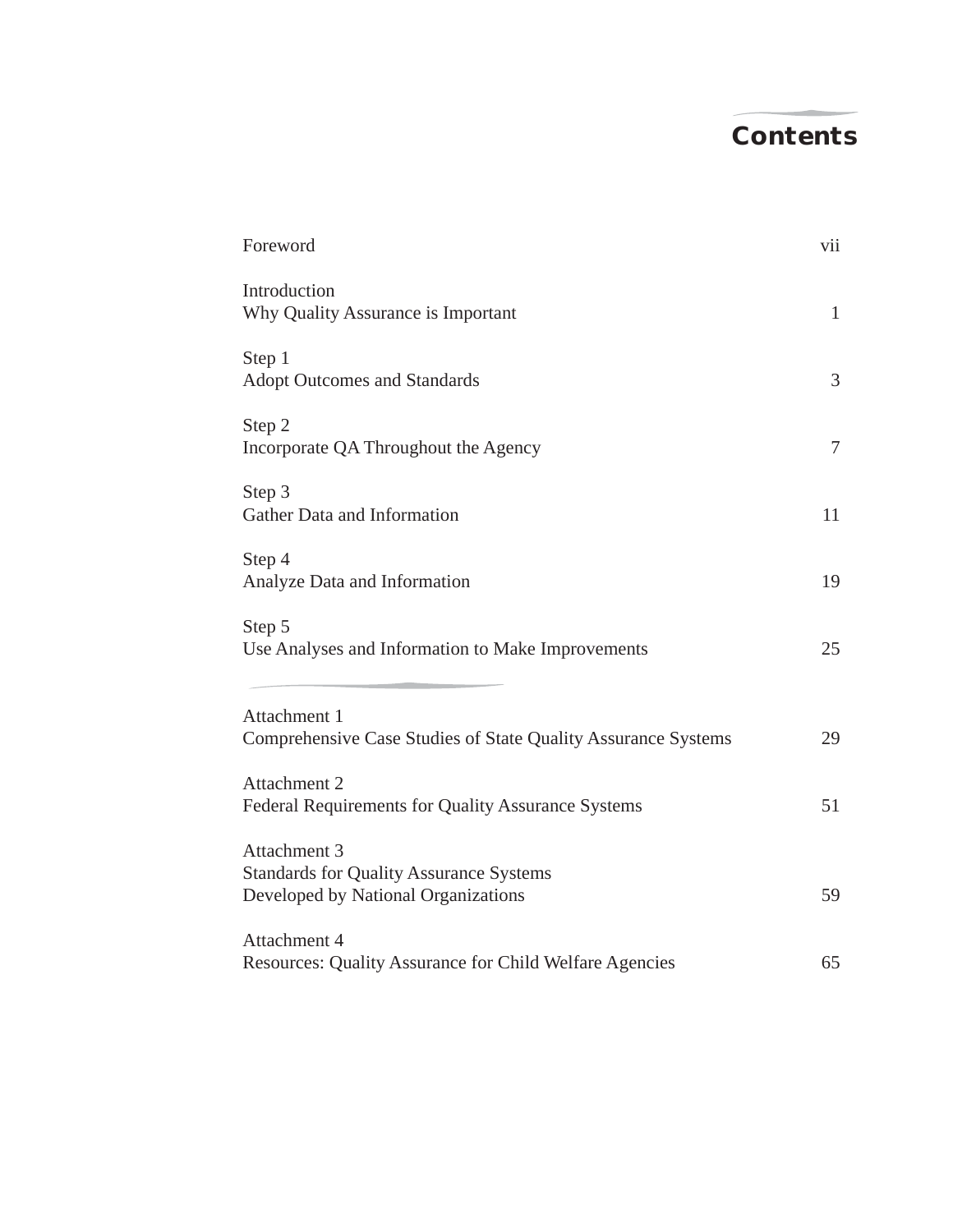# Contents

| | |
|---|---|
| Foreword | vii |
| Introduction<br>Why Quality Assurance is Important | 1 |
| Step 1<br>Adopt Outcomes and Standards | 3 |
| Step 2<br>Incorporate QA Throughout the Agency | 7 |
| Step 3<br>Gather Data and Information | 11 |
| Step 4<br>Analyze Data and Information | 19 |
| Step 5<br>Use Analyses and Information to Make Improvements | 25 |
| Attachment 1<br>Comprehensive Case Studies of State Quality Assurance Systems | 29 |
| Attachment 2<br>Federal Requirements for Quality Assurance Systems | 51 |
| Attachment 3<br>Standards for Quality Assurance Systems<br>Developed by National Organizations | 59 |
| Attachment 4<br>Resources: Quality Assurance for Child Welfare Agencies | 65 |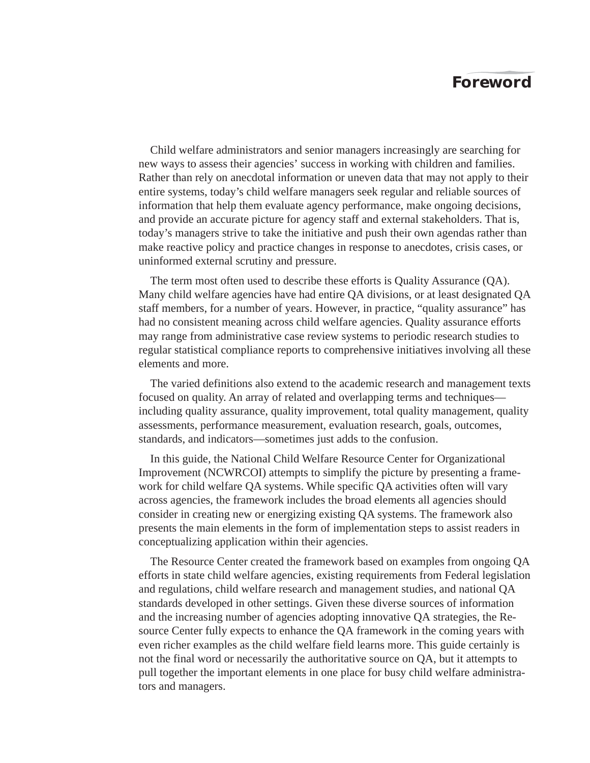# Foreword

Child welfare administrators and senior managers increasingly are searching for new ways to assess their agencies' success in working with children and families. Rather than rely on anecdotal information or uneven data that may not apply to their entire systems, today's child welfare managers seek regular and reliable sources of information that help them evaluate agency performance, make ongoing decisions, and provide an accurate picture for agency staff and external stakeholders. That is, today's managers strive to take the initiative and push their own agendas rather than make reactive policy and practice changes in response to anecdotes, crisis cases, or uninformed external scrutiny and pressure.

The term most often used to describe these efforts is Quality Assurance (QA). Many child welfare agencies have had entire QA divisions, or at least designated QA staff members, for a number of years. However, in practice, "quality assurance" has had no consistent meaning across child welfare agencies. Quality assurance efforts may range from administrative case review systems to periodic research studies to regular statistical compliance reports to comprehensive initiatives involving all these elements and more.

The varied definitions also extend to the academic research and management texts focused on quality. An array of related and overlapping terms and techniques—including quality assurance, quality improvement, total quality management, quality assessments, performance measurement, evaluation research, goals, outcomes, standards, and indicators—sometimes just adds to the confusion.

In this guide, the National Child Welfare Resource Center for Organizational Improvement (NCWRCOI) attempts to simplify the picture by presenting a framework for child welfare QA systems. While specific QA activities often will vary across agencies, the framework includes the broad elements all agencies should consider in creating new or energizing existing QA systems. The framework also presents the main elements in the form of implementation steps to assist readers in conceptualizing application within their agencies.

The Resource Center created the framework based on examples from ongoing QA efforts in state child welfare agencies, existing requirements from Federal legislation and regulations, child welfare research and management studies, and national QA standards developed in other settings. Given these diverse sources of information and the increasing number of agencies adopting innovative QA strategies, the Resource Center fully expects to enhance the QA framework in the coming years with even richer examples as the child welfare field learns more. This guide certainly is not the final word or necessarily the authoritative source on QA, but it attempts to pull together the important elements in one place for busy child welfare administrators and managers.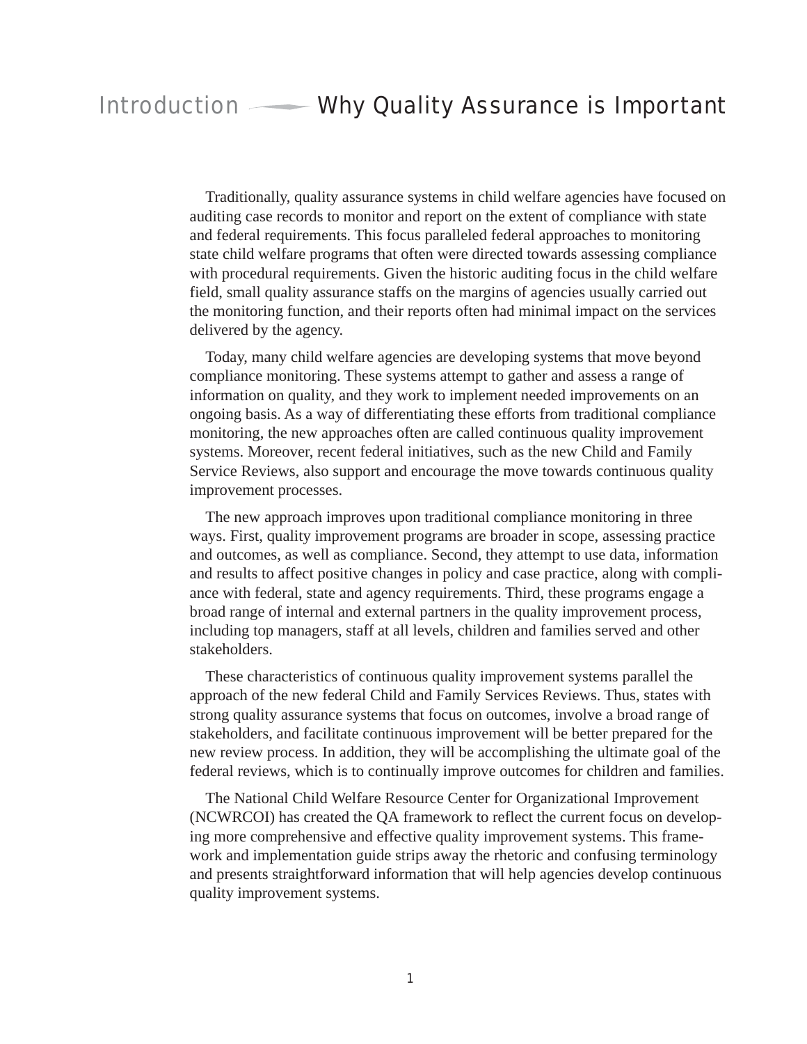# Introduction — Why Quality Assurance is Important

Traditionally, quality assurance systems in child welfare agencies have focused on auditing case records to monitor and report on the extent of compliance with state and federal requirements. This focus paralleled federal approaches to monitoring state child welfare programs that often were directed towards assessing compliance with procedural requirements. Given the historic auditing focus in the child welfare field, small quality assurance staffs on the margins of agencies usually carried out the monitoring function, and their reports often had minimal impact on the services delivered by the agency.

Today, many child welfare agencies are developing systems that move beyond compliance monitoring. These systems attempt to gather and assess a range of information on quality, and they work to implement needed improvements on an ongoing basis. As a way of differentiating these efforts from traditional compliance monitoring, the new approaches often are called continuous quality improvement systems. Moreover, recent federal initiatives, such as the new Child and Family Service Reviews, also support and encourage the move towards continuous quality improvement processes.

The new approach improves upon traditional compliance monitoring in three ways. First, quality improvement programs are broader in scope, assessing practice and outcomes, as well as compliance. Second, they attempt to use data, information and results to affect positive changes in policy and case practice, along with compliance with federal, state and agency requirements. Third, these programs engage a broad range of internal and external partners in the quality improvement process, including top managers, staff at all levels, children and families served and other stakeholders.

These characteristics of continuous quality improvement systems parallel the approach of the new federal Child and Family Services Reviews. Thus, states with strong quality assurance systems that focus on outcomes, involve a broad range of stakeholders, and facilitate continuous improvement will be better prepared for the new review process. In addition, they will be accomplishing the ultimate goal of the federal reviews, which is to continually improve outcomes for children and families.

The National Child Welfare Resource Center for Organizational Improvement (NCWRCOI) has created the QA framework to reflect the current focus on developing more comprehensive and effective quality improvement systems. This framework and implementation guide strips away the rhetoric and confusing terminology and presents straightforward information that will help agencies develop continuous quality improvement systems.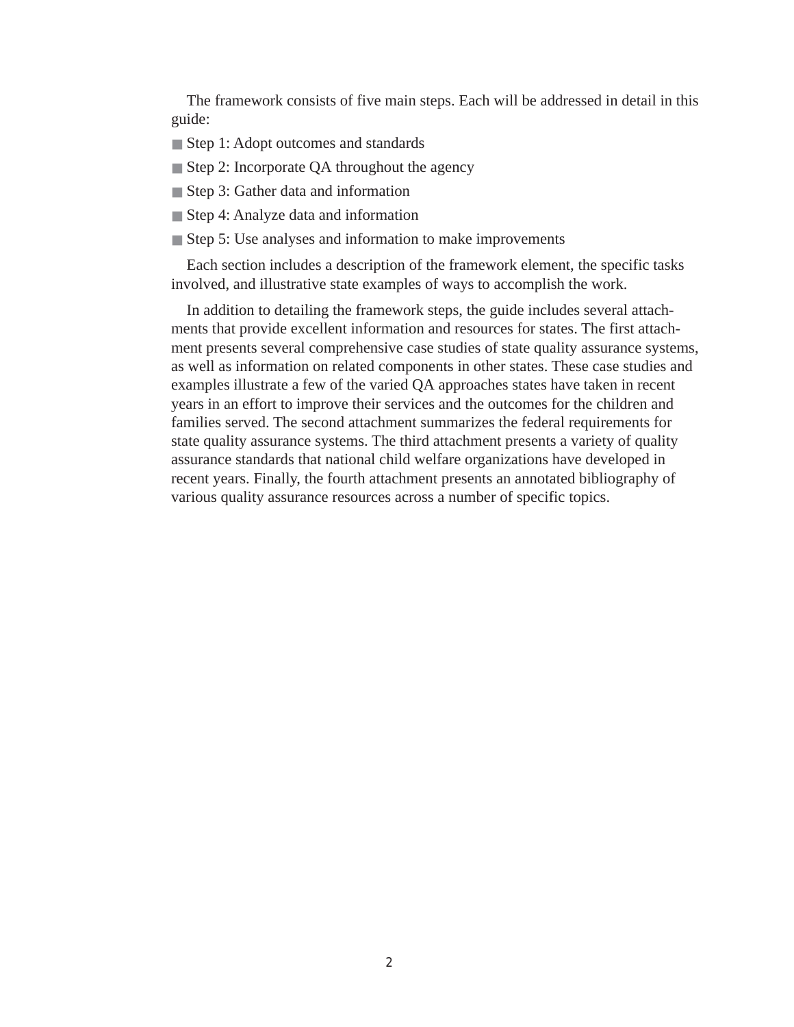The framework consists of five main steps. Each will be addressed in detail in this guide:

- Step 1: Adopt outcomes and standards
- Step 2: Incorporate QA throughout the agency
- Step 3: Gather data and information
- Step 4: Analyze data and information
- Step 5: Use analyses and information to make improvements

Each section includes a description of the framework element, the specific tasks involved, and illustrative state examples of ways to accomplish the work.

In addition to detailing the framework steps, the guide includes several attachments that provide excellent information and resources for states. The first attachment presents several comprehensive case studies of state quality assurance systems, as well as information on related components in other states. These case studies and examples illustrate a few of the varied QA approaches states have taken in recent years in an effort to improve their services and the outcomes for the children and families served. The second attachment summarizes the federal requirements for state quality assurance systems. The third attachment presents a variety of quality assurance standards that national child welfare organizations have developed in recent years. Finally, the fourth attachment presents an annotated bibliography of various quality assurance resources across a number of specific topics.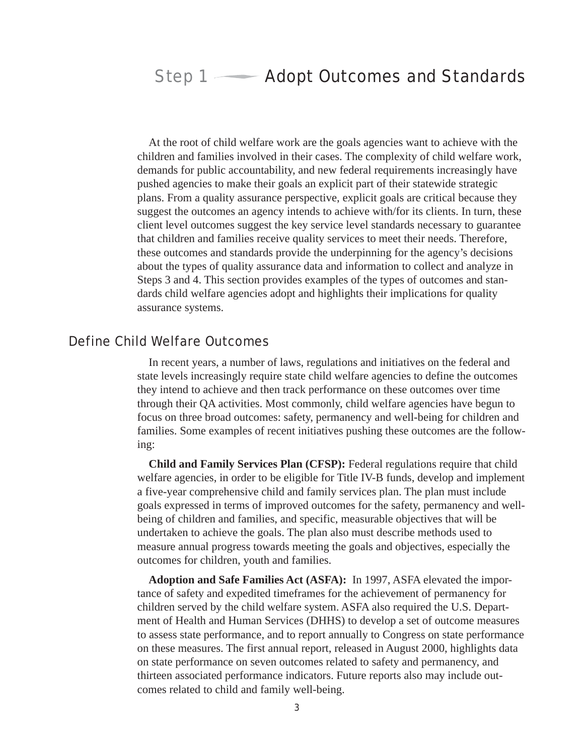# Step 1 — Adopt Outcomes and Standards

At the root of child welfare work are the goals agencies want to achieve with the children and families involved in their cases. The complexity of child welfare work, demands for public accountability, and new federal requirements increasingly have pushed agencies to make their goals an explicit part of their statewide strategic plans. From a quality assurance perspective, explicit goals are critical because they suggest the outcomes an agency intends to achieve with/for its clients. In turn, these client level outcomes suggest the key service level standards necessary to guarantee that children and families receive quality services to meet their needs. Therefore, these outcomes and standards provide the underpinning for the agency's decisions about the types of quality assurance data and information to collect and analyze in Steps 3 and 4. This section provides examples of the types of outcomes and standards child welfare agencies adopt and highlights their implications for quality assurance systems.

## Define Child Welfare Outcomes

In recent years, a number of laws, regulations and initiatives on the federal and state levels increasingly require state child welfare agencies to define the outcomes they intend to achieve and then track performance on these outcomes over time through their QA activities. Most commonly, child welfare agencies have begun to focus on three broad outcomes: safety, permanency and well-being for children and families. Some examples of recent initiatives pushing these outcomes are the following:

**Child and Family Services Plan (CFSP):** Federal regulations require that child welfare agencies, in order to be eligible for Title IV-B funds, develop and implement a five-year comprehensive child and family services plan. The plan must include goals expressed in terms of improved outcomes for the safety, permanency and well-being of children and families, and specific, measurable objectives that will be undertaken to achieve the goals. The plan also must describe methods used to measure annual progress towards meeting the goals and objectives, especially the outcomes for children, youth and families.

**Adoption and Safe Families Act (ASFA):** In 1997, ASFA elevated the importance of safety and expedited timeframes for the achievement of permanency for children served by the child welfare system. ASFA also required the U.S. Department of Health and Human Services (DHHS) to develop a set of outcome measures to assess state performance, and to report annually to Congress on state performance on these measures. The first annual report, released in August 2000, highlights data on state performance on seven outcomes related to safety and permanency, and thirteen associated performance indicators. Future reports also may include outcomes related to child and family well-being.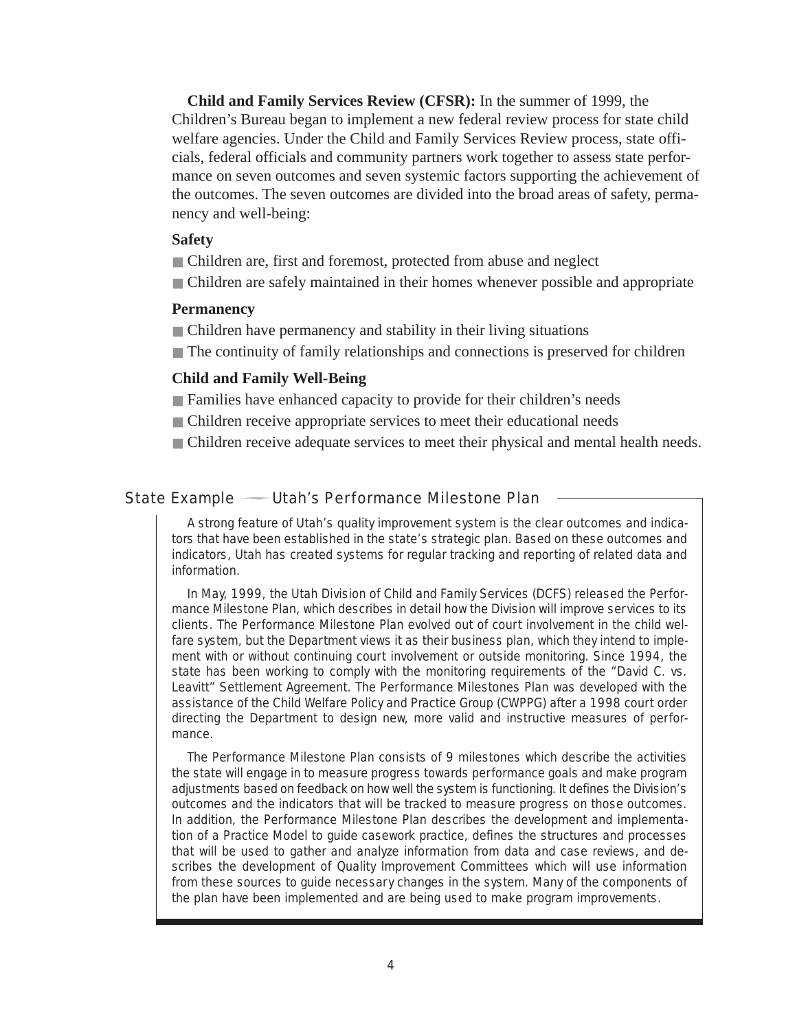**Child and Family Services Review (CFSR):** In the summer of 1999, the Children's Bureau began to implement a new federal review process for state child welfare agencies. Under the Child and Family Services Review process, state officials, federal officials and community partners work together to assess state performance on seven outcomes and seven systemic factors supporting the achievement of the outcomes. The seven outcomes are divided into the broad areas of safety, permanency and well-being:

**Safety**

- Children are, first and foremost, protected from abuse and neglect
- Children are safely maintained in their homes whenever possible and appropriate

**Permanency**

- Children have permanency and stability in their living situations
- The continuity of family relationships and connections is preserved for children

**Child and Family Well-Being**

- Families have enhanced capacity to provide for their children's needs
- Children receive appropriate services to meet their educational needs
- Children receive adequate services to meet their physical and mental health needs.

## State Example — Utah's Performance Milestone Plan

A strong feature of Utah's quality improvement system is the clear outcomes and indicators that have been established in the state's strategic plan. Based on these outcomes and indicators, Utah has created systems for regular tracking and reporting of related data and information.

In May, 1999, the Utah Division of Child and Family Services (DCFS) released the Performance Milestone Plan, which describes in detail how the Division will improve services to its clients. The Performance Milestone Plan evolved out of court involvement in the child welfare system, but the Department views it as their business plan, which they intend to implement with or without continuing court involvement or outside monitoring. Since 1994, the state has been working to comply with the monitoring requirements of the "David C. vs. Leavitt" Settlement Agreement. The Performance Milestones Plan was developed with the assistance of the Child Welfare Policy and Practice Group (CWPPG) after a 1998 court order directing the Department to design new, more valid and instructive measures of performance.

The Performance Milestone Plan consists of 9 milestones which describe the activities the state will engage in to measure progress towards performance goals and make program adjustments based on feedback on how well the system is functioning. It defines the Division's outcomes and the indicators that will be tracked to measure progress on those outcomes. In addition, the Performance Milestone Plan describes the development and implementation of a Practice Model to guide casework practice, defines the structures and processes that will be used to gather and analyze information from data and case reviews, and describes the development of Quality Improvement Committees which will use information from these sources to guide necessary changes in the system. Many of the components of the plan have been implemented and are being used to make program improvements.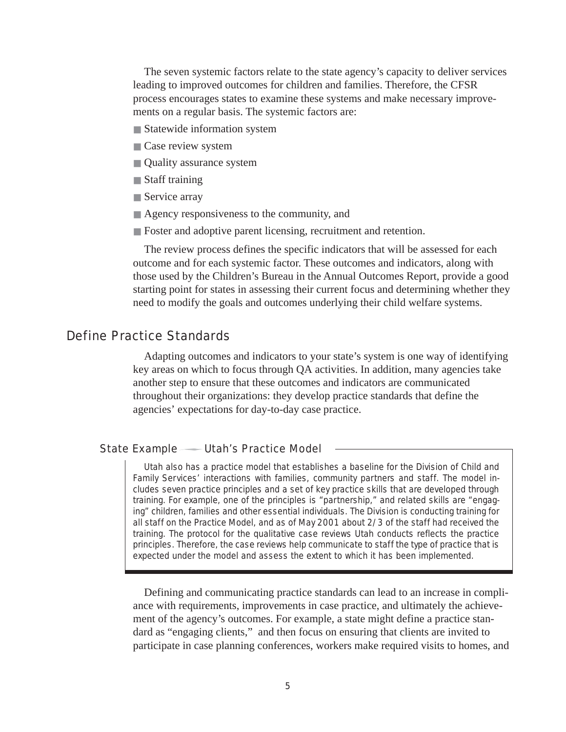The seven systemic factors relate to the state agency's capacity to deliver services leading to improved outcomes for children and families. Therefore, the CFSR process encourages states to examine these systems and make necessary improvements on a regular basis. The systemic factors are:

- Statewide information system
- Case review system
- Quality assurance system
- Staff training
- Service array
- Agency responsiveness to the community, and
- Foster and adoptive parent licensing, recruitment and retention.

The review process defines the specific indicators that will be assessed for each outcome and for each systemic factor. These outcomes and indicators, along with those used by the Children's Bureau in the Annual Outcomes Report, provide a good starting point for states in assessing their current focus and determining whether they need to modify the goals and outcomes underlying their child welfare systems.

## Define Practice Standards

Adapting outcomes and indicators to your state's system is one way of identifying key areas on which to focus through QA activities. In addition, many agencies take another step to ensure that these outcomes and indicators are communicated throughout their organizations: they develop practice standards that define the agencies' expectations for day-to-day case practice.

### State Example — Utah's Practice Model

Utah also has a practice model that establishes a baseline for the Division of Child and Family Services' interactions with families, community partners and staff. The model includes seven practice principles and a set of key practice skills that are developed through training. For example, one of the principles is "partnership," and related skills are "engaging" children, families and other essential individuals. The Division is conducting training for all staff on the Practice Model, and as of May 2001 about 2/3 of the staff had received the training. The protocol for the qualitative case reviews Utah conducts reflects the practice principles. Therefore, the case reviews help communicate to staff the type of practice that is expected under the model and assess the extent to which it has been implemented.

Defining and communicating practice standards can lead to an increase in compliance with requirements, improvements in case practice, and ultimately the achievement of the agency's outcomes. For example, a state might define a practice standard as "engaging clients," and then focus on ensuring that clients are invited to participate in case planning conferences, workers make required visits to homes, and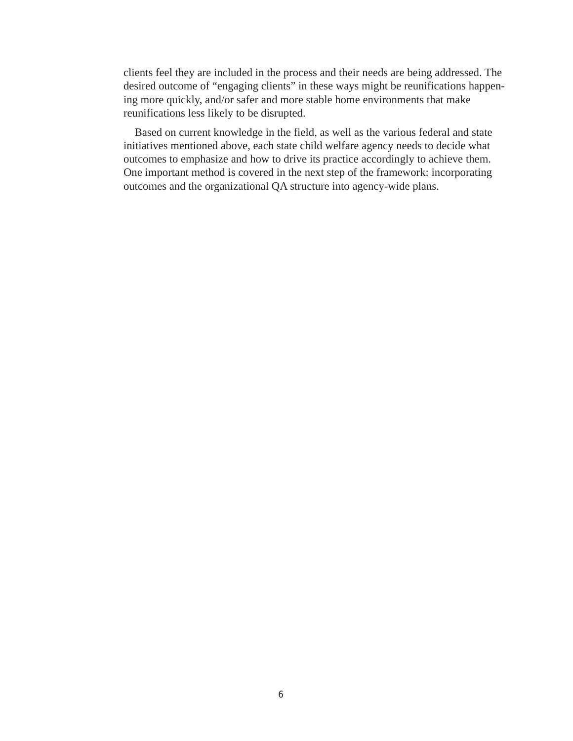clients feel they are included in the process and their needs are being addressed. The desired outcome of “engaging clients” in these ways might be reunifications happening more quickly, and/or safer and more stable home environments that make reunifications less likely to be disrupted.

Based on current knowledge in the field, as well as the various federal and state initiatives mentioned above, each state child welfare agency needs to decide what outcomes to emphasize and how to drive its practice accordingly to achieve them. One important method is covered in the next step of the framework: incorporating outcomes and the organizational QA structure into agency-wide plans.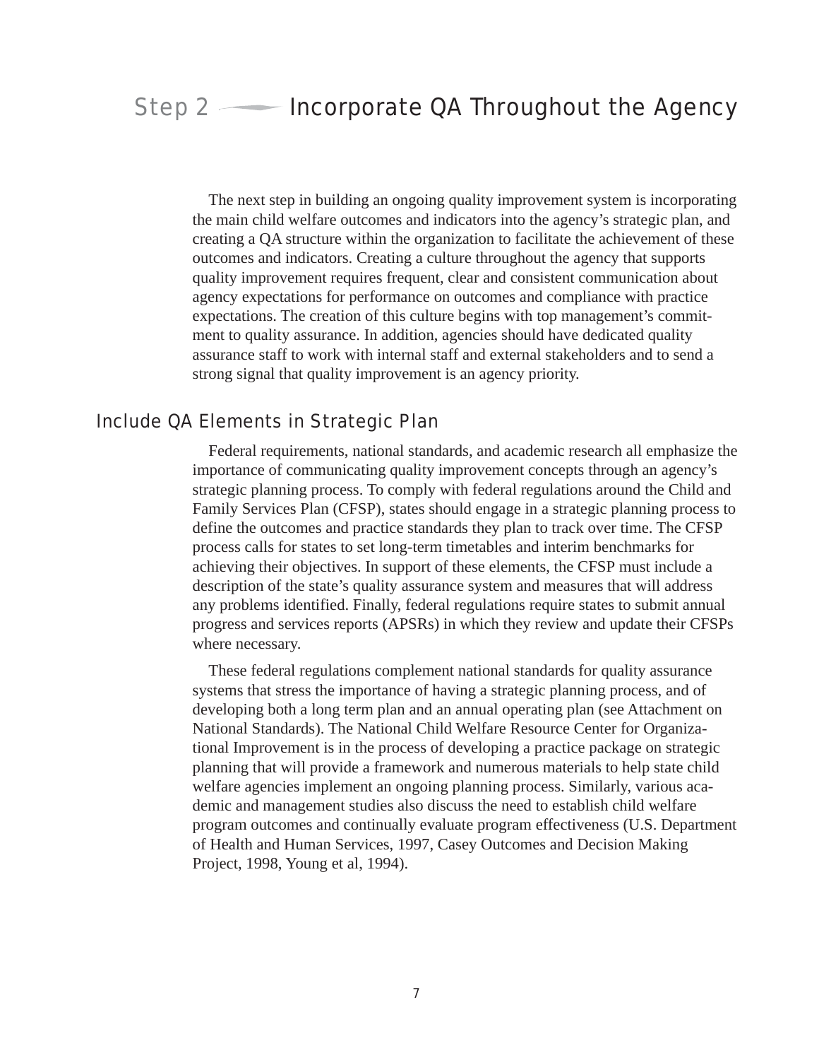# Step 2 — Incorporate QA Throughout the Agency

The next step in building an ongoing quality improvement system is incorporating the main child welfare outcomes and indicators into the agency's strategic plan, and creating a QA structure within the organization to facilitate the achievement of these outcomes and indicators. Creating a culture throughout the agency that supports quality improvement requires frequent, clear and consistent communication about agency expectations for performance on outcomes and compliance with practice expectations. The creation of this culture begins with top management's commitment to quality assurance. In addition, agencies should have dedicated quality assurance staff to work with internal staff and external stakeholders and to send a strong signal that quality improvement is an agency priority.

## Include QA Elements in Strategic Plan

Federal requirements, national standards, and academic research all emphasize the importance of communicating quality improvement concepts through an agency's strategic planning process. To comply with federal regulations around the Child and Family Services Plan (CFSP), states should engage in a strategic planning process to define the outcomes and practice standards they plan to track over time. The CFSP process calls for states to set long-term timetables and interim benchmarks for achieving their objectives. In support of these elements, the CFSP must include a description of the state's quality assurance system and measures that will address any problems identified. Finally, federal regulations require states to submit annual progress and services reports (APSRs) in which they review and update their CFSPs where necessary.

These federal regulations complement national standards for quality assurance systems that stress the importance of having a strategic planning process, and of developing both a long term plan and an annual operating plan (see Attachment on National Standards). The National Child Welfare Resource Center for Organizational Improvement is in the process of developing a practice package on strategic planning that will provide a framework and numerous materials to help state child welfare agencies implement an ongoing planning process. Similarly, various academic and management studies also discuss the need to establish child welfare program outcomes and continually evaluate program effectiveness (U.S. Department of Health and Human Services, 1997, Casey Outcomes and Decision Making Project, 1998, Young et al, 1994).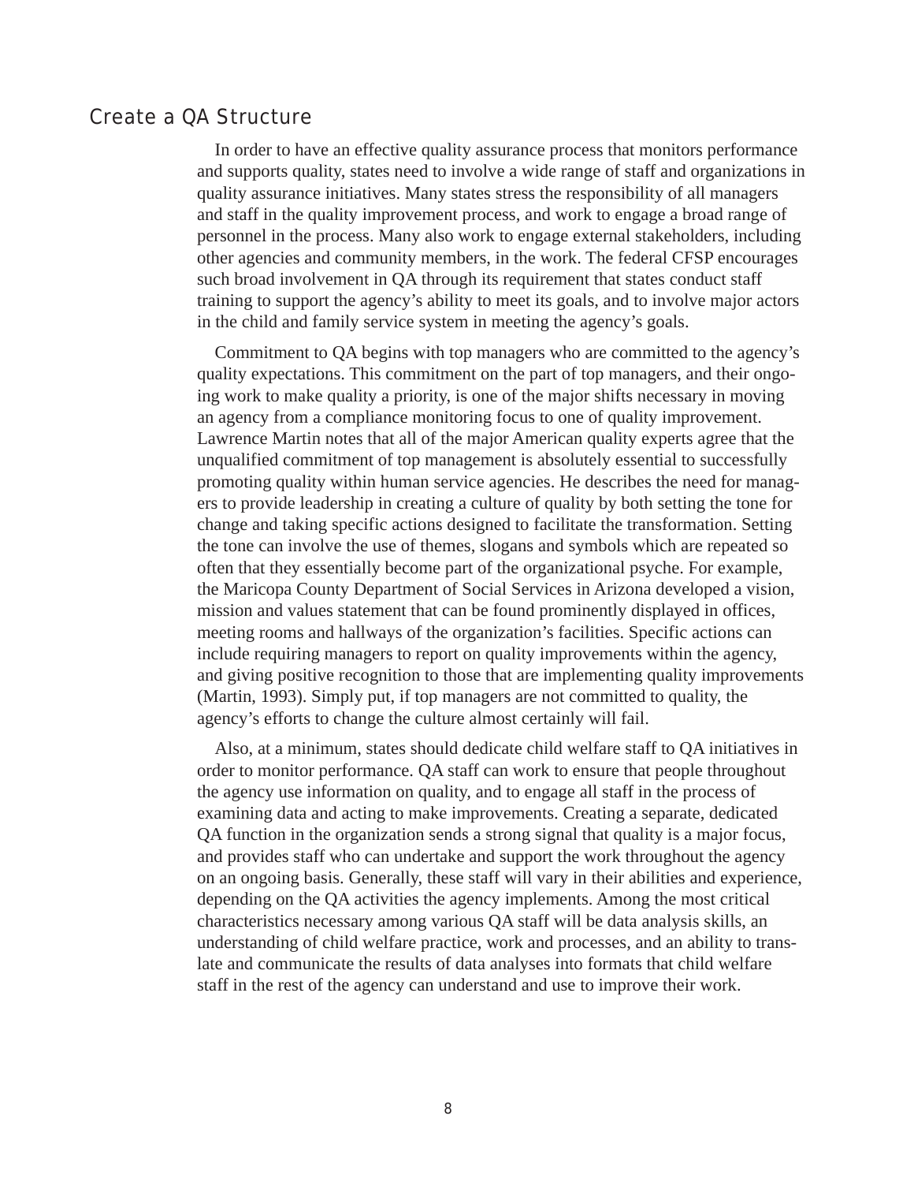## Create a QA Structure

In order to have an effective quality assurance process that monitors performance and supports quality, states need to involve a wide range of staff and organizations in quality assurance initiatives. Many states stress the responsibility of all managers and staff in the quality improvement process, and work to engage a broad range of personnel in the process. Many also work to engage external stakeholders, including other agencies and community members, in the work. The federal CFSP encourages such broad involvement in QA through its requirement that states conduct staff training to support the agency's ability to meet its goals, and to involve major actors in the child and family service system in meeting the agency's goals.

Commitment to QA begins with top managers who are committed to the agency's quality expectations. This commitment on the part of top managers, and their ongoing work to make quality a priority, is one of the major shifts necessary in moving an agency from a compliance monitoring focus to one of quality improvement. Lawrence Martin notes that all of the major American quality experts agree that the unqualified commitment of top management is absolutely essential to successfully promoting quality within human service agencies. He describes the need for managers to provide leadership in creating a culture of quality by both setting the tone for change and taking specific actions designed to facilitate the transformation. Setting the tone can involve the use of themes, slogans and symbols which are repeated so often that they essentially become part of the organizational psyche. For example, the Maricopa County Department of Social Services in Arizona developed a vision, mission and values statement that can be found prominently displayed in offices, meeting rooms and hallways of the organization's facilities. Specific actions can include requiring managers to report on quality improvements within the agency, and giving positive recognition to those that are implementing quality improvements (Martin, 1993). Simply put, if top managers are not committed to quality, the agency's efforts to change the culture almost certainly will fail.

Also, at a minimum, states should dedicate child welfare staff to QA initiatives in order to monitor performance. QA staff can work to ensure that people throughout the agency use information on quality, and to engage all staff in the process of examining data and acting to make improvements. Creating a separate, dedicated QA function in the organization sends a strong signal that quality is a major focus, and provides staff who can undertake and support the work throughout the agency on an ongoing basis. Generally, these staff will vary in their abilities and experience, depending on the QA activities the agency implements. Among the most critical characteristics necessary among various QA staff will be data analysis skills, an understanding of child welfare practice, work and processes, and an ability to translate and communicate the results of data analyses into formats that child welfare staff in the rest of the agency can understand and use to improve their work.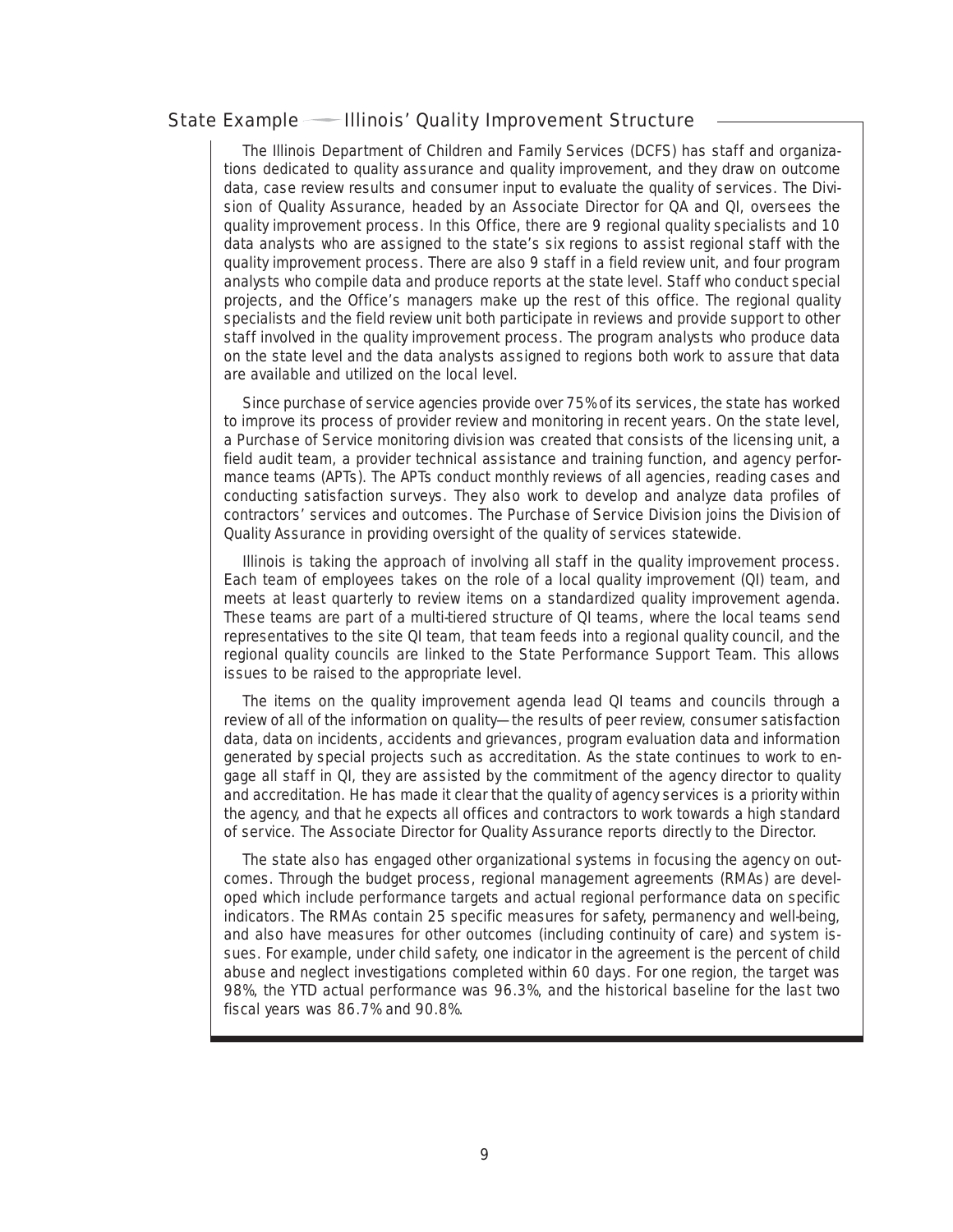## State Example — Illinois' Quality Improvement Structure

The Illinois Department of Children and Family Services (DCFS) has staff and organizations dedicated to quality assurance and quality improvement, and they draw on outcome data, case review results and consumer input to evaluate the quality of services. The Division of Quality Assurance, headed by an Associate Director for QA and QI, oversees the quality improvement process. In this Office, there are 9 regional quality specialists and 10 data analysts who are assigned to the state's six regions to assist regional staff with the quality improvement process. There are also 9 staff in a field review unit, and four program analysts who compile data and produce reports at the state level. Staff who conduct special projects, and the Office's managers make up the rest of this office. The regional quality specialists and the field review unit both participate in reviews and provide support to other staff involved in the quality improvement process. The program analysts who produce data on the state level and the data analysts assigned to regions both work to assure that data are available and utilized on the local level.

Since purchase of service agencies provide over 75% of its services, the state has worked to improve its process of provider review and monitoring in recent years. On the state level, a Purchase of Service monitoring division was created that consists of the licensing unit, a field audit team, a provider technical assistance and training function, and agency performance teams (APTs). The APTs conduct monthly reviews of all agencies, reading cases and conducting satisfaction surveys. They also work to develop and analyze data profiles of contractors' services and outcomes. The Purchase of Service Division joins the Division of Quality Assurance in providing oversight of the quality of services statewide.

Illinois is taking the approach of involving all staff in the quality improvement process. Each team of employees takes on the role of a local quality improvement (QI) team, and meets at least quarterly to review items on a standardized quality improvement agenda. These teams are part of a multi-tiered structure of QI teams, where the local teams send representatives to the site QI team, that team feeds into a regional quality council, and the regional quality councils are linked to the State Performance Support Team. This allows issues to be raised to the appropriate level.

The items on the quality improvement agenda lead QI teams and councils through a review of all of the information on quality—the results of peer review, consumer satisfaction data, data on incidents, accidents and grievances, program evaluation data and information generated by special projects such as accreditation. As the state continues to work to engage all staff in QI, they are assisted by the commitment of the agency director to quality and accreditation. He has made it clear that the quality of agency services is a priority within the agency, and that he expects all offices and contractors to work towards a high standard of service. The Associate Director for Quality Assurance reports directly to the Director.

The state also has engaged other organizational systems in focusing the agency on outcomes. Through the budget process, regional management agreements (RMAs) are developed which include performance targets and actual regional performance data on specific indicators. The RMAs contain 25 specific measures for safety, permanency and well-being, and also have measures for other outcomes (including continuity of care) and system issues. For example, under child safety, one indicator in the agreement is the percent of child abuse and neglect investigations completed within 60 days. For one region, the target was 98%, the YTD actual performance was 96.3%, and the historical baseline for the last two fiscal years was 86.7% and 90.8%.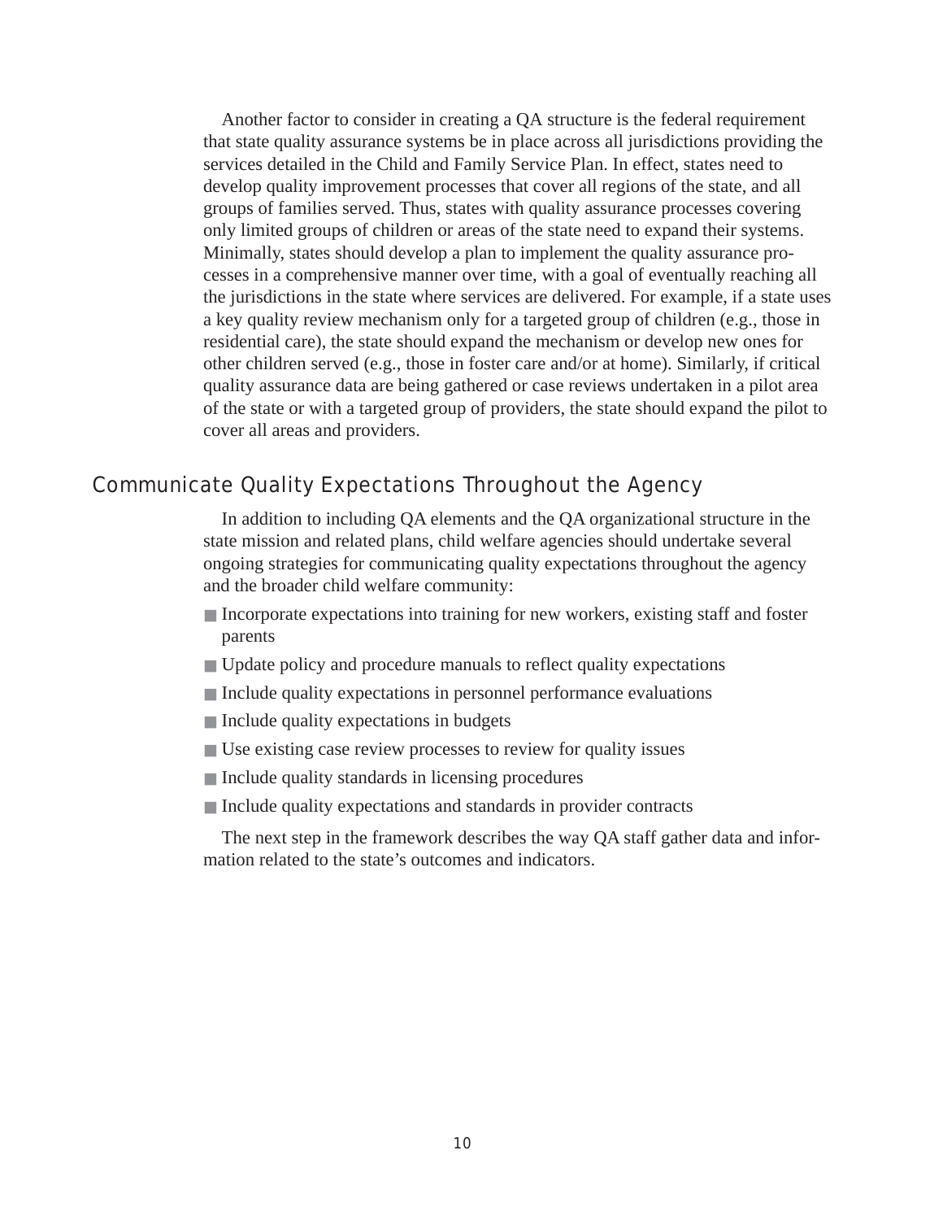Another factor to consider in creating a QA structure is the federal requirement that state quality assurance systems be in place across all jurisdictions providing the services detailed in the Child and Family Service Plan. In effect, states need to develop quality improvement processes that cover all regions of the state, and all groups of families served. Thus, states with quality assurance processes covering only limited groups of children or areas of the state need to expand their systems. Minimally, states should develop a plan to implement the quality assurance processes in a comprehensive manner over time, with a goal of eventually reaching all the jurisdictions in the state where services are delivered. For example, if a state uses a key quality review mechanism only for a targeted group of children (e.g., those in residential care), the state should expand the mechanism or develop new ones for other children served (e.g., those in foster care and/or at home). Similarly, if critical quality assurance data are being gathered or case reviews undertaken in a pilot area of the state or with a targeted group of providers, the state should expand the pilot to cover all areas and providers.

## Communicate Quality Expectations Throughout the Agency

In addition to including QA elements and the QA organizational structure in the state mission and related plans, child welfare agencies should undertake several ongoing strategies for communicating quality expectations throughout the agency and the broader child welfare community:

- Incorporate expectations into training for new workers, existing staff and foster parents
- Update policy and procedure manuals to reflect quality expectations
- Include quality expectations in personnel performance evaluations
- Include quality expectations in budgets
- Use existing case review processes to review for quality issues
- Include quality standards in licensing procedures
- Include quality expectations and standards in provider contracts

The next step in the framework describes the way QA staff gather data and information related to the state's outcomes and indicators.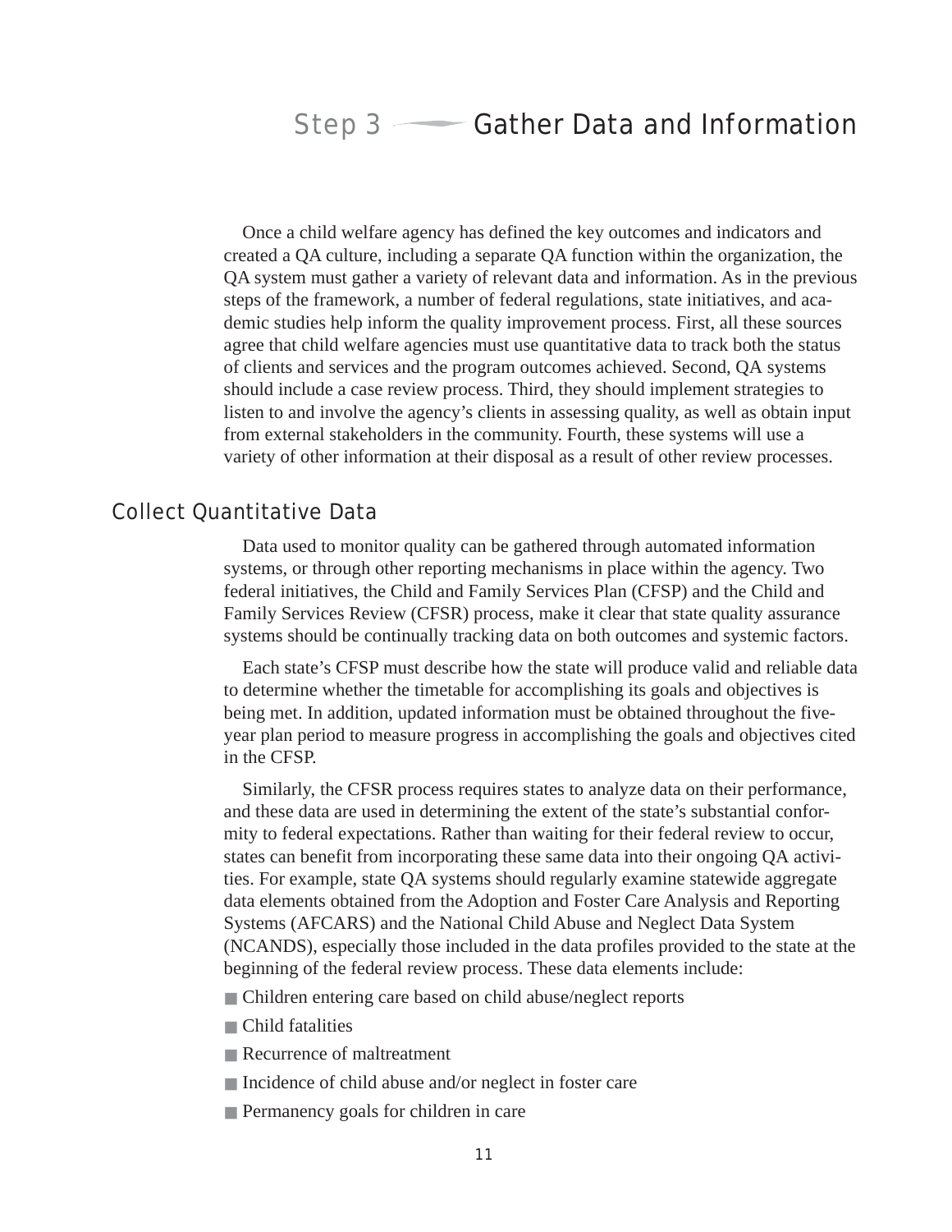# Step 3 — Gather Data and Information

Once a child welfare agency has defined the key outcomes and indicators and created a QA culture, including a separate QA function within the organization, the QA system must gather a variety of relevant data and information. As in the previous steps of the framework, a number of federal regulations, state initiatives, and academic studies help inform the quality improvement process. First, all these sources agree that child welfare agencies must use quantitative data to track both the status of clients and services and the program outcomes achieved. Second, QA systems should include a case review process. Third, they should implement strategies to listen to and involve the agency's clients in assessing quality, as well as obtain input from external stakeholders in the community. Fourth, these systems will use a variety of other information at their disposal as a result of other review processes.

## Collect Quantitative Data

Data used to monitor quality can be gathered through automated information systems, or through other reporting mechanisms in place within the agency. Two federal initiatives, the Child and Family Services Plan (CFSP) and the Child and Family Services Review (CFSR) process, make it clear that state quality assurance systems should be continually tracking data on both outcomes and systemic factors.

Each state's CFSP must describe how the state will produce valid and reliable data to determine whether the timetable for accomplishing its goals and objectives is being met. In addition, updated information must be obtained throughout the five-year plan period to measure progress in accomplishing the goals and objectives cited in the CFSP.

Similarly, the CFSR process requires states to analyze data on their performance, and these data are used in determining the extent of the state's substantial conformity to federal expectations. Rather than waiting for their federal review to occur, states can benefit from incorporating these same data into their ongoing QA activities. For example, state QA systems should regularly examine statewide aggregate data elements obtained from the Adoption and Foster Care Analysis and Reporting Systems (AFCARS) and the National Child Abuse and Neglect Data System (NCANDS), especially those included in the data profiles provided to the state at the beginning of the federal review process. These data elements include:

- Children entering care based on child abuse/neglect reports
- Child fatalities
- Recurrence of maltreatment
- Incidence of child abuse and/or neglect in foster care
- Permanency goals for children in care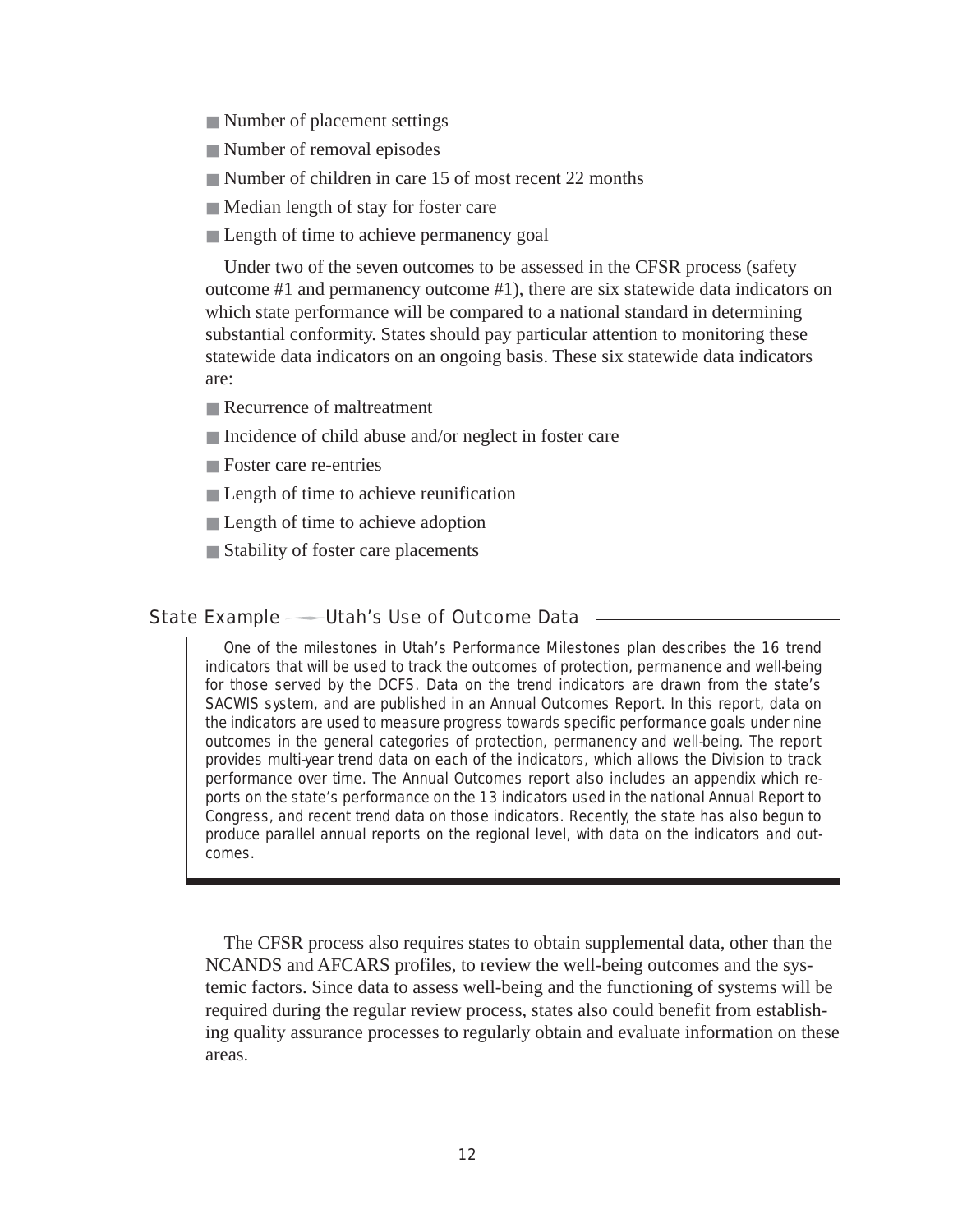- Number of placement settings
- Number of removal episodes
- Number of children in care 15 of most recent 22 months
- Median length of stay for foster care
- Length of time to achieve permanency goal

Under two of the seven outcomes to be assessed in the CFSR process (safety outcome #1 and permanency outcome #1), there are six statewide data indicators on which state performance will be compared to a national standard in determining substantial conformity. States should pay particular attention to monitoring these statewide data indicators on an ongoing basis. These six statewide data indicators are:

- Recurrence of maltreatment
- Incidence of child abuse and/or neglect in foster care
- Foster care re-entries
- Length of time to achieve reunification
- Length of time to achieve adoption
- Stability of foster care placements

### State Example — Utah's Use of Outcome Data

One of the milestones in Utah's Performance Milestones plan describes the 16 trend indicators that will be used to track the outcomes of protection, permanence and well-being for those served by the DCFS. Data on the trend indicators are drawn from the state's SACWIS system, and are published in an Annual Outcomes Report. In this report, data on the indicators are used to measure progress towards specific performance goals under nine outcomes in the general categories of protection, permanency and well-being. The report provides multi-year trend data on each of the indicators, which allows the Division to track performance over time. The Annual Outcomes report also includes an appendix which reports on the state's performance on the 13 indicators used in the national Annual Report to Congress, and recent trend data on those indicators. Recently, the state has also begun to produce parallel annual reports on the regional level, with data on the indicators and outcomes.

The CFSR process also requires states to obtain supplemental data, other than the NCANDS and AFCARS profiles, to review the well-being outcomes and the systemic factors. Since data to assess well-being and the functioning of systems will be required during the regular review process, states also could benefit from establishing quality assurance processes to regularly obtain and evaluate information on these areas.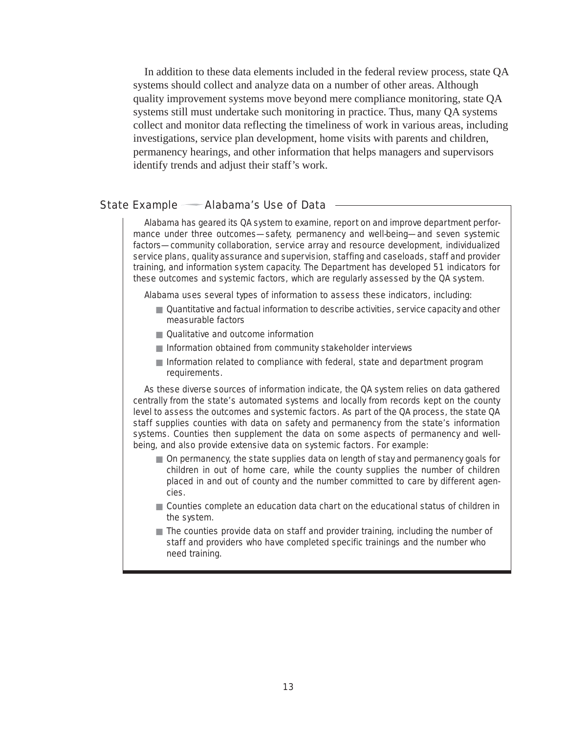In addition to these data elements included in the federal review process, state QA systems should collect and analyze data on a number of other areas. Although quality improvement systems move beyond mere compliance monitoring, state QA systems still must undertake such monitoring in practice. Thus, many QA systems collect and monitor data reflecting the timeliness of work in various areas, including investigations, service plan development, home visits with parents and children, permanency hearings, and other information that helps managers and supervisors identify trends and adjust their staff's work.

### State Example — Alabama's Use of Data

Alabama has geared its QA system to examine, report on and improve department performance under three outcomes—safety, permanency and well-being—and seven systemic factors—community collaboration, service array and resource development, individualized service plans, quality assurance and supervision, staffing and caseloads, staff and provider training, and information system capacity. The Department has developed 51 indicators for these outcomes and systemic factors, which are regularly assessed by the QA system.

Alabama uses several types of information to assess these indicators, including:

- Quantitative and factual information to describe activities, service capacity and other measurable factors
- Qualitative and outcome information
- Information obtained from community stakeholder interviews
- Information related to compliance with federal, state and department program requirements.

As these diverse sources of information indicate, the QA system relies on data gathered centrally from the state's automated systems and locally from records kept on the county level to assess the outcomes and systemic factors. As part of the QA process, the state QA staff supplies counties with data on safety and permanency from the state's information systems. Counties then supplement the data on some aspects of permanency and well-being, and also provide extensive data on systemic factors. For example:

- On permanency, the state supplies data on length of stay and permanency goals for children in out of home care, while the county supplies the number of children placed in and out of county and the number committed to care by different agencies.
- Counties complete an education data chart on the educational status of children in the system.
- The counties provide data on staff and provider training, including the number of staff and providers who have completed specific trainings and the number who need training.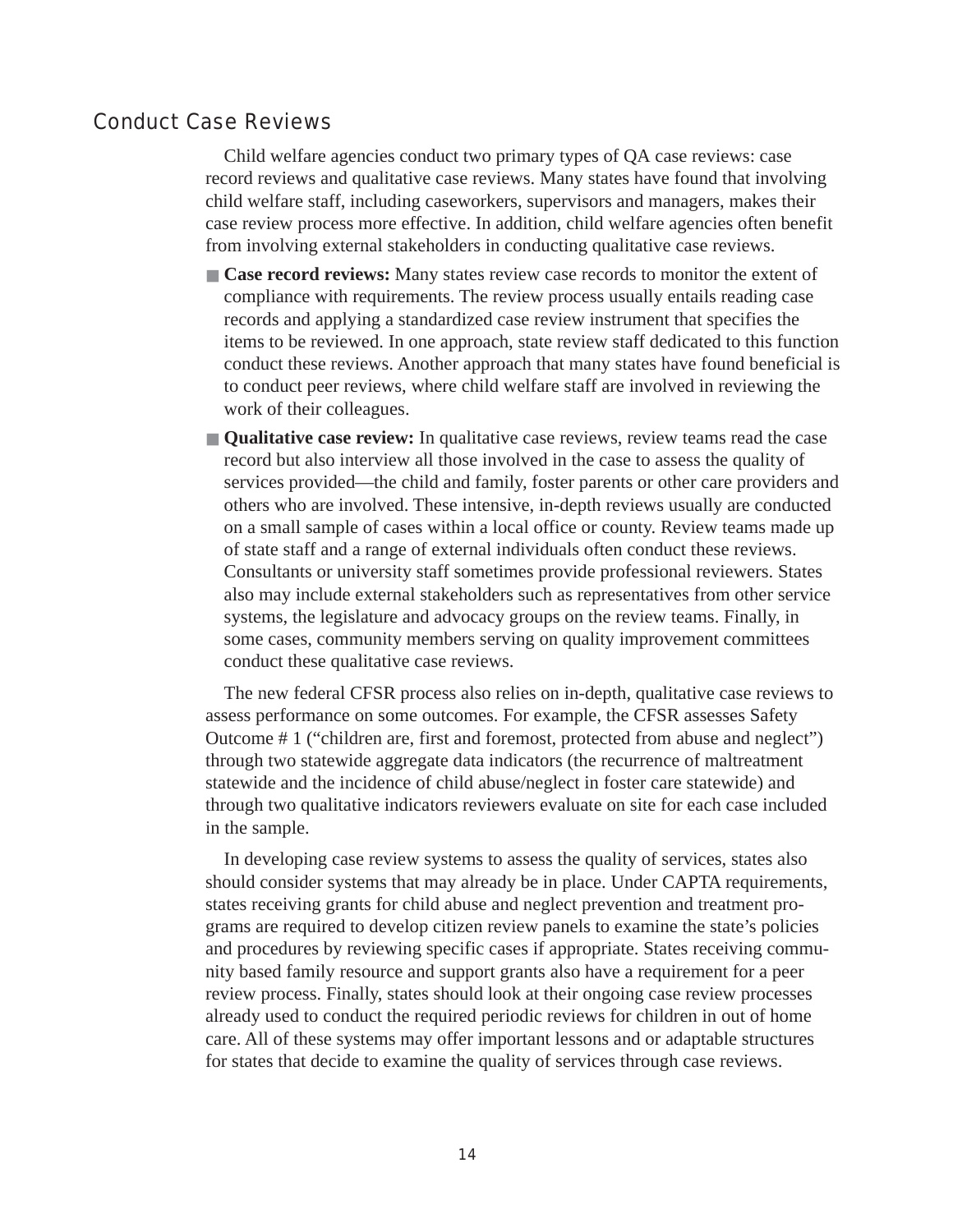## Conduct Case Reviews

Child welfare agencies conduct two primary types of QA case reviews: case record reviews and qualitative case reviews. Many states have found that involving child welfare staff, including caseworkers, supervisors and managers, makes their case review process more effective. In addition, child welfare agencies often benefit from involving external stakeholders in conducting qualitative case reviews.

- **Case record reviews:** Many states review case records to monitor the extent of compliance with requirements. The review process usually entails reading case records and applying a standardized case review instrument that specifies the items to be reviewed. In one approach, state review staff dedicated to this function conduct these reviews. Another approach that many states have found beneficial is to conduct peer reviews, where child welfare staff are involved in reviewing the work of their colleagues.
- **Qualitative case review:** In qualitative case reviews, review teams read the case record but also interview all those involved in the case to assess the quality of services provided—the child and family, foster parents or other care providers and others who are involved. These intensive, in-depth reviews usually are conducted on a small sample of cases within a local office or county. Review teams made up of state staff and a range of external individuals often conduct these reviews. Consultants or university staff sometimes provide professional reviewers. States also may include external stakeholders such as representatives from other service systems, the legislature and advocacy groups on the review teams. Finally, in some cases, community members serving on quality improvement committees conduct these qualitative case reviews.

The new federal CFSR process also relies on in-depth, qualitative case reviews to assess performance on some outcomes. For example, the CFSR assesses Safety Outcome # 1 ("children are, first and foremost, protected from abuse and neglect") through two statewide aggregate data indicators (the recurrence of maltreatment statewide and the incidence of child abuse/neglect in foster care statewide) and through two qualitative indicators reviewers evaluate on site for each case included in the sample.

In developing case review systems to assess the quality of services, states also should consider systems that may already be in place. Under CAPTA requirements, states receiving grants for child abuse and neglect prevention and treatment programs are required to develop citizen review panels to examine the state's policies and procedures by reviewing specific cases if appropriate. States receiving community based family resource and support grants also have a requirement for a peer review process. Finally, states should look at their ongoing case review processes already used to conduct the required periodic reviews for children in out of home care. All of these systems may offer important lessons and or adaptable structures for states that decide to examine the quality of services through case reviews.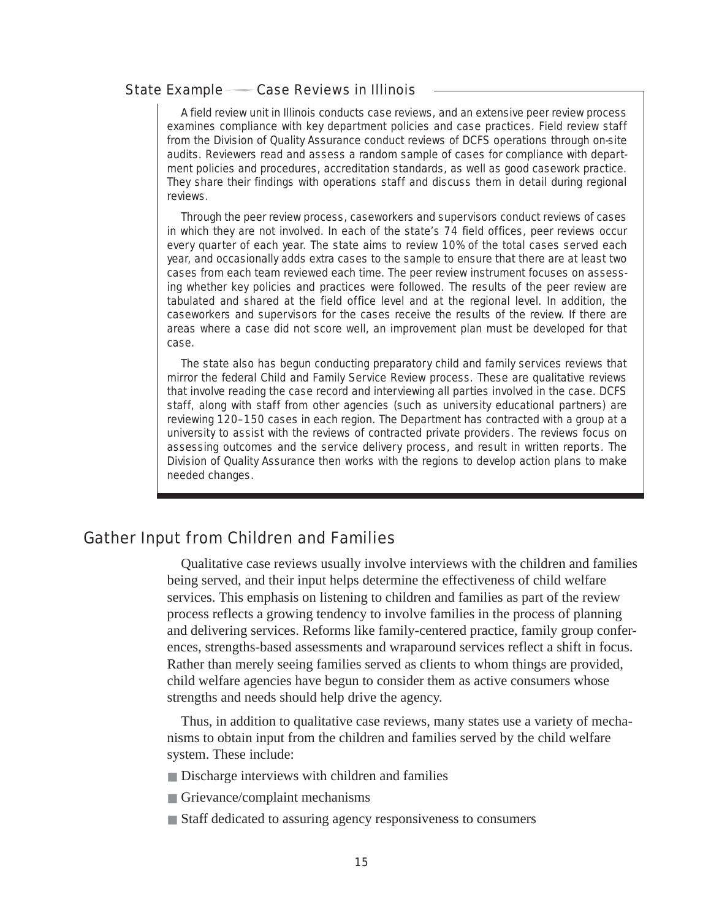### State Example — Case Reviews in Illinois

A field review unit in Illinois conducts case reviews, and an extensive peer review process examines compliance with key department policies and case practices. Field review staff from the Division of Quality Assurance conduct reviews of DCFS operations through on-site audits. Reviewers read and assess a random sample of cases for compliance with department policies and procedures, accreditation standards, as well as good casework practice. They share their findings with operations staff and discuss them in detail during regional reviews.

Through the peer review process, caseworkers and supervisors conduct reviews of cases in which they are not involved. In each of the state's 74 field offices, peer reviews occur every quarter of each year. The state aims to review 10% of the total cases served each year, and occasionally adds extra cases to the sample to ensure that there are at least two cases from each team reviewed each time. The peer review instrument focuses on assessing whether key policies and practices were followed. The results of the peer review are tabulated and shared at the field office level and at the regional level. In addition, the caseworkers and supervisors for the cases receive the results of the review. If there are areas where a case did not score well, an improvement plan must be developed for that case.

The state also has begun conducting preparatory child and family services reviews that mirror the federal Child and Family Service Review process. These are qualitative reviews that involve reading the case record and interviewing all parties involved in the case. DCFS staff, along with staff from other agencies (such as university educational partners) are reviewing 120–150 cases in each region. The Department has contracted with a group at a university to assist with the reviews of contracted private providers. The reviews focus on assessing outcomes and the service delivery process, and result in written reports. The Division of Quality Assurance then works with the regions to develop action plans to make needed changes.

## Gather Input from Children and Families

Qualitative case reviews usually involve interviews with the children and families being served, and their input helps determine the effectiveness of child welfare services. This emphasis on listening to children and families as part of the review process reflects a growing tendency to involve families in the process of planning and delivering services. Reforms like family-centered practice, family group conferences, strengths-based assessments and wraparound services reflect a shift in focus. Rather than merely seeing families served as clients to whom things are provided, child welfare agencies have begun to consider them as active consumers whose strengths and needs should help drive the agency.

Thus, in addition to qualitative case reviews, many states use a variety of mechanisms to obtain input from the children and families served by the child welfare system. These include:

- Discharge interviews with children and families
- Grievance/complaint mechanisms
- Staff dedicated to assuring agency responsiveness to consumers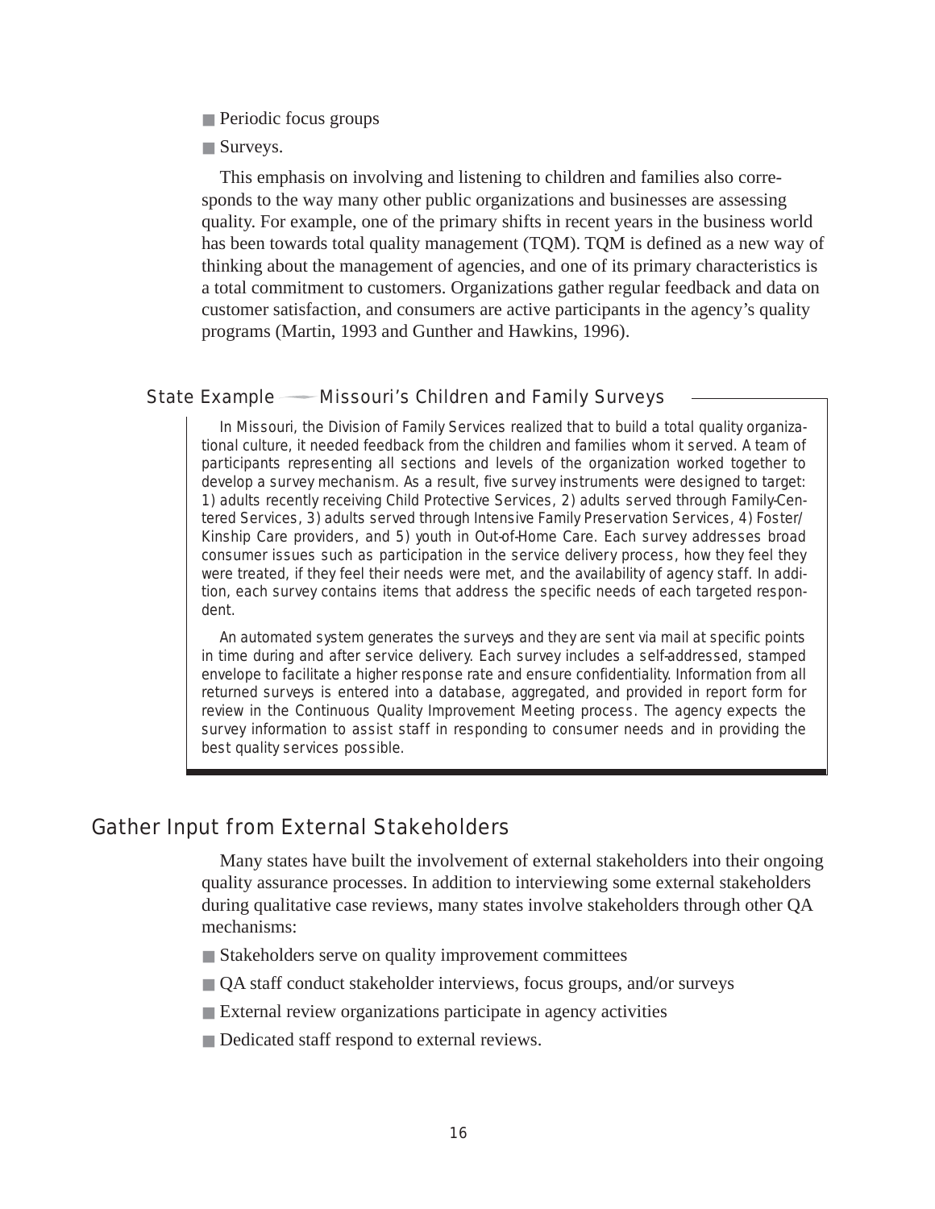- Periodic focus groups
- Surveys.

This emphasis on involving and listening to children and families also corresponds to the way many other public organizations and businesses are assessing quality. For example, one of the primary shifts in recent years in the business world has been towards total quality management (TQM). TQM is defined as a new way of thinking about the management of agencies, and one of its primary characteristics is a total commitment to customers. Organizations gather regular feedback and data on customer satisfaction, and consumers are active participants in the agency's quality programs (Martin, 1993 and Gunther and Hawkins, 1996).

### State Example — Missouri's Children and Family Surveys

In Missouri, the Division of Family Services realized that to build a total quality organizational culture, it needed feedback from the children and families whom it served. A team of participants representing all sections and levels of the organization worked together to develop a survey mechanism. As a result, five survey instruments were designed to target: 1) adults recently receiving Child Protective Services, 2) adults served through Family-Centered Services, 3) adults served through Intensive Family Preservation Services, 4) Foster/Kinship Care providers, and 5) youth in Out-of-Home Care. Each survey addresses broad consumer issues such as participation in the service delivery process, how they feel they were treated, if they feel their needs were met, and the availability of agency staff. In addition, each survey contains items that address the specific needs of each targeted respondent.

An automated system generates the surveys and they are sent via mail at specific points in time during and after service delivery. Each survey includes a self-addressed, stamped envelope to facilitate a higher response rate and ensure confidentiality. Information from all returned surveys is entered into a database, aggregated, and provided in report form for review in the Continuous Quality Improvement Meeting process. The agency expects the survey information to assist staff in responding to consumer needs and in providing the best quality services possible.

## Gather Input from External Stakeholders

Many states have built the involvement of external stakeholders into their ongoing quality assurance processes. In addition to interviewing some external stakeholders during qualitative case reviews, many states involve stakeholders through other QA mechanisms:

- Stakeholders serve on quality improvement committees
- QA staff conduct stakeholder interviews, focus groups, and/or surveys
- External review organizations participate in agency activities
- Dedicated staff respond to external reviews.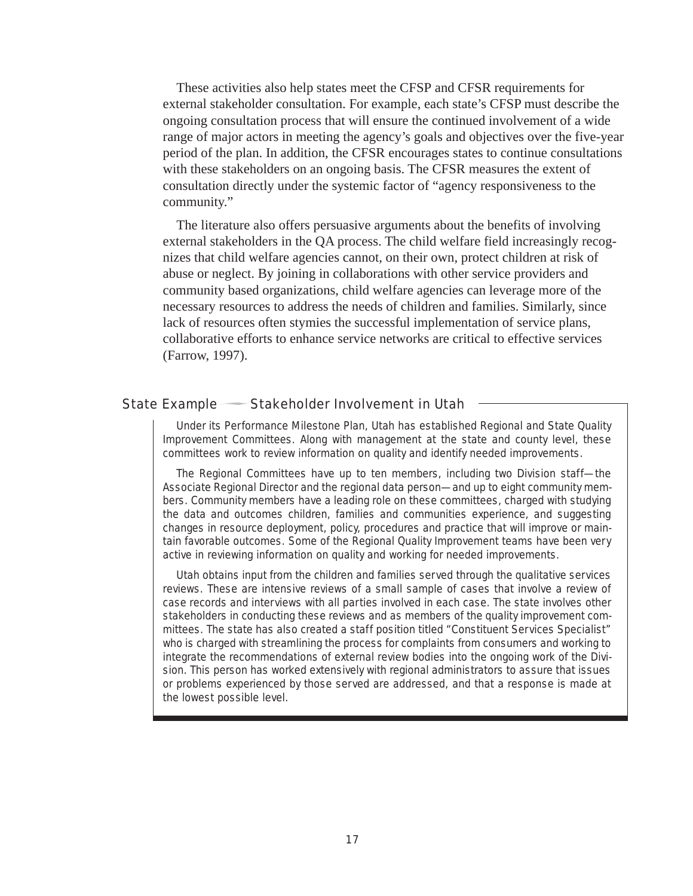These activities also help states meet the CFSP and CFSR requirements for external stakeholder consultation. For example, each state's CFSP must describe the ongoing consultation process that will ensure the continued involvement of a wide range of major actors in meeting the agency's goals and objectives over the five-year period of the plan. In addition, the CFSR encourages states to continue consultations with these stakeholders on an ongoing basis. The CFSR measures the extent of consultation directly under the systemic factor of "agency responsiveness to the community."

The literature also offers persuasive arguments about the benefits of involving external stakeholders in the QA process. The child welfare field increasingly recognizes that child welfare agencies cannot, on their own, protect children at risk of abuse or neglect. By joining in collaborations with other service providers and community based organizations, child welfare agencies can leverage more of the necessary resources to address the needs of children and families. Similarly, since lack of resources often stymies the successful implementation of service plans, collaborative efforts to enhance service networks are critical to effective services (Farrow, 1997).

### State Example — Stakeholder Involvement in Utah

Under its Performance Milestone Plan, Utah has established Regional and State Quality Improvement Committees. Along with management at the state and county level, these committees work to review information on quality and identify needed improvements.

The Regional Committees have up to ten members, including two Division staff—the Associate Regional Director and the regional data person—and up to eight community members. Community members have a leading role on these committees, charged with studying the data and outcomes children, families and communities experience, and suggesting changes in resource deployment, policy, procedures and practice that will improve or maintain favorable outcomes. Some of the Regional Quality Improvement teams have been very active in reviewing information on quality and working for needed improvements.

Utah obtains input from the children and families served through the qualitative services reviews. These are intensive reviews of a small sample of cases that involve a review of case records and interviews with all parties involved in each case. The state involves other stakeholders in conducting these reviews and as members of the quality improvement committees. The state has also created a staff position titled "Constituent Services Specialist" who is charged with streamlining the process for complaints from consumers and working to integrate the recommendations of external review bodies into the ongoing work of the Division. This person has worked extensively with regional administrators to assure that issues or problems experienced by those served are addressed, and that a response is made at the lowest possible level.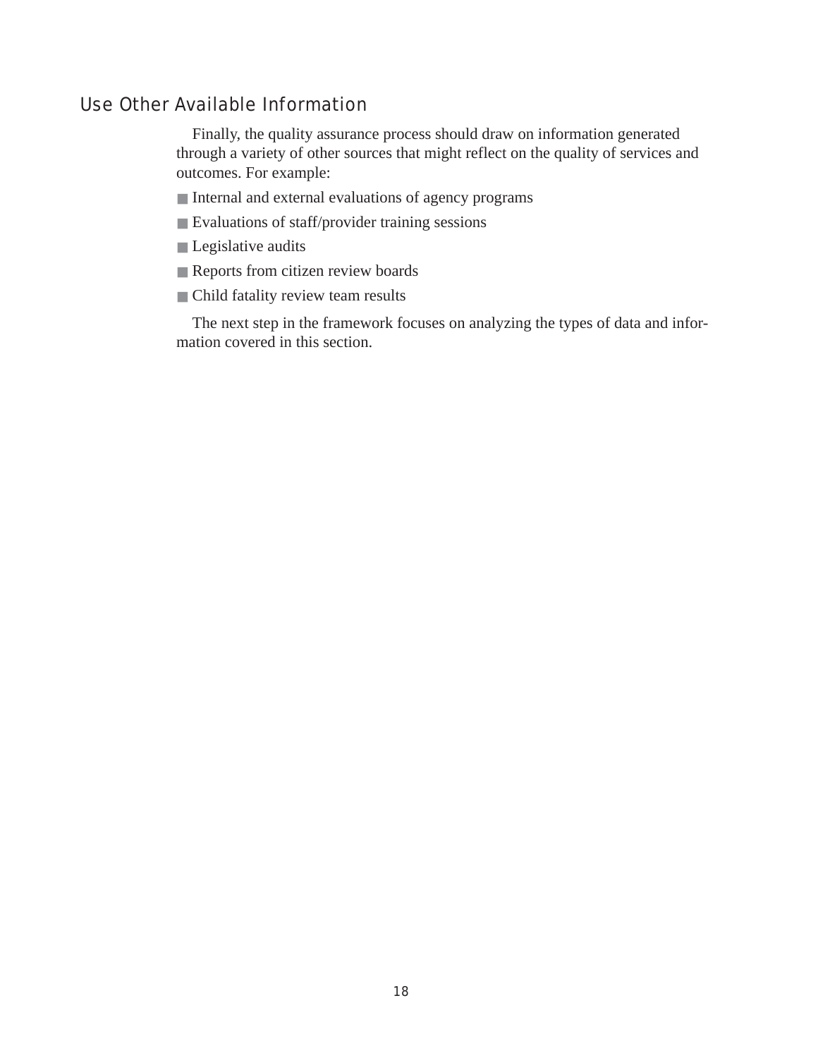## Use Other Available Information

Finally, the quality assurance process should draw on information generated through a variety of other sources that might reflect on the quality of services and outcomes. For example:

- Internal and external evaluations of agency programs
- Evaluations of staff/provider training sessions
- Legislative audits
- Reports from citizen review boards
- Child fatality review team results

The next step in the framework focuses on analyzing the types of data and information covered in this section.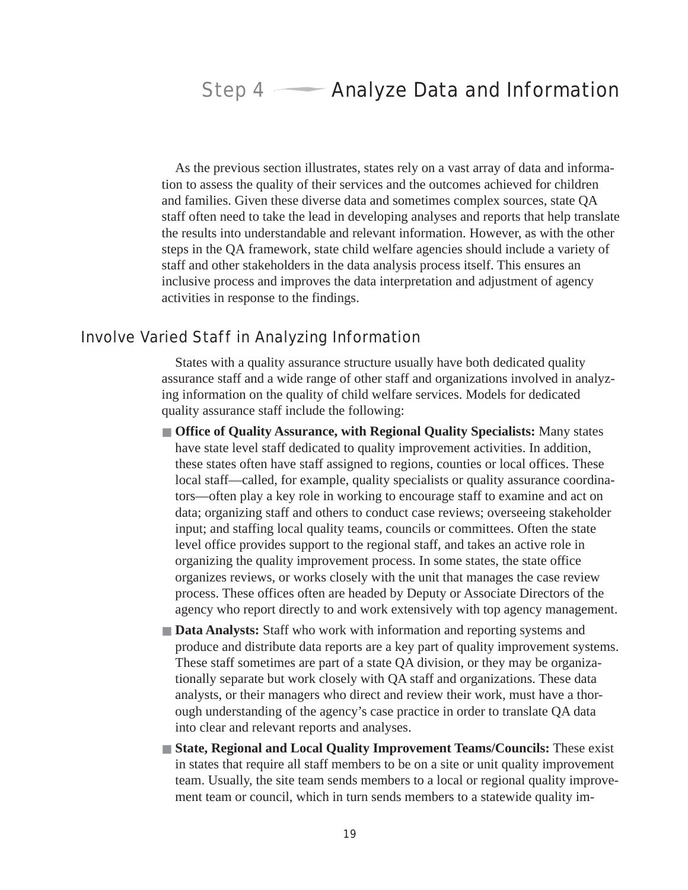# Step 4 — Analyze Data and Information

As the previous section illustrates, states rely on a vast array of data and information to assess the quality of their services and the outcomes achieved for children and families. Given these diverse data and sometimes complex sources, state QA staff often need to take the lead in developing analyses and reports that help translate the results into understandable and relevant information. However, as with the other steps in the QA framework, state child welfare agencies should include a variety of staff and other stakeholders in the data analysis process itself. This ensures an inclusive process and improves the data interpretation and adjustment of agency activities in response to the findings.

## Involve Varied Staff in Analyzing Information

States with a quality assurance structure usually have both dedicated quality assurance staff and a wide range of other staff and organizations involved in analyzing information on the quality of child welfare services. Models for dedicated quality assurance staff include the following:

- **Office of Quality Assurance, with Regional Quality Specialists:** Many states have state level staff dedicated to quality improvement activities. In addition, these states often have staff assigned to regions, counties or local offices. These local staff—called, for example, quality specialists or quality assurance coordinators—often play a key role in working to encourage staff to examine and act on data; organizing staff and others to conduct case reviews; overseeing stakeholder input; and staffing local quality teams, councils or committees. Often the state level office provides support to the regional staff, and takes an active role in organizing the quality improvement process. In some states, the state office organizes reviews, or works closely with the unit that manages the case review process. These offices often are headed by Deputy or Associate Directors of the agency who report directly to and work extensively with top agency management.
- **Data Analysts:** Staff who work with information and reporting systems and produce and distribute data reports are a key part of quality improvement systems. These staff sometimes are part of a state QA division, or they may be organizationally separate but work closely with QA staff and organizations. These data analysts, or their managers who direct and review their work, must have a thorough understanding of the agency's case practice in order to translate QA data into clear and relevant reports and analyses.
- **State, Regional and Local Quality Improvement Teams/Councils:** These exist in states that require all staff members to be on a site or unit quality improvement team. Usually, the site team sends members to a local or regional quality improvement team or council, which in turn sends members to a statewide quality im-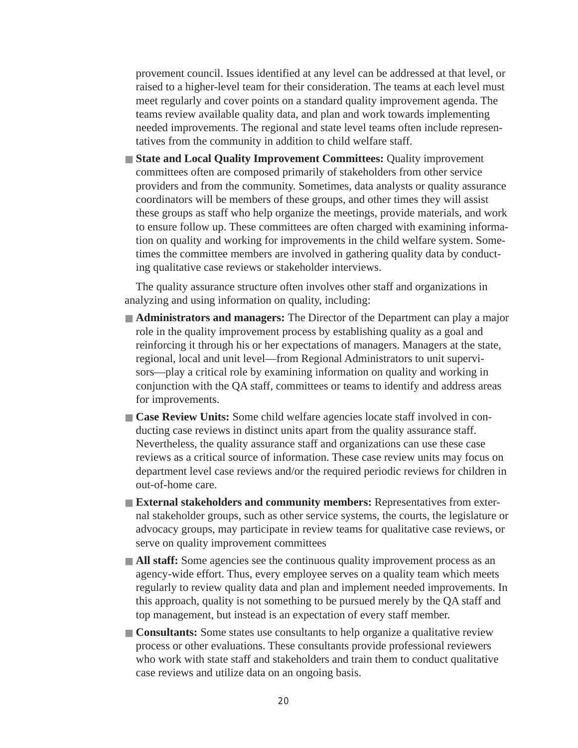provement council. Issues identified at any level can be addressed at that level, or raised to a higher-level team for their consideration. The teams at each level must meet regularly and cover points on a standard quality improvement agenda. The teams review available quality data, and plan and work towards implementing needed improvements. The regional and state level teams often include representatives from the community in addition to child welfare staff.

- **State and Local Quality Improvement Committees:** Quality improvement committees often are composed primarily of stakeholders from other service providers and from the community. Sometimes, data analysts or quality assurance coordinators will be members of these groups, and other times they will assist these groups as staff who help organize the meetings, provide materials, and work to ensure follow up. These committees are often charged with examining information on quality and working for improvements in the child welfare system. Sometimes the committee members are involved in gathering quality data by conducting qualitative case reviews or stakeholder interviews.

The quality assurance structure often involves other staff and organizations in analyzing and using information on quality, including:

- **Administrators and managers:** The Director of the Department can play a major role in the quality improvement process by establishing quality as a goal and reinforcing it through his or her expectations of managers. Managers at the state, regional, local and unit level—from Regional Administrators to unit supervisors—play a critical role by examining information on quality and working in conjunction with the QA staff, committees or teams to identify and address areas for improvements.
- **Case Review Units:** Some child welfare agencies locate staff involved in conducting case reviews in distinct units apart from the quality assurance staff. Nevertheless, the quality assurance staff and organizations can use these case reviews as a critical source of information. These case review units may focus on department level case reviews and/or the required periodic reviews for children in out-of-home care.
- **External stakeholders and community members:** Representatives from external stakeholder groups, such as other service systems, the courts, the legislature or advocacy groups, may participate in review teams for qualitative case reviews, or serve on quality improvement committees
- **All staff:** Some agencies see the continuous quality improvement process as an agency-wide effort. Thus, every employee serves on a quality team which meets regularly to review quality data and plan and implement needed improvements. In this approach, quality is not something to be pursued merely by the QA staff and top management, but instead is an expectation of every staff member.
- **Consultants:** Some states use consultants to help organize a qualitative review process or other evaluations. These consultants provide professional reviewers who work with state staff and stakeholders and train them to conduct qualitative case reviews and utilize data on an ongoing basis.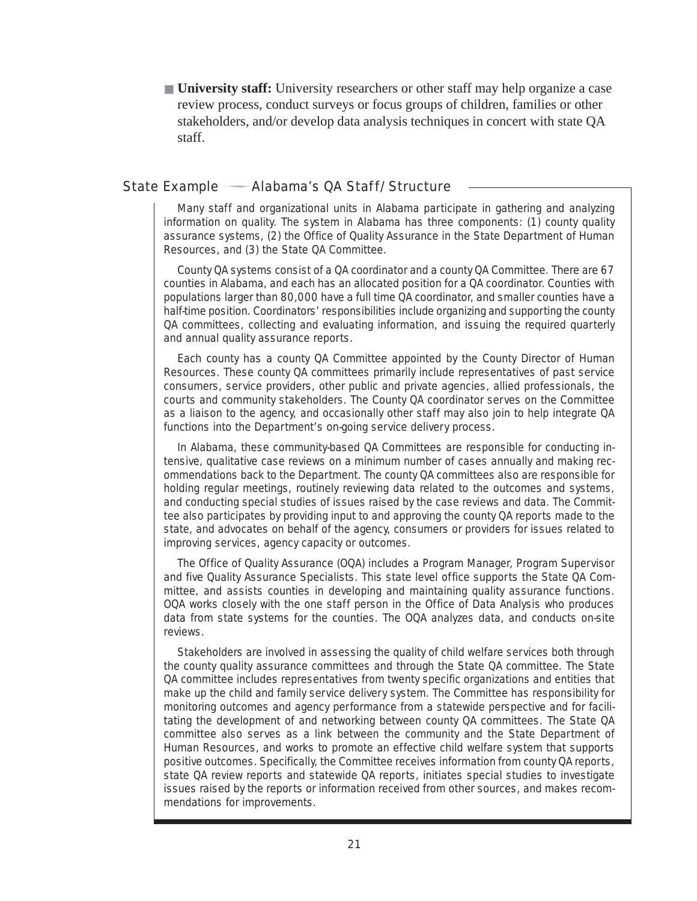- **University staff:** University researchers or other staff may help organize a case review process, conduct surveys or focus groups of children, families or other stakeholders, and/or develop data analysis techniques in concert with state QA staff.

### State Example — Alabama's QA Staff/Structure

Many staff and organizational units in Alabama participate in gathering and analyzing information on quality. The system in Alabama has three components: (1) county quality assurance systems, (2) the Office of Quality Assurance in the State Department of Human Resources, and (3) the State QA Committee.

County QA systems consist of a QA coordinator and a county QA Committee. There are 67 counties in Alabama, and each has an allocated position for a QA coordinator. Counties with populations larger than 80,000 have a full time QA coordinator, and smaller counties have a half-time position. Coordinators' responsibilities include organizing and supporting the county QA committees, collecting and evaluating information, and issuing the required quarterly and annual quality assurance reports.

Each county has a county QA Committee appointed by the County Director of Human Resources. These county QA committees primarily include representatives of past service consumers, service providers, other public and private agencies, allied professionals, the courts and community stakeholders. The County QA coordinator serves on the Committee as a liaison to the agency, and occasionally other staff may also join to help integrate QA functions into the Department's on-going service delivery process.

In Alabama, these community-based QA Committees are responsible for conducting intensive, qualitative case reviews on a minimum number of cases annually and making recommendations back to the Department. The county QA committees also are responsible for holding regular meetings, routinely reviewing data related to the outcomes and systems, and conducting special studies of issues raised by the case reviews and data. The Committee also participates by providing input to and approving the county QA reports made to the state, and advocates on behalf of the agency, consumers or providers for issues related to improving services, agency capacity or outcomes.

The Office of Quality Assurance (OQA) includes a Program Manager, Program Supervisor and five Quality Assurance Specialists. This state level office supports the State QA Committee, and assists counties in developing and maintaining quality assurance functions. OQA works closely with the one staff person in the Office of Data Analysis who produces data from state systems for the counties. The OQA analyzes data, and conducts on-site reviews.

Stakeholders are involved in assessing the quality of child welfare services both through the county quality assurance committees and through the State QA committee. The State QA committee includes representatives from twenty specific organizations and entities that make up the child and family service delivery system. The Committee has responsibility for monitoring outcomes and agency performance from a statewide perspective and for facilitating the development of and networking between county QA committees. The State QA committee also serves as a link between the community and the State Department of Human Resources, and works to promote an effective child welfare system that supports positive outcomes. Specifically, the Committee receives information from county QA reports, state QA review reports and statewide QA reports, initiates special studies to investigate issues raised by the reports or information received from other sources, and makes recommendations for improvements.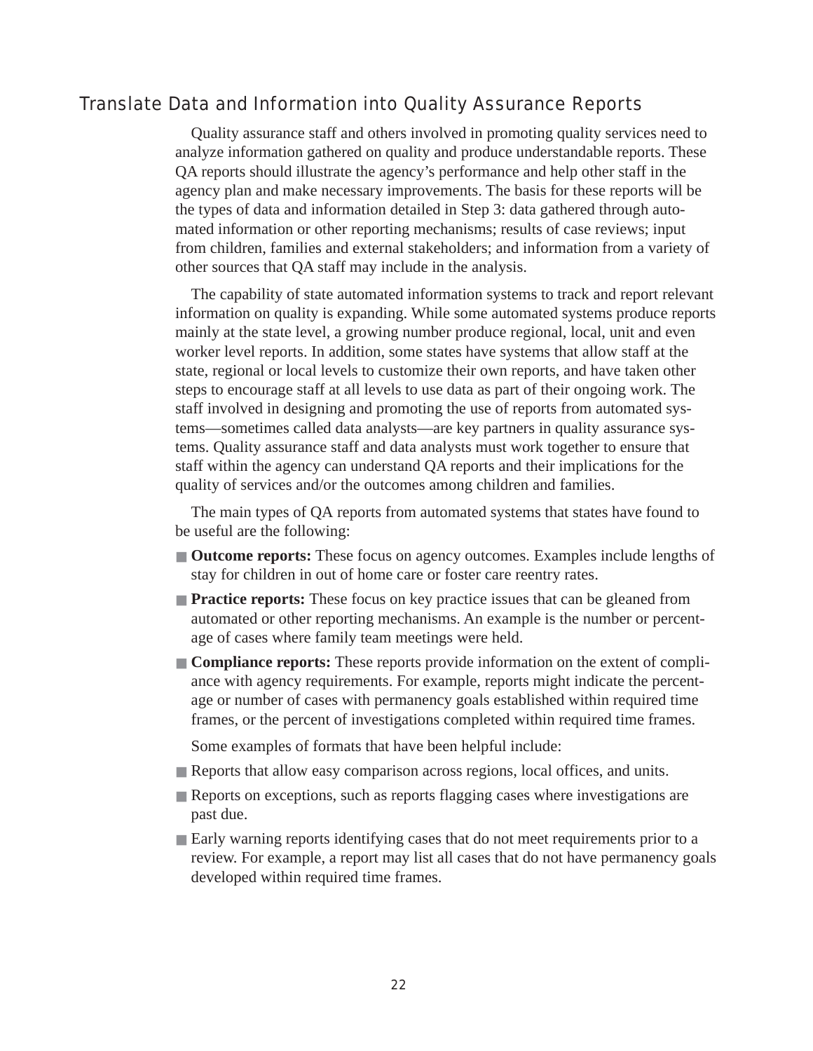## Translate Data and Information into Quality Assurance Reports

Quality assurance staff and others involved in promoting quality services need to analyze information gathered on quality and produce understandable reports. These QA reports should illustrate the agency's performance and help other staff in the agency plan and make necessary improvements. The basis for these reports will be the types of data and information detailed in Step 3: data gathered through automated information or other reporting mechanisms; results of case reviews; input from children, families and external stakeholders; and information from a variety of other sources that QA staff may include in the analysis.

The capability of state automated information systems to track and report relevant information on quality is expanding. While some automated systems produce reports mainly at the state level, a growing number produce regional, local, unit and even worker level reports. In addition, some states have systems that allow staff at the state, regional or local levels to customize their own reports, and have taken other steps to encourage staff at all levels to use data as part of their ongoing work. The staff involved in designing and promoting the use of reports from automated systems—sometimes called data analysts—are key partners in quality assurance systems. Quality assurance staff and data analysts must work together to ensure that staff within the agency can understand QA reports and their implications for the quality of services and/or the outcomes among children and families.

The main types of QA reports from automated systems that states have found to be useful are the following:

- **Outcome reports:** These focus on agency outcomes. Examples include lengths of stay for children in out of home care or foster care reentry rates.
- **Practice reports:** These focus on key practice issues that can be gleaned from automated or other reporting mechanisms. An example is the number or percentage of cases where family team meetings were held.
- **Compliance reports:** These reports provide information on the extent of compliance with agency requirements. For example, reports might indicate the percentage or number of cases with permanency goals established within required time frames, or the percent of investigations completed within required time frames.

Some examples of formats that have been helpful include:

- Reports that allow easy comparison across regions, local offices, and units.
- Reports on exceptions, such as reports flagging cases where investigations are past due.
- Early warning reports identifying cases that do not meet requirements prior to a review. For example, a report may list all cases that do not have permanency goals developed within required time frames.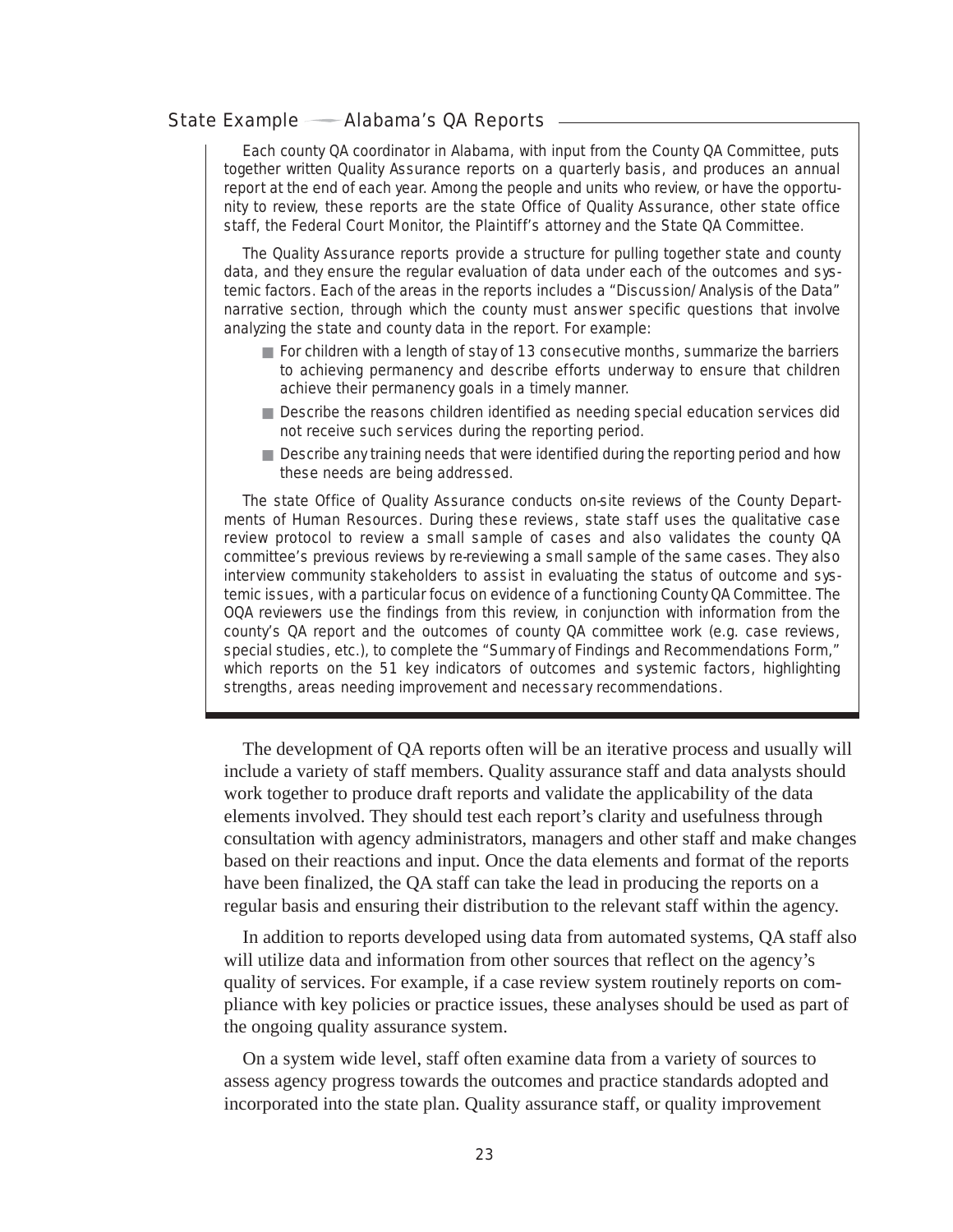### State Example — Alabama's QA Reports

Each county QA coordinator in Alabama, with input from the County QA Committee, puts together written Quality Assurance reports on a quarterly basis, and produces an annual report at the end of each year. Among the people and units who review, or have the opportunity to review, these reports are the state Office of Quality Assurance, other state office staff, the Federal Court Monitor, the Plaintiff's attorney and the State QA Committee.

The Quality Assurance reports provide a structure for pulling together state and county data, and they ensure the regular evaluation of data under each of the outcomes and systemic factors. Each of the areas in the reports includes a "Discussion/Analysis of the Data" narrative section, through which the county must answer specific questions that involve analyzing the state and county data in the report. For example:

- For children with a length of stay of 13 consecutive months, summarize the barriers to achieving permanency and describe efforts underway to ensure that children achieve their permanency goals in a timely manner.
- Describe the reasons children identified as needing special education services did not receive such services during the reporting period.
- Describe any training needs that were identified during the reporting period and how these needs are being addressed.

The state Office of Quality Assurance conducts on-site reviews of the County Departments of Human Resources. During these reviews, state staff uses the qualitative case review protocol to review a small sample of cases and also validates the county QA committee's previous reviews by re-reviewing a small sample of the same cases. They also interview community stakeholders to assist in evaluating the status of outcome and systemic issues, with a particular focus on evidence of a functioning County QA Committee. The OQA reviewers use the findings from this review, in conjunction with information from the county's QA report and the outcomes of county QA committee work (e.g. case reviews, special studies, etc.), to complete the "Summary of Findings and Recommendations Form," which reports on the 51 key indicators of outcomes and systemic factors, highlighting strengths, areas needing improvement and necessary recommendations.

The development of QA reports often will be an iterative process and usually will include a variety of staff members. Quality assurance staff and data analysts should work together to produce draft reports and validate the applicability of the data elements involved. They should test each report's clarity and usefulness through consultation with agency administrators, managers and other staff and make changes based on their reactions and input. Once the data elements and format of the reports have been finalized, the QA staff can take the lead in producing the reports on a regular basis and ensuring their distribution to the relevant staff within the agency.

In addition to reports developed using data from automated systems, QA staff also will utilize data and information from other sources that reflect on the agency's quality of services. For example, if a case review system routinely reports on compliance with key policies or practice issues, these analyses should be used as part of the ongoing quality assurance system.

On a system wide level, staff often examine data from a variety of sources to assess agency progress towards the outcomes and practice standards adopted and incorporated into the state plan. Quality assurance staff, or quality improvement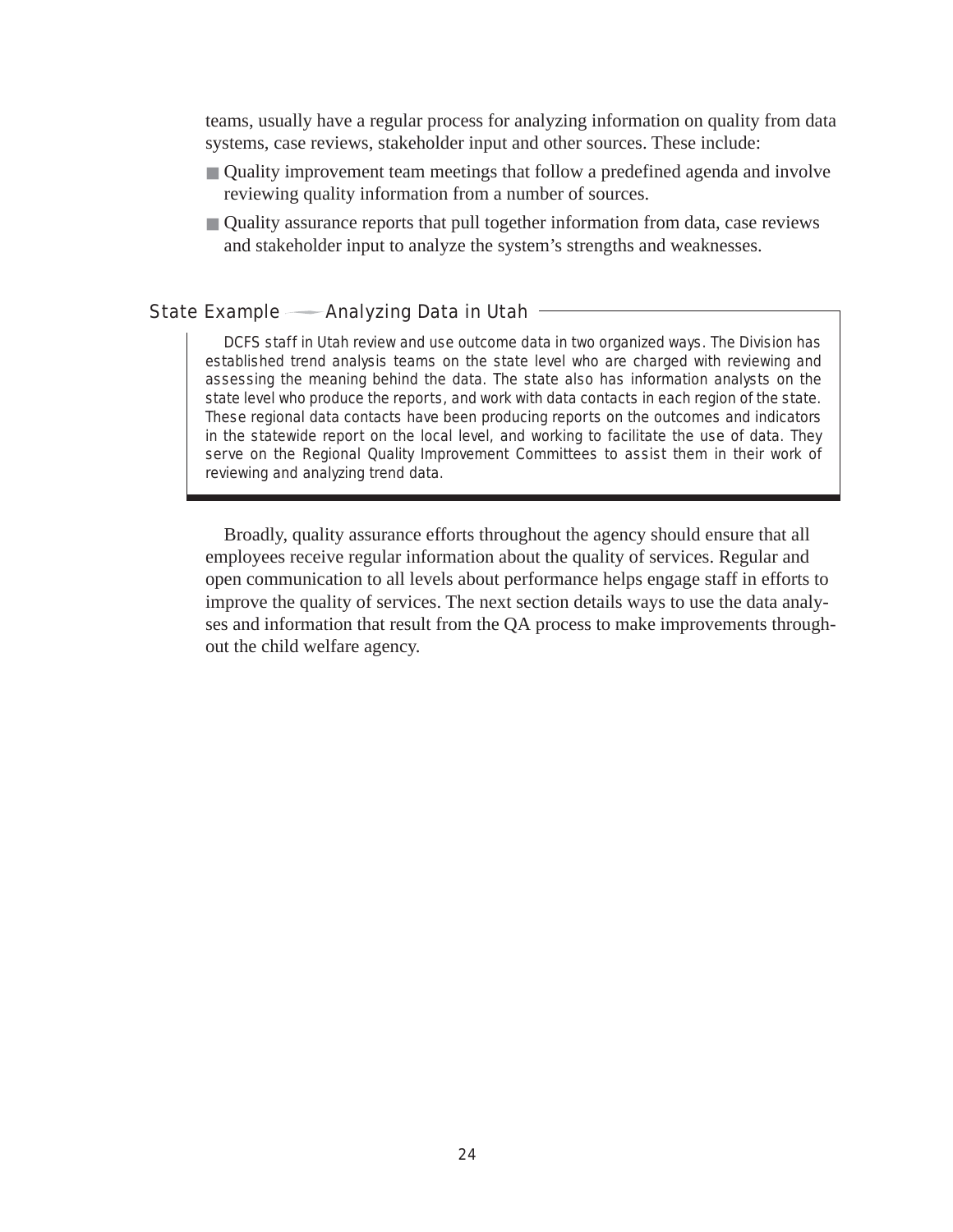teams, usually have a regular process for analyzing information on quality from data systems, case reviews, stakeholder input and other sources. These include:

- Quality improvement team meetings that follow a predefined agenda and involve reviewing quality information from a number of sources.
- Quality assurance reports that pull together information from data, case reviews and stakeholder input to analyze the system's strengths and weaknesses.

### State Example — Analyzing Data in Utah

DCFS staff in Utah review and use outcome data in two organized ways. The Division has established trend analysis teams on the state level who are charged with reviewing and assessing the meaning behind the data. The state also has information analysts on the state level who produce the reports, and work with data contacts in each region of the state. These regional data contacts have been producing reports on the outcomes and indicators in the statewide report on the local level, and working to facilitate the use of data. They serve on the Regional Quality Improvement Committees to assist them in their work of reviewing and analyzing trend data.

Broadly, quality assurance efforts throughout the agency should ensure that all employees receive regular information about the quality of services. Regular and open communication to all levels about performance helps engage staff in efforts to improve the quality of services. The next section details ways to use the data analyses and information that result from the QA process to make improvements throughout the child welfare agency.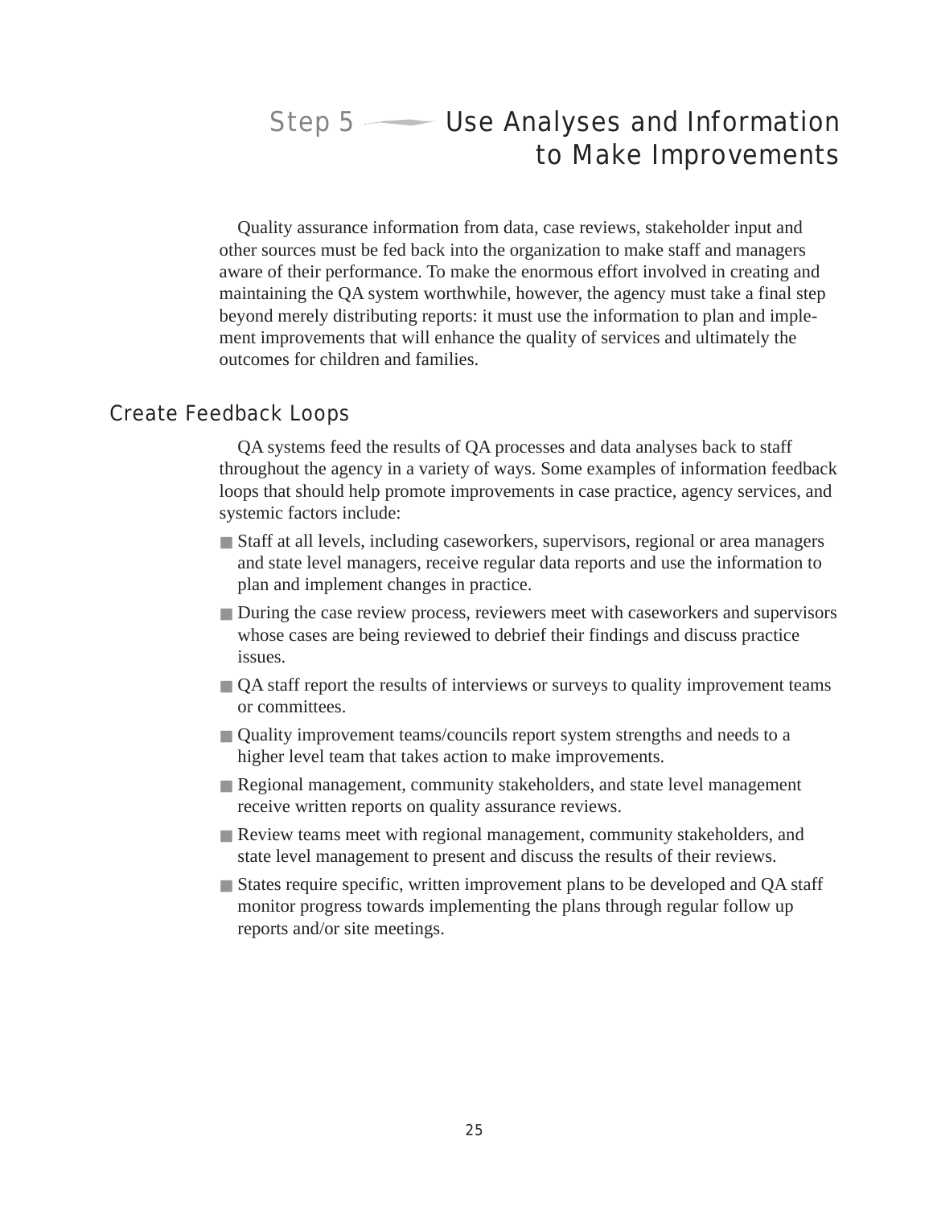# Step 5 — Use Analyses and Information to Make Improvements

Quality assurance information from data, case reviews, stakeholder input and other sources must be fed back into the organization to make staff and managers aware of their performance. To make the enormous effort involved in creating and maintaining the QA system worthwhile, however, the agency must take a final step beyond merely distributing reports: it must use the information to plan and implement improvements that will enhance the quality of services and ultimately the outcomes for children and families.

## Create Feedback Loops

QA systems feed the results of QA processes and data analyses back to staff throughout the agency in a variety of ways. Some examples of information feedback loops that should help promote improvements in case practice, agency services, and systemic factors include:

- Staff at all levels, including caseworkers, supervisors, regional or area managers and state level managers, receive regular data reports and use the information to plan and implement changes in practice.
- During the case review process, reviewers meet with caseworkers and supervisors whose cases are being reviewed to debrief their findings and discuss practice issues.
- QA staff report the results of interviews or surveys to quality improvement teams or committees.
- Quality improvement teams/councils report system strengths and needs to a higher level team that takes action to make improvements.
- Regional management, community stakeholders, and state level management receive written reports on quality assurance reviews.
- Review teams meet with regional management, community stakeholders, and state level management to present and discuss the results of their reviews.
- States require specific, written improvement plans to be developed and QA staff monitor progress towards implementing the plans through regular follow up reports and/or site meetings.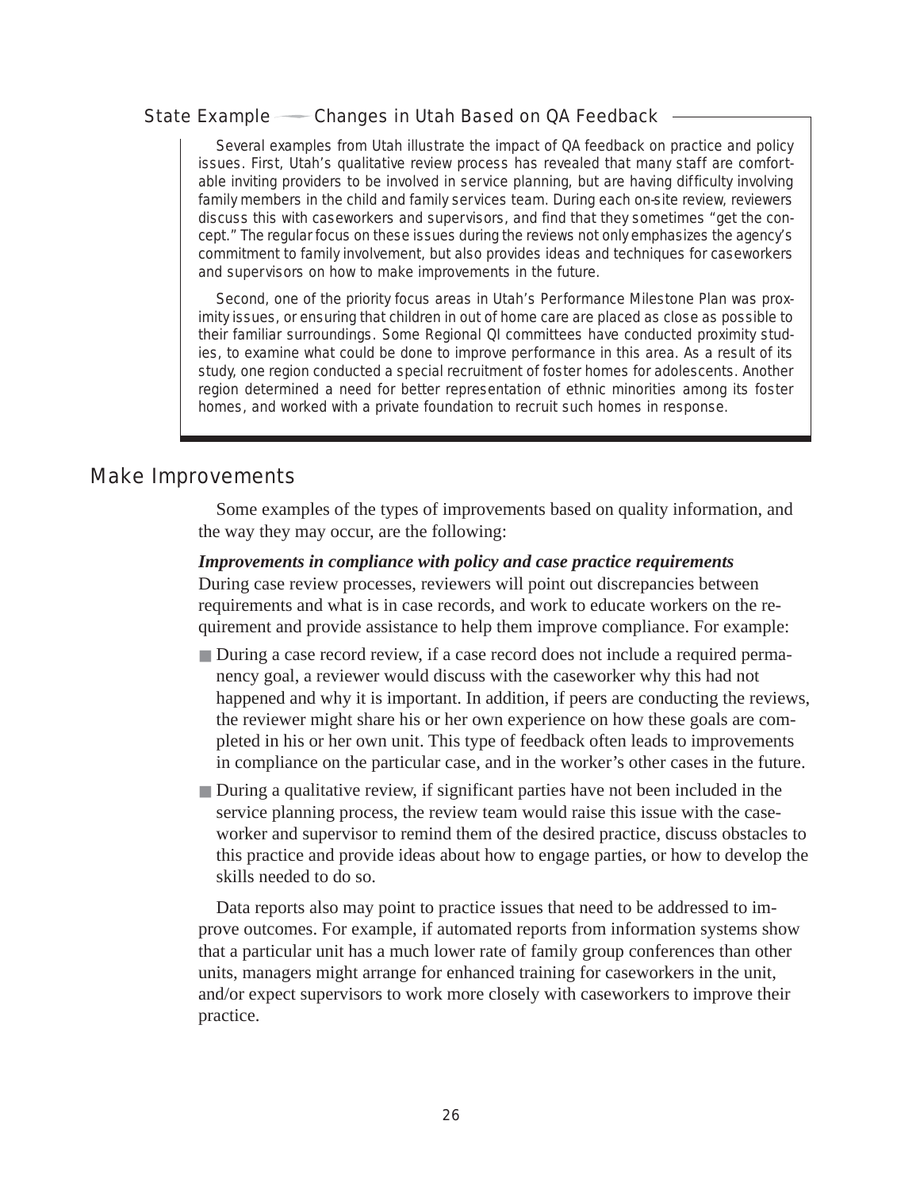### State Example — Changes in Utah Based on QA Feedback

Several examples from Utah illustrate the impact of QA feedback on practice and policy issues. First, Utah's qualitative review process has revealed that many staff are comfortable inviting providers to be involved in service planning, but are having difficulty involving family members in the child and family services team. During each on-site review, reviewers discuss this with caseworkers and supervisors, and find that they sometimes "get the concept." The regular focus on these issues during the reviews not only emphasizes the agency's commitment to family involvement, but also provides ideas and techniques for caseworkers and supervisors on how to make improvements in the future.

Second, one of the priority focus areas in Utah's Performance Milestone Plan was proximity issues, or ensuring that children in out of home care are placed as close as possible to their familiar surroundings. Some Regional QI committees have conducted proximity studies, to examine what could be done to improve performance in this area. As a result of its study, one region conducted a special recruitment of foster homes for adolescents. Another region determined a need for better representation of ethnic minorities among its foster homes, and worked with a private foundation to recruit such homes in response.

## Make Improvements

Some examples of the types of improvements based on quality information, and the way they may occur, are the following:

***Improvements in compliance with policy and case practice requirements***
During case review processes, reviewers will point out discrepancies between requirements and what is in case records, and work to educate workers on the requirement and provide assistance to help them improve compliance. For example:

- During a case record review, if a case record does not include a required permanency goal, a reviewer would discuss with the caseworker why this had not happened and why it is important. In addition, if peers are conducting the reviews, the reviewer might share his or her own experience on how these goals are completed in his or her own unit. This type of feedback often leads to improvements in compliance on the particular case, and in the worker's other cases in the future.
- During a qualitative review, if significant parties have not been included in the service planning process, the review team would raise this issue with the caseworker and supervisor to remind them of the desired practice, discuss obstacles to this practice and provide ideas about how to engage parties, or how to develop the skills needed to do so.

Data reports also may point to practice issues that need to be addressed to improve outcomes. For example, if automated reports from information systems show that a particular unit has a much lower rate of family group conferences than other units, managers might arrange for enhanced training for caseworkers in the unit, and/or expect supervisors to work more closely with caseworkers to improve their practice.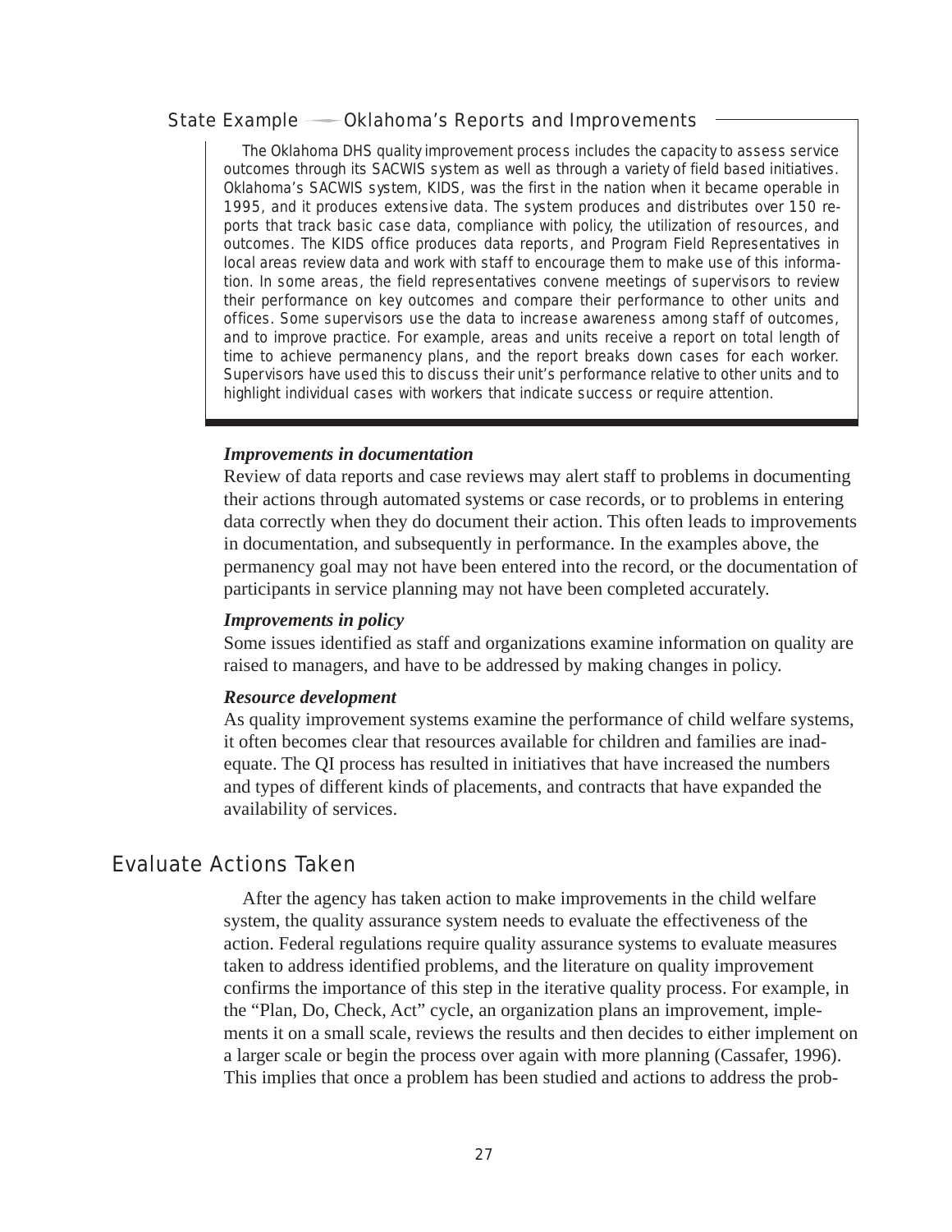### State Example — Oklahoma's Reports and Improvements

The Oklahoma DHS quality improvement process includes the capacity to assess service outcomes through its SACWIS system as well as through a variety of field based initiatives. Oklahoma's SACWIS system, KIDS, was the first in the nation when it became operable in 1995, and it produces extensive data. The system produces and distributes over 150 reports that track basic case data, compliance with policy, the utilization of resources, and outcomes. The KIDS office produces data reports, and Program Field Representatives in local areas review data and work with staff to encourage them to make use of this information. In some areas, the field representatives convene meetings of supervisors to review their performance on key outcomes and compare their performance to other units and offices. Some supervisors use the data to increase awareness among staff of outcomes, and to improve practice. For example, areas and units receive a report on total length of time to achieve permanency plans, and the report breaks down cases for each worker. Supervisors have used this to discuss their unit's performance relative to other units and to highlight individual cases with workers that indicate success or require attention.

***Improvements in documentation***

Review of data reports and case reviews may alert staff to problems in documenting their actions through automated systems or case records, or to problems in entering data correctly when they do document their action. This often leads to improvements in documentation, and subsequently in performance. In the examples above, the permanency goal may not have been entered into the record, or the documentation of participants in service planning may not have been completed accurately.

***Improvements in policy***

Some issues identified as staff and organizations examine information on quality are raised to managers, and have to be addressed by making changes in policy.

***Resource development***

As quality improvement systems examine the performance of child welfare systems, it often becomes clear that resources available for children and families are inadequate. The QI process has resulted in initiatives that have increased the numbers and types of different kinds of placements, and contracts that have expanded the availability of services.

## Evaluate Actions Taken

After the agency has taken action to make improvements in the child welfare system, the quality assurance system needs to evaluate the effectiveness of the action. Federal regulations require quality assurance systems to evaluate measures taken to address identified problems, and the literature on quality improvement confirms the importance of this step in the iterative quality process. For example, in the "Plan, Do, Check, Act" cycle, an organization plans an improvement, implements it on a small scale, reviews the results and then decides to either implement on a larger scale or begin the process over again with more planning (Cassafer, 1996). This implies that once a problem has been studied and actions to address the prob-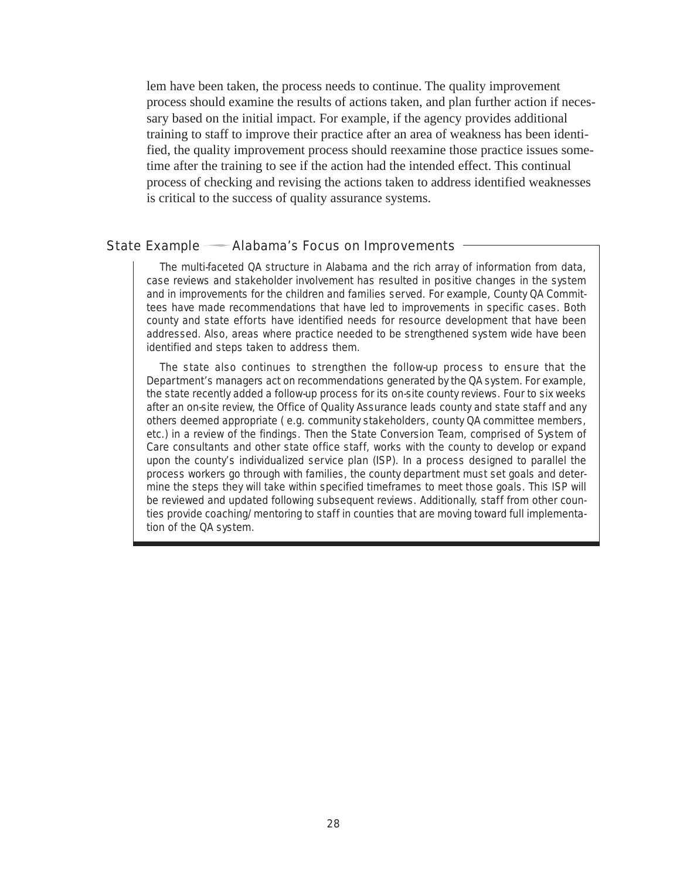lem have been taken, the process needs to continue. The quality improvement process should examine the results of actions taken, and plan further action if necessary based on the initial impact. For example, if the agency provides additional training to staff to improve their practice after an area of weakness has been identified, the quality improvement process should reexamine those practice issues sometime after the training to see if the action had the intended effect. This continual process of checking and revising the actions taken to address identified weaknesses is critical to the success of quality assurance systems.

### State Example — Alabama's Focus on Improvements

The multi-faceted QA structure in Alabama and the rich array of information from data, case reviews and stakeholder involvement has resulted in positive changes in the system and in improvements for the children and families served. For example, County QA Committees have made recommendations that have led to improvements in specific cases. Both county and state efforts have identified needs for resource development that have been addressed. Also, areas where practice needed to be strengthened system wide have been identified and steps taken to address them.

The state also continues to strengthen the follow-up process to ensure that the Department's managers act on recommendations generated by the QA system. For example, the state recently added a follow-up process for its on-site county reviews. Four to six weeks after an on-site review, the Office of Quality Assurance leads county and state staff and any others deemed appropriate ( e.g. community stakeholders, county QA committee members, etc.) in a review of the findings. Then the State Conversion Team, comprised of System of Care consultants and other state office staff, works with the county to develop or expand upon the county's individualized service plan (ISP). In a process designed to parallel the process workers go through with families, the county department must set goals and determine the steps they will take within specified timeframes to meet those goals. This ISP will be reviewed and updated following subsequent reviews. Additionally, staff from other counties provide coaching/mentoring to staff in counties that are moving toward full implementation of the QA system.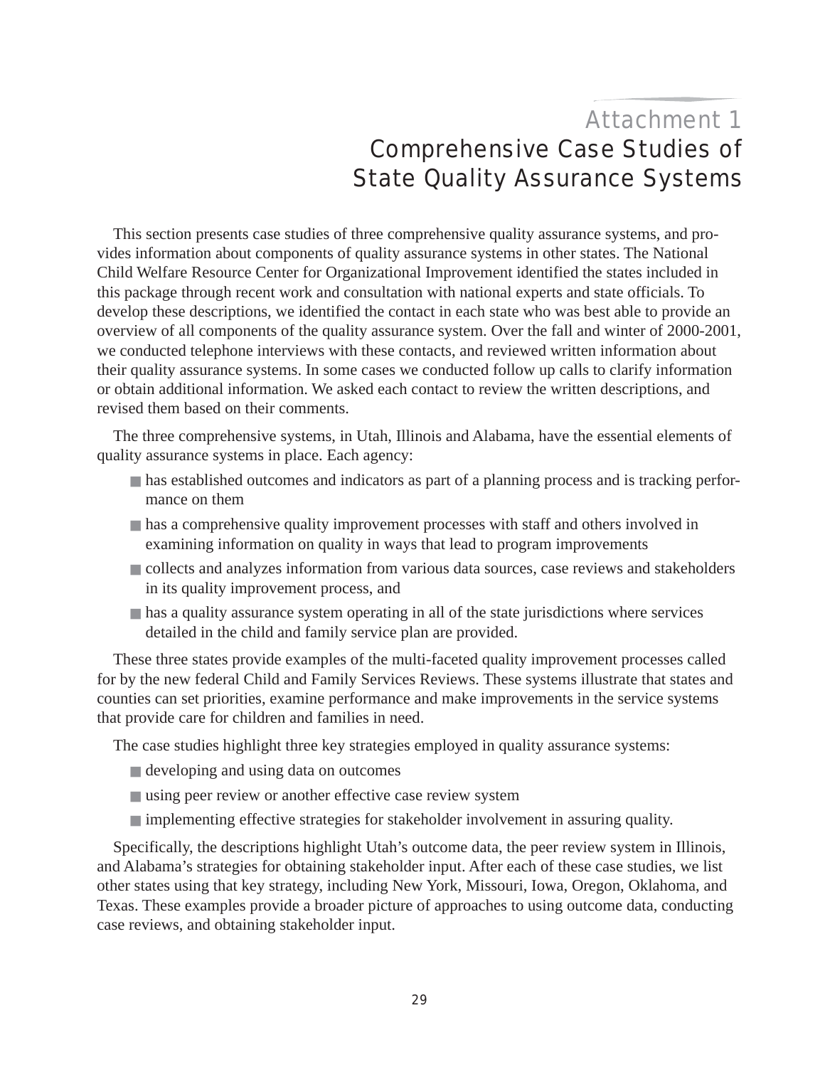# Attachment 1
# Comprehensive Case Studies of State Quality Assurance Systems

This section presents case studies of three comprehensive quality assurance systems, and provides information about components of quality assurance systems in other states. The National Child Welfare Resource Center for Organizational Improvement identified the states included in this package through recent work and consultation with national experts and state officials. To develop these descriptions, we identified the contact in each state who was best able to provide an overview of all components of the quality assurance system. Over the fall and winter of 2000-2001, we conducted telephone interviews with these contacts, and reviewed written information about their quality assurance systems. In some cases we conducted follow up calls to clarify information or obtain additional information. We asked each contact to review the written descriptions, and revised them based on their comments.

The three comprehensive systems, in Utah, Illinois and Alabama, have the essential elements of quality assurance systems in place. Each agency:

- has established outcomes and indicators as part of a planning process and is tracking performance on them
- has a comprehensive quality improvement processes with staff and others involved in examining information on quality in ways that lead to program improvements
- collects and analyzes information from various data sources, case reviews and stakeholders in its quality improvement process, and
- has a quality assurance system operating in all of the state jurisdictions where services detailed in the child and family service plan are provided.

These three states provide examples of the multi-faceted quality improvement processes called for by the new federal Child and Family Services Reviews. These systems illustrate that states and counties can set priorities, examine performance and make improvements in the service systems that provide care for children and families in need.

The case studies highlight three key strategies employed in quality assurance systems:

- developing and using data on outcomes
- using peer review or another effective case review system
- implementing effective strategies for stakeholder involvement in assuring quality.

Specifically, the descriptions highlight Utah's outcome data, the peer review system in Illinois, and Alabama's strategies for obtaining stakeholder input. After each of these case studies, we list other states using that key strategy, including New York, Missouri, Iowa, Oregon, Oklahoma, and Texas. These examples provide a broader picture of approaches to using outcome data, conducting case reviews, and obtaining stakeholder input.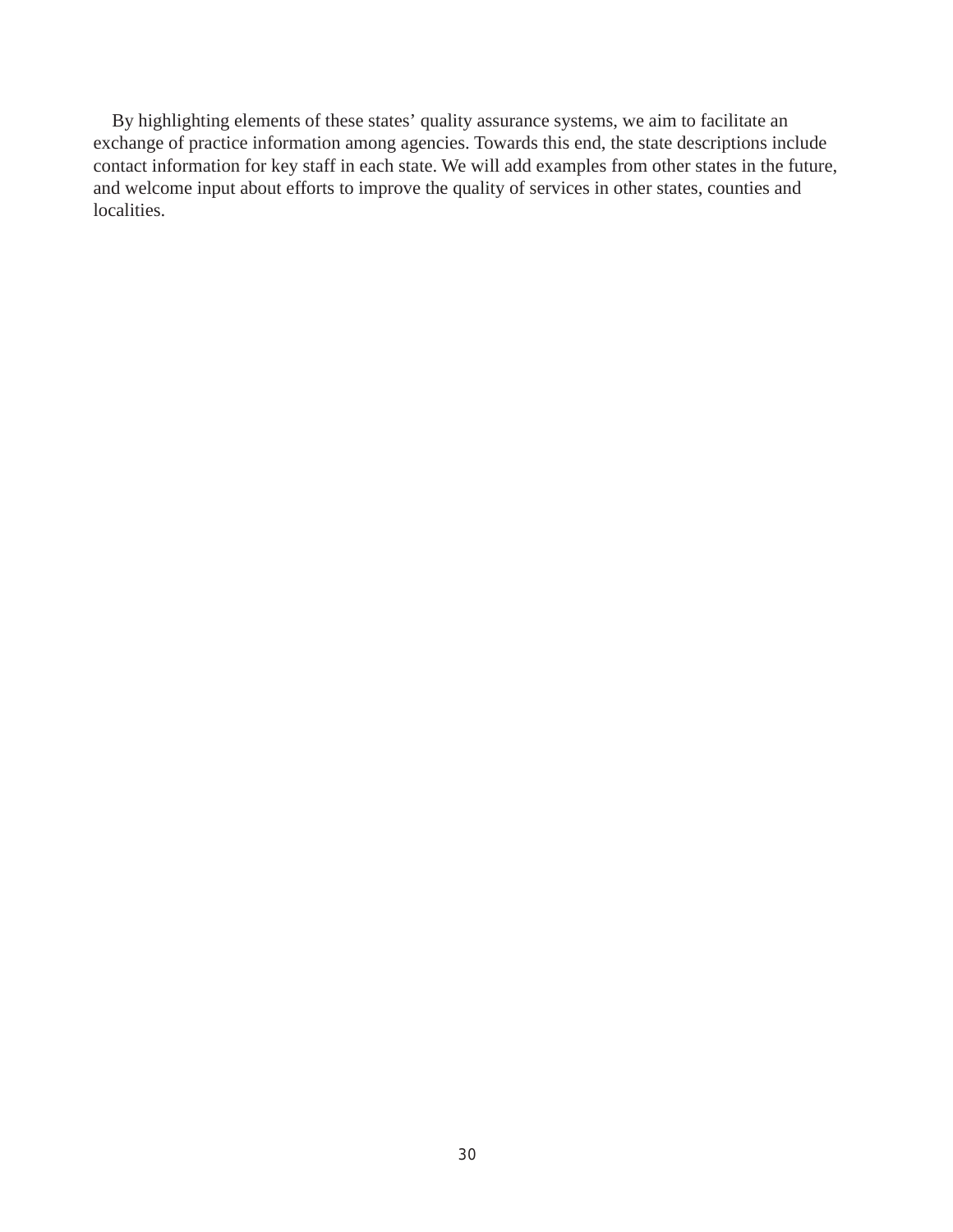By highlighting elements of these states' quality assurance systems, we aim to facilitate an exchange of practice information among agencies. Towards this end, the state descriptions include contact information for key staff in each state. We will add examples from other states in the future, and welcome input about efforts to improve the quality of services in other states, counties and localities.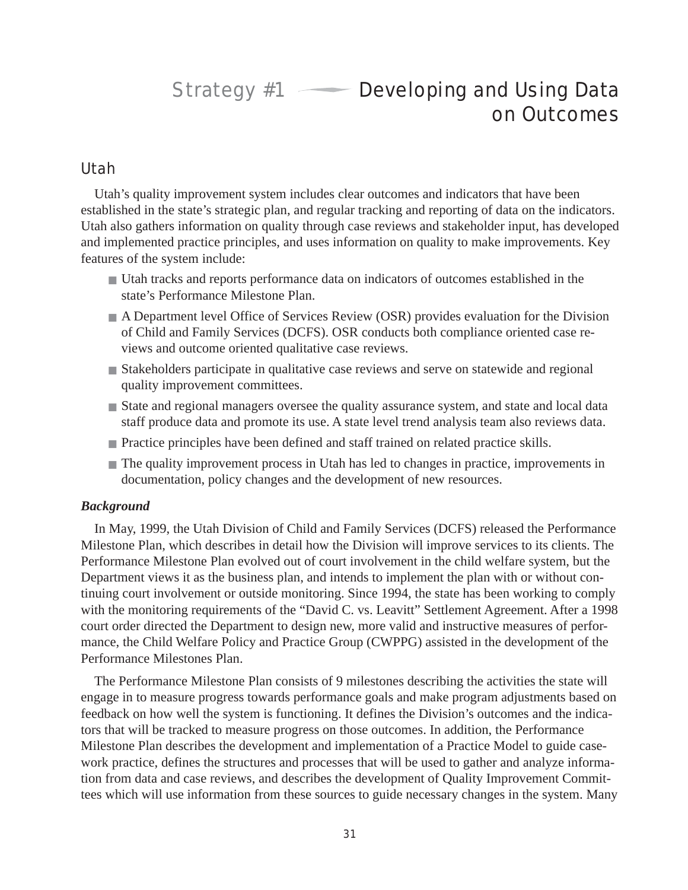# Strategy #1 — Developing and Using Data on Outcomes

## Utah

Utah's quality improvement system includes clear outcomes and indicators that have been established in the state's strategic plan, and regular tracking and reporting of data on the indicators. Utah also gathers information on quality through case reviews and stakeholder input, has developed and implemented practice principles, and uses information on quality to make improvements. Key features of the system include:

- Utah tracks and reports performance data on indicators of outcomes established in the state's Performance Milestone Plan.
- A Department level Office of Services Review (OSR) provides evaluation for the Division of Child and Family Services (DCFS). OSR conducts both compliance oriented case reviews and outcome oriented qualitative case reviews.
- Stakeholders participate in qualitative case reviews and serve on statewide and regional quality improvement committees.
- State and regional managers oversee the quality assurance system, and state and local data staff produce data and promote its use. A state level trend analysis team also reviews data.
- Practice principles have been defined and staff trained on related practice skills.
- The quality improvement process in Utah has led to changes in practice, improvements in documentation, policy changes and the development of new resources.

***Background***

In May, 1999, the Utah Division of Child and Family Services (DCFS) released the Performance Milestone Plan, which describes in detail how the Division will improve services to its clients. The Performance Milestone Plan evolved out of court involvement in the child welfare system, but the Department views it as the business plan, and intends to implement the plan with or without continuing court involvement or outside monitoring. Since 1994, the state has been working to comply with the monitoring requirements of the "David C. vs. Leavitt" Settlement Agreement. After a 1998 court order directed the Department to design new, more valid and instructive measures of performance, the Child Welfare Policy and Practice Group (CWPPG) assisted in the development of the Performance Milestones Plan.

The Performance Milestone Plan consists of 9 milestones describing the activities the state will engage in to measure progress towards performance goals and make program adjustments based on feedback on how well the system is functioning. It defines the Division's outcomes and the indicators that will be tracked to measure progress on those outcomes. In addition, the Performance Milestone Plan describes the development and implementation of a Practice Model to guide casework practice, defines the structures and processes that will be used to gather and analyze information from data and case reviews, and describes the development of Quality Improvement Committees which will use information from these sources to guide necessary changes in the system. Many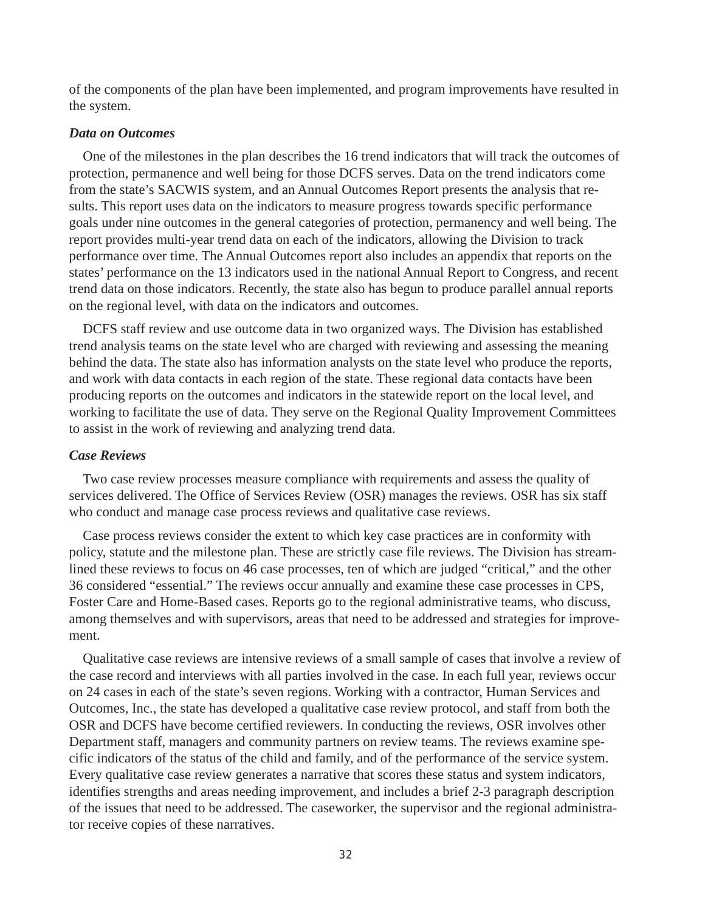of the components of the plan have been implemented, and program improvements have resulted in the system.

### *Data on Outcomes*

One of the milestones in the plan describes the 16 trend indicators that will track the outcomes of protection, permanence and well being for those DCFS serves. Data on the trend indicators come from the state's SACWIS system, and an Annual Outcomes Report presents the analysis that results. This report uses data on the indicators to measure progress towards specific performance goals under nine outcomes in the general categories of protection, permanency and well being. The report provides multi-year trend data on each of the indicators, allowing the Division to track performance over time. The Annual Outcomes report also includes an appendix that reports on the states' performance on the 13 indicators used in the national Annual Report to Congress, and recent trend data on those indicators. Recently, the state also has begun to produce parallel annual reports on the regional level, with data on the indicators and outcomes.

DCFS staff review and use outcome data in two organized ways. The Division has established trend analysis teams on the state level who are charged with reviewing and assessing the meaning behind the data. The state also has information analysts on the state level who produce the reports, and work with data contacts in each region of the state. These regional data contacts have been producing reports on the outcomes and indicators in the statewide report on the local level, and working to facilitate the use of data. They serve on the Regional Quality Improvement Committees to assist in the work of reviewing and analyzing trend data.

### *Case Reviews*

Two case review processes measure compliance with requirements and assess the quality of services delivered. The Office of Services Review (OSR) manages the reviews. OSR has six staff who conduct and manage case process reviews and qualitative case reviews.

Case process reviews consider the extent to which key case practices are in conformity with policy, statute and the milestone plan. These are strictly case file reviews. The Division has streamlined these reviews to focus on 46 case processes, ten of which are judged "critical," and the other 36 considered "essential." The reviews occur annually and examine these case processes in CPS, Foster Care and Home-Based cases. Reports go to the regional administrative teams, who discuss, among themselves and with supervisors, areas that need to be addressed and strategies for improvement.

Qualitative case reviews are intensive reviews of a small sample of cases that involve a review of the case record and interviews with all parties involved in the case. In each full year, reviews occur on 24 cases in each of the state's seven regions. Working with a contractor, Human Services and Outcomes, Inc., the state has developed a qualitative case review protocol, and staff from both the OSR and DCFS have become certified reviewers. In conducting the reviews, OSR involves other Department staff, managers and community partners on review teams. The reviews examine specific indicators of the status of the child and family, and of the performance of the service system. Every qualitative case review generates a narrative that scores these status and system indicators, identifies strengths and areas needing improvement, and includes a brief 2-3 paragraph description of the issues that need to be addressed. The caseworker, the supervisor and the regional administrator receive copies of these narratives.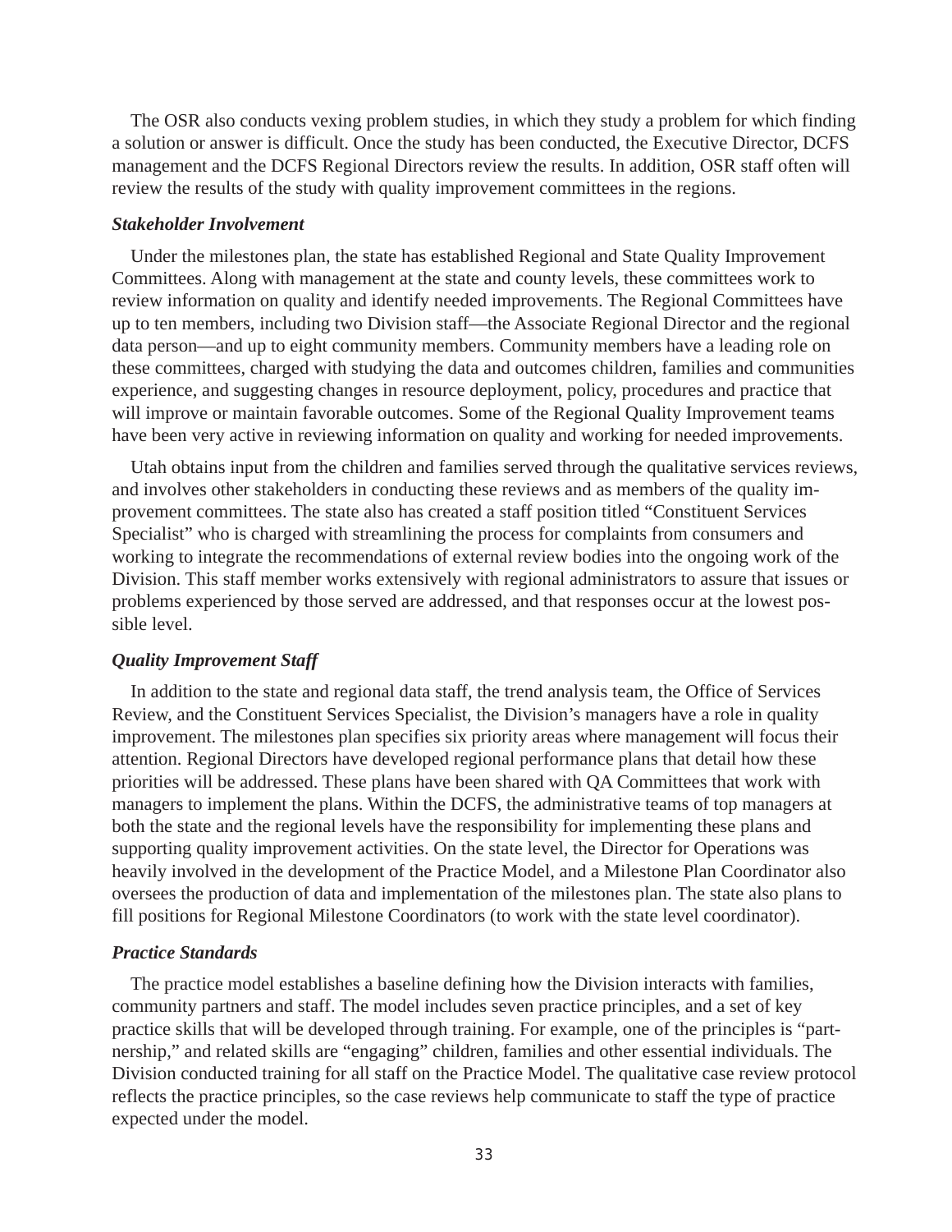The OSR also conducts vexing problem studies, in which they study a problem for which finding a solution or answer is difficult. Once the study has been conducted, the Executive Director, DCFS management and the DCFS Regional Directors review the results. In addition, OSR staff often will review the results of the study with quality improvement committees in the regions.

### *Stakeholder Involvement*

Under the milestones plan, the state has established Regional and State Quality Improvement Committees. Along with management at the state and county levels, these committees work to review information on quality and identify needed improvements. The Regional Committees have up to ten members, including two Division staff—the Associate Regional Director and the regional data person—and up to eight community members. Community members have a leading role on these committees, charged with studying the data and outcomes children, families and communities experience, and suggesting changes in resource deployment, policy, procedures and practice that will improve or maintain favorable outcomes. Some of the Regional Quality Improvement teams have been very active in reviewing information on quality and working for needed improvements.

Utah obtains input from the children and families served through the qualitative services reviews, and involves other stakeholders in conducting these reviews and as members of the quality improvement committees. The state also has created a staff position titled "Constituent Services Specialist" who is charged with streamlining the process for complaints from consumers and working to integrate the recommendations of external review bodies into the ongoing work of the Division. This staff member works extensively with regional administrators to assure that issues or problems experienced by those served are addressed, and that responses occur at the lowest possible level.

### *Quality Improvement Staff*

In addition to the state and regional data staff, the trend analysis team, the Office of Services Review, and the Constituent Services Specialist, the Division's managers have a role in quality improvement. The milestones plan specifies six priority areas where management will focus their attention. Regional Directors have developed regional performance plans that detail how these priorities will be addressed. These plans have been shared with QA Committees that work with managers to implement the plans. Within the DCFS, the administrative teams of top managers at both the state and the regional levels have the responsibility for implementing these plans and supporting quality improvement activities. On the state level, the Director for Operations was heavily involved in the development of the Practice Model, and a Milestone Plan Coordinator also oversees the production of data and implementation of the milestones plan. The state also plans to fill positions for Regional Milestone Coordinators (to work with the state level coordinator).

### *Practice Standards*

The practice model establishes a baseline defining how the Division interacts with families, community partners and staff. The model includes seven practice principles, and a set of key practice skills that will be developed through training. For example, one of the principles is "partnership," and related skills are "engaging" children, families and other essential individuals. The Division conducted training for all staff on the Practice Model. The qualitative case review protocol reflects the practice principles, so the case reviews help communicate to staff the type of practice expected under the model.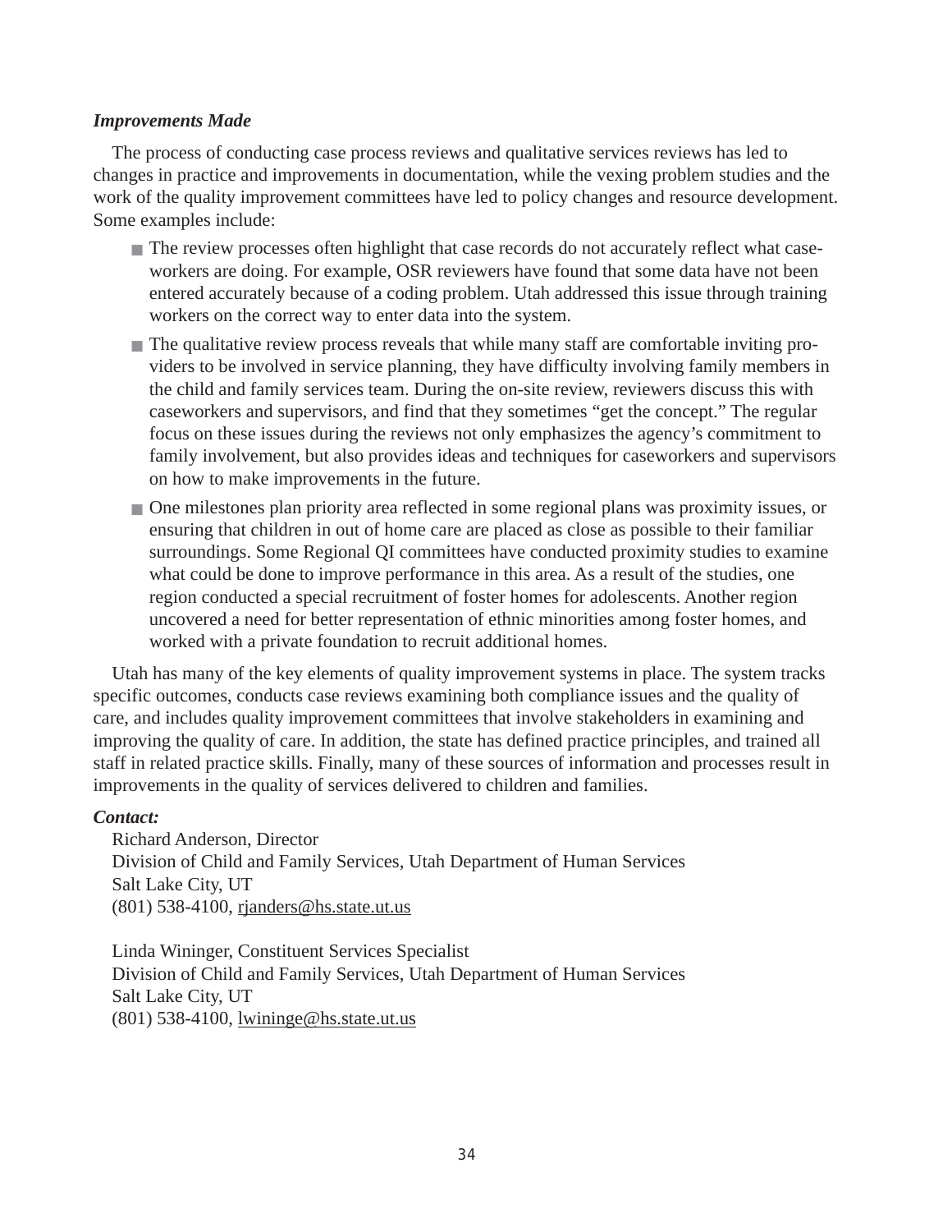***Improvements Made***

The process of conducting case process reviews and qualitative services reviews has led to changes in practice and improvements in documentation, while the vexing problem studies and the work of the quality improvement committees have led to policy changes and resource development. Some examples include:

- The review processes often highlight that case records do not accurately reflect what caseworkers are doing. For example, OSR reviewers have found that some data have not been entered accurately because of a coding problem. Utah addressed this issue through training workers on the correct way to enter data into the system.
- The qualitative review process reveals that while many staff are comfortable inviting providers to be involved in service planning, they have difficulty involving family members in the child and family services team. During the on-site review, reviewers discuss this with caseworkers and supervisors, and find that they sometimes "get the concept." The regular focus on these issues during the reviews not only emphasizes the agency's commitment to family involvement, but also provides ideas and techniques for caseworkers and supervisors on how to make improvements in the future.
- One milestones plan priority area reflected in some regional plans was proximity issues, or ensuring that children in out of home care are placed as close as possible to their familiar surroundings. Some Regional QI committees have conducted proximity studies to examine what could be done to improve performance in this area. As a result of the studies, one region conducted a special recruitment of foster homes for adolescents. Another region uncovered a need for better representation of ethnic minorities among foster homes, and worked with a private foundation to recruit additional homes.

Utah has many of the key elements of quality improvement systems in place. The system tracks specific outcomes, conducts case reviews examining both compliance issues and the quality of care, and includes quality improvement committees that involve stakeholders in examining and improving the quality of care. In addition, the state has defined practice principles, and trained all staff in related practice skills. Finally, many of these sources of information and processes result in improvements in the quality of services delivered to children and families.

***Contact:***

Richard Anderson, Director
Division of Child and Family Services, Utah Department of Human Services
Salt Lake City, UT
(801) 538-4100, rjanders@hs.state.ut.us

Linda Wininger, Constituent Services Specialist
Division of Child and Family Services, Utah Department of Human Services
Salt Lake City, UT
(801) 538-4100, lwininge@hs.state.ut.us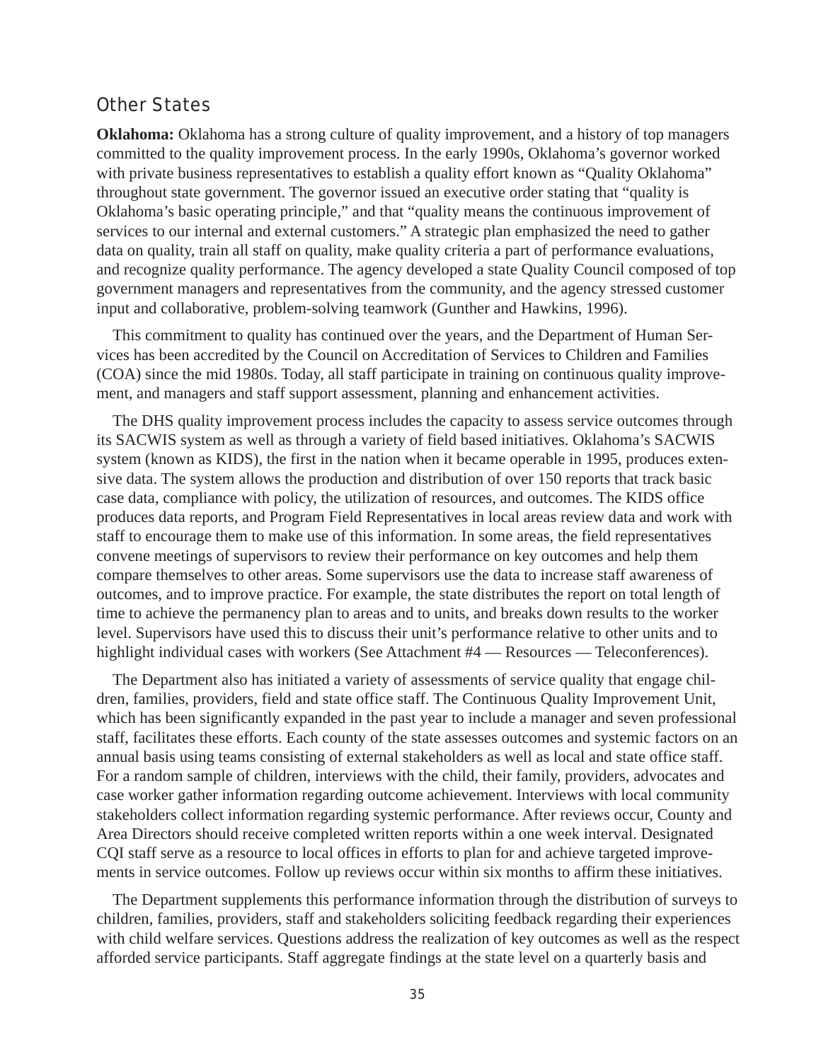## Other States

**Oklahoma:** Oklahoma has a strong culture of quality improvement, and a history of top managers committed to the quality improvement process. In the early 1990s, Oklahoma's governor worked with private business representatives to establish a quality effort known as "Quality Oklahoma" throughout state government. The governor issued an executive order stating that "quality is Oklahoma's basic operating principle," and that "quality means the continuous improvement of services to our internal and external customers." A strategic plan emphasized the need to gather data on quality, train all staff on quality, make quality criteria a part of performance evaluations, and recognize quality performance. The agency developed a state Quality Council composed of top government managers and representatives from the community, and the agency stressed customer input and collaborative, problem-solving teamwork (Gunther and Hawkins, 1996).

This commitment to quality has continued over the years, and the Department of Human Services has been accredited by the Council on Accreditation of Services to Children and Families (COA) since the mid 1980s. Today, all staff participate in training on continuous quality improvement, and managers and staff support assessment, planning and enhancement activities.

The DHS quality improvement process includes the capacity to assess service outcomes through its SACWIS system as well as through a variety of field based initiatives. Oklahoma's SACWIS system (known as KIDS), the first in the nation when it became operable in 1995, produces extensive data. The system allows the production and distribution of over 150 reports that track basic case data, compliance with policy, the utilization of resources, and outcomes. The KIDS office produces data reports, and Program Field Representatives in local areas review data and work with staff to encourage them to make use of this information. In some areas, the field representatives convene meetings of supervisors to review their performance on key outcomes and help them compare themselves to other areas. Some supervisors use the data to increase staff awareness of outcomes, and to improve practice. For example, the state distributes the report on total length of time to achieve the permanency plan to areas and to units, and breaks down results to the worker level. Supervisors have used this to discuss their unit's performance relative to other units and to highlight individual cases with workers (See Attachment #4 — Resources — Teleconferences).

The Department also has initiated a variety of assessments of service quality that engage children, families, providers, field and state office staff. The Continuous Quality Improvement Unit, which has been significantly expanded in the past year to include a manager and seven professional staff, facilitates these efforts. Each county of the state assesses outcomes and systemic factors on an annual basis using teams consisting of external stakeholders as well as local and state office staff. For a random sample of children, interviews with the child, their family, providers, advocates and case worker gather information regarding outcome achievement. Interviews with local community stakeholders collect information regarding systemic performance. After reviews occur, County and Area Directors should receive completed written reports within a one week interval. Designated CQI staff serve as a resource to local offices in efforts to plan for and achieve targeted improvements in service outcomes. Follow up reviews occur within six months to affirm these initiatives.

The Department supplements this performance information through the distribution of surveys to children, families, providers, staff and stakeholders soliciting feedback regarding their experiences with child welfare services. Questions address the realization of key outcomes as well as the respect afforded service participants. Staff aggregate findings at the state level on a quarterly basis and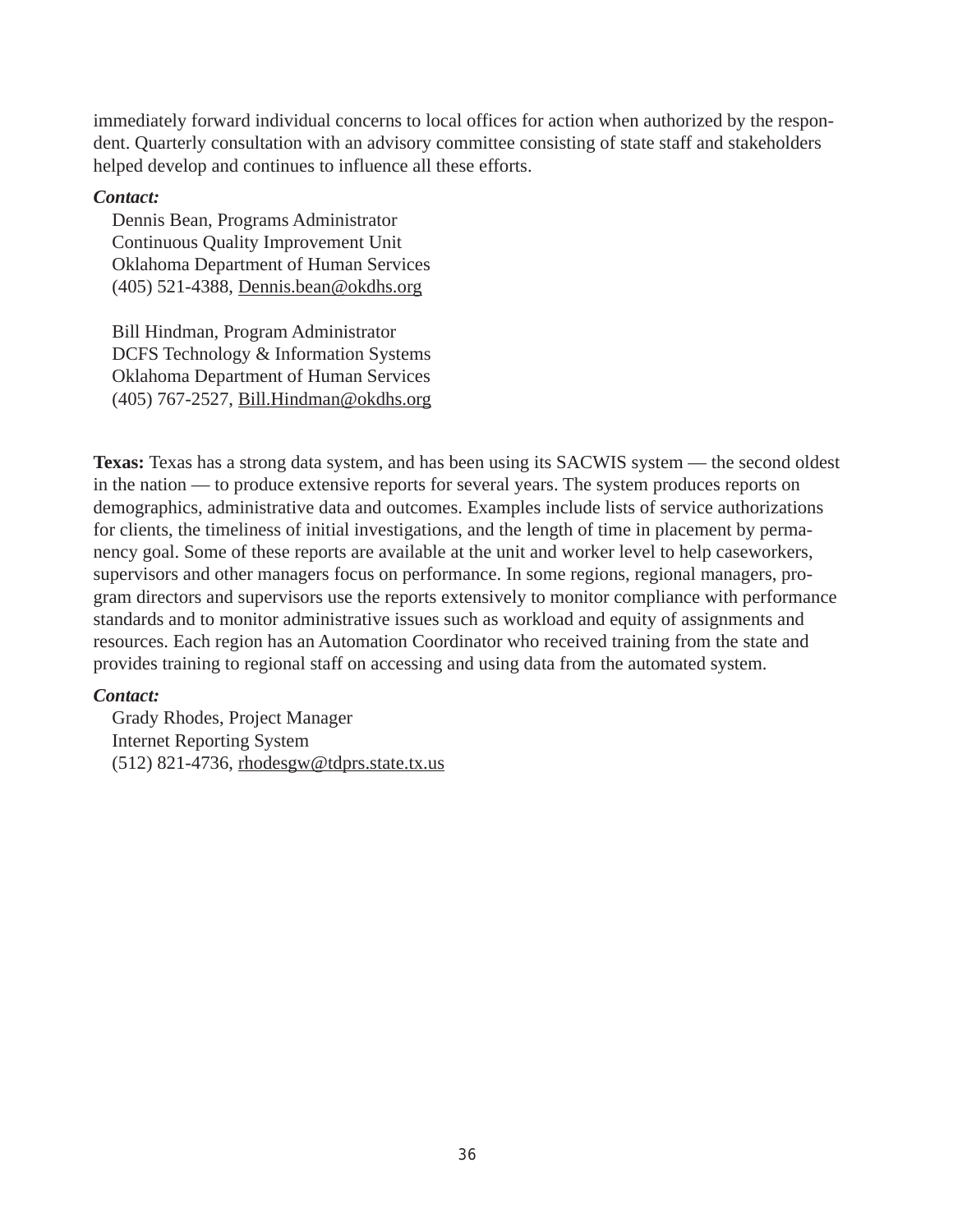immediately forward individual concerns to local offices for action when authorized by the respondent. Quarterly consultation with an advisory committee consisting of state staff and stakeholders helped develop and continues to influence all these efforts.

***Contact:***

Dennis Bean, Programs Administrator
Continuous Quality Improvement Unit
Oklahoma Department of Human Services
(405) 521-4388, Dennis.bean@okdhs.org

Bill Hindman, Program Administrator
DCFS Technology & Information Systems
Oklahoma Department of Human Services
(405) 767-2527, Bill.Hindman@okdhs.org

**Texas:** Texas has a strong data system, and has been using its SACWIS system — the second oldest in the nation — to produce extensive reports for several years. The system produces reports on demographics, administrative data and outcomes. Examples include lists of service authorizations for clients, the timeliness of initial investigations, and the length of time in placement by permanency goal. Some of these reports are available at the unit and worker level to help caseworkers, supervisors and other managers focus on performance. In some regions, regional managers, program directors and supervisors use the reports extensively to monitor compliance with performance standards and to monitor administrative issues such as workload and equity of assignments and resources. Each region has an Automation Coordinator who received training from the state and provides training to regional staff on accessing and using data from the automated system.

***Contact:***

Grady Rhodes, Project Manager
Internet Reporting System
(512) 821-4736, rhodesgw@tdprs.state.tx.us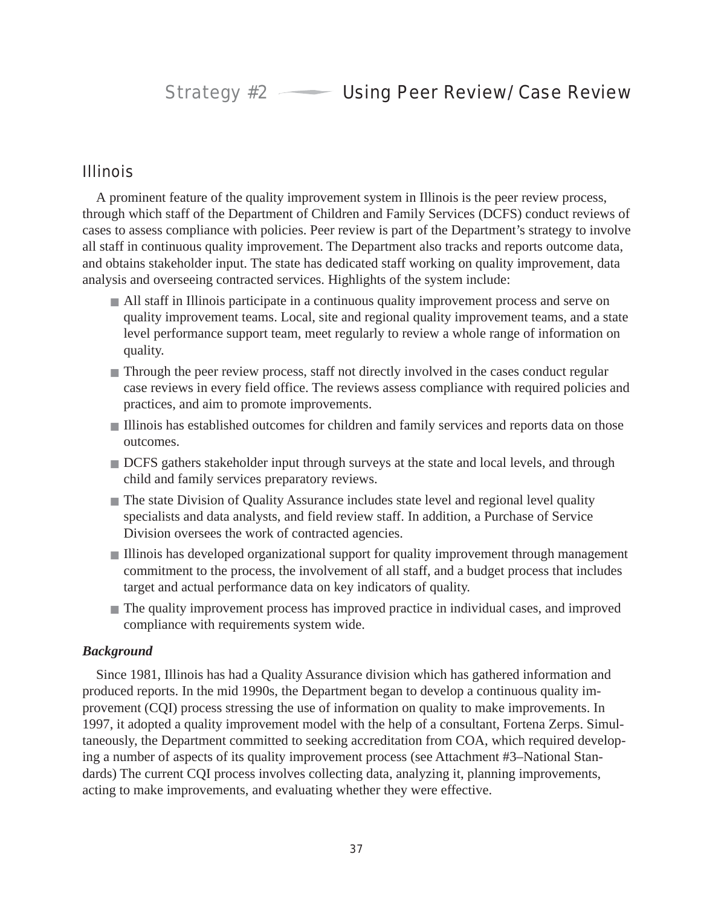# Strategy #2 — Using Peer Review/Case Review

## Illinois

A prominent feature of the quality improvement system in Illinois is the peer review process, through which staff of the Department of Children and Family Services (DCFS) conduct reviews of cases to assess compliance with policies. Peer review is part of the Department's strategy to involve all staff in continuous quality improvement. The Department also tracks and reports outcome data, and obtains stakeholder input. The state has dedicated staff working on quality improvement, data analysis and overseeing contracted services. Highlights of the system include:

- All staff in Illinois participate in a continuous quality improvement process and serve on quality improvement teams. Local, site and regional quality improvement teams, and a state level performance support team, meet regularly to review a whole range of information on quality.
- Through the peer review process, staff not directly involved in the cases conduct regular case reviews in every field office. The reviews assess compliance with required policies and practices, and aim to promote improvements.
- Illinois has established outcomes for children and family services and reports data on those outcomes.
- DCFS gathers stakeholder input through surveys at the state and local levels, and through child and family services preparatory reviews.
- The state Division of Quality Assurance includes state level and regional level quality specialists and data analysts, and field review staff. In addition, a Purchase of Service Division oversees the work of contracted agencies.
- Illinois has developed organizational support for quality improvement through management commitment to the process, the involvement of all staff, and a budget process that includes target and actual performance data on key indicators of quality.
- The quality improvement process has improved practice in individual cases, and improved compliance with requirements system wide.

### *Background*

Since 1981, Illinois has had a Quality Assurance division which has gathered information and produced reports. In the mid 1990s, the Department began to develop a continuous quality improvement (CQI) process stressing the use of information on quality to make improvements. In 1997, it adopted a quality improvement model with the help of a consultant, Fortena Zerps. Simultaneously, the Department committed to seeking accreditation from COA, which required developing a number of aspects of its quality improvement process (see Attachment #3–National Standards) The current CQI process involves collecting data, analyzing it, planning improvements, acting to make improvements, and evaluating whether they were effective.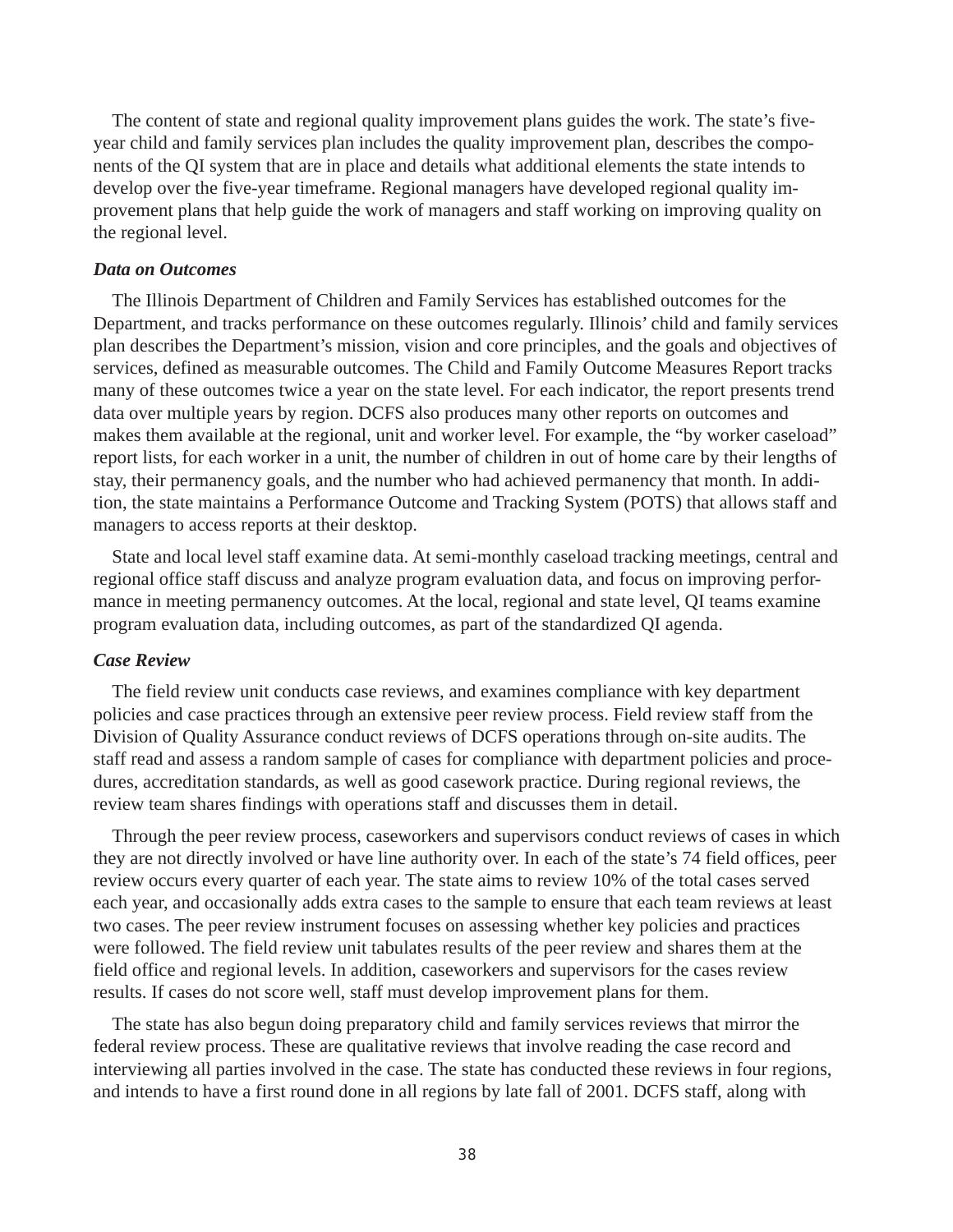The content of state and regional quality improvement plans guides the work. The state's five-year child and family services plan includes the quality improvement plan, describes the components of the QI system that are in place and details what additional elements the state intends to develop over the five-year timeframe. Regional managers have developed regional quality improvement plans that help guide the work of managers and staff working on improving quality on the regional level.

### *Data on Outcomes*

The Illinois Department of Children and Family Services has established outcomes for the Department, and tracks performance on these outcomes regularly. Illinois' child and family services plan describes the Department's mission, vision and core principles, and the goals and objectives of services, defined as measurable outcomes. The Child and Family Outcome Measures Report tracks many of these outcomes twice a year on the state level. For each indicator, the report presents trend data over multiple years by region. DCFS also produces many other reports on outcomes and makes them available at the regional, unit and worker level. For example, the "by worker caseload" report lists, for each worker in a unit, the number of children in out of home care by their lengths of stay, their permanency goals, and the number who had achieved permanency that month. In addition, the state maintains a Performance Outcome and Tracking System (POTS) that allows staff and managers to access reports at their desktop.

State and local level staff examine data. At semi-monthly caseload tracking meetings, central and regional office staff discuss and analyze program evaluation data, and focus on improving performance in meeting permanency outcomes. At the local, regional and state level, QI teams examine program evaluation data, including outcomes, as part of the standardized QI agenda.

### *Case Review*

The field review unit conducts case reviews, and examines compliance with key department policies and case practices through an extensive peer review process. Field review staff from the Division of Quality Assurance conduct reviews of DCFS operations through on-site audits. The staff read and assess a random sample of cases for compliance with department policies and procedures, accreditation standards, as well as good casework practice. During regional reviews, the review team shares findings with operations staff and discusses them in detail.

Through the peer review process, caseworkers and supervisors conduct reviews of cases in which they are not directly involved or have line authority over. In each of the state's 74 field offices, peer review occurs every quarter of each year. The state aims to review 10% of the total cases served each year, and occasionally adds extra cases to the sample to ensure that each team reviews at least two cases. The peer review instrument focuses on assessing whether key policies and practices were followed. The field review unit tabulates results of the peer review and shares them at the field office and regional levels. In addition, caseworkers and supervisors for the cases review results. If cases do not score well, staff must develop improvement plans for them.

The state has also begun doing preparatory child and family services reviews that mirror the federal review process. These are qualitative reviews that involve reading the case record and interviewing all parties involved in the case. The state has conducted these reviews in four regions, and intends to have a first round done in all regions by late fall of 2001. DCFS staff, along with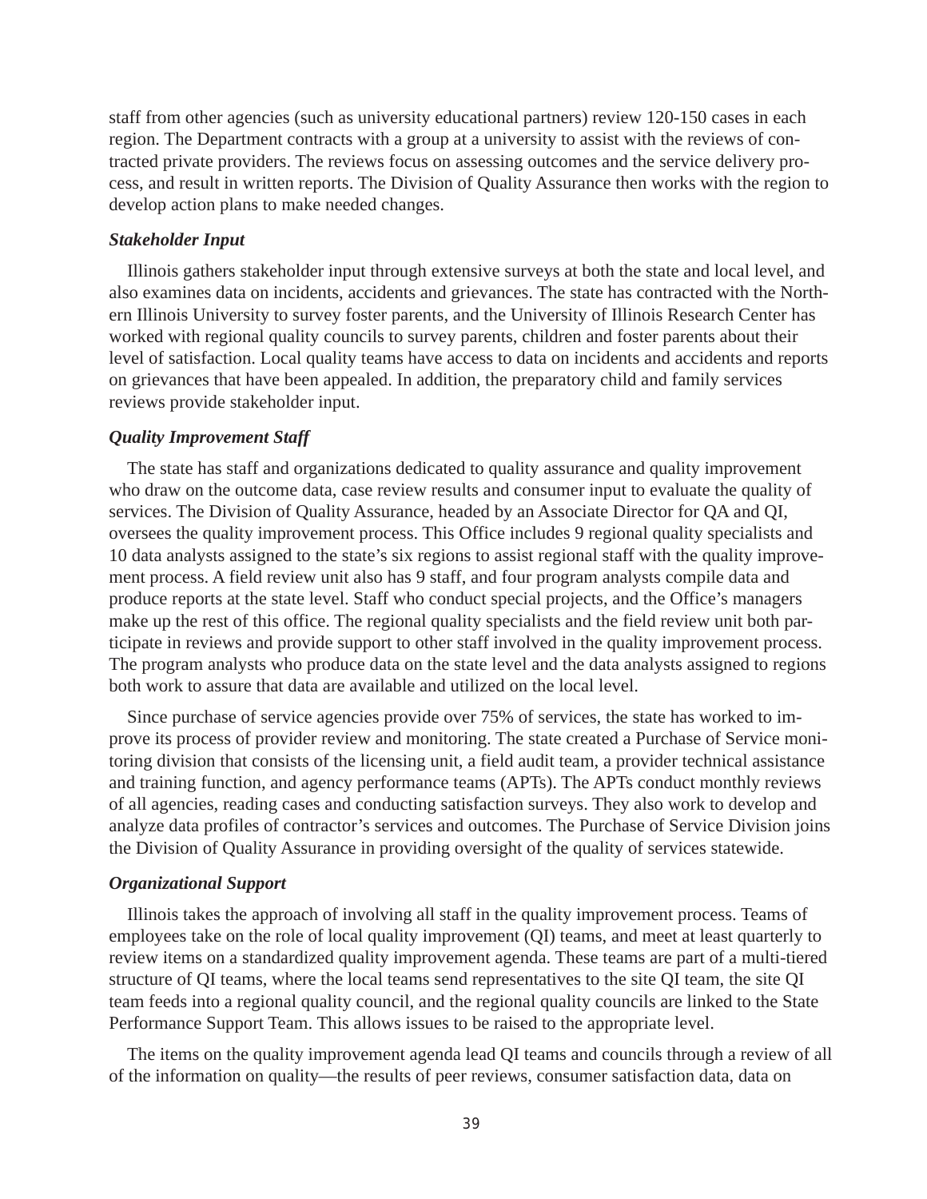staff from other agencies (such as university educational partners) review 120-150 cases in each region. The Department contracts with a group at a university to assist with the reviews of contracted private providers. The reviews focus on assessing outcomes and the service delivery process, and result in written reports. The Division of Quality Assurance then works with the region to develop action plans to make needed changes.

### *Stakeholder Input*

Illinois gathers stakeholder input through extensive surveys at both the state and local level, and also examines data on incidents, accidents and grievances. The state has contracted with the Northern Illinois University to survey foster parents, and the University of Illinois Research Center has worked with regional quality councils to survey parents, children and foster parents about their level of satisfaction. Local quality teams have access to data on incidents and accidents and reports on grievances that have been appealed. In addition, the preparatory child and family services reviews provide stakeholder input.

### *Quality Improvement Staff*

The state has staff and organizations dedicated to quality assurance and quality improvement who draw on the outcome data, case review results and consumer input to evaluate the quality of services. The Division of Quality Assurance, headed by an Associate Director for QA and QI, oversees the quality improvement process. This Office includes 9 regional quality specialists and 10 data analysts assigned to the state's six regions to assist regional staff with the quality improvement process. A field review unit also has 9 staff, and four program analysts compile data and produce reports at the state level. Staff who conduct special projects, and the Office's managers make up the rest of this office. The regional quality specialists and the field review unit both participate in reviews and provide support to other staff involved in the quality improvement process. The program analysts who produce data on the state level and the data analysts assigned to regions both work to assure that data are available and utilized on the local level.

Since purchase of service agencies provide over 75% of services, the state has worked to improve its process of provider review and monitoring. The state created a Purchase of Service monitoring division that consists of the licensing unit, a field audit team, a provider technical assistance and training function, and agency performance teams (APTs). The APTs conduct monthly reviews of all agencies, reading cases and conducting satisfaction surveys. They also work to develop and analyze data profiles of contractor's services and outcomes. The Purchase of Service Division joins the Division of Quality Assurance in providing oversight of the quality of services statewide.

### *Organizational Support*

Illinois takes the approach of involving all staff in the quality improvement process. Teams of employees take on the role of local quality improvement (QI) teams, and meet at least quarterly to review items on a standardized quality improvement agenda. These teams are part of a multi-tiered structure of QI teams, where the local teams send representatives to the site QI team, the site QI team feeds into a regional quality council, and the regional quality councils are linked to the State Performance Support Team. This allows issues to be raised to the appropriate level.

The items on the quality improvement agenda lead QI teams and councils through a review of all of the information on quality—the results of peer reviews, consumer satisfaction data, data on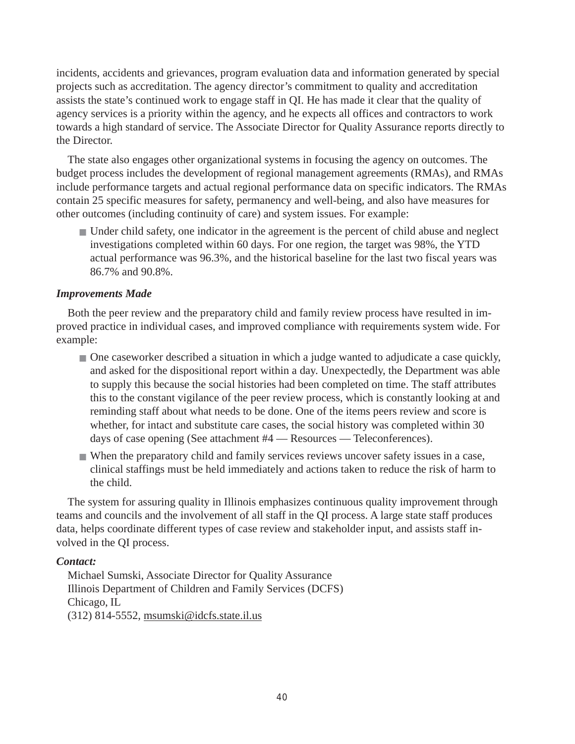incidents, accidents and grievances, program evaluation data and information generated by special projects such as accreditation. The agency director's commitment to quality and accreditation assists the state's continued work to engage staff in QI. He has made it clear that the quality of agency services is a priority within the agency, and he expects all offices and contractors to work towards a high standard of service. The Associate Director for Quality Assurance reports directly to the Director.

The state also engages other organizational systems in focusing the agency on outcomes. The budget process includes the development of regional management agreements (RMAs), and RMAs include performance targets and actual regional performance data on specific indicators. The RMAs contain 25 specific measures for safety, permanency and well-being, and also have measures for other outcomes (including continuity of care) and system issues. For example:

- Under child safety, one indicator in the agreement is the percent of child abuse and neglect investigations completed within 60 days. For one region, the target was 98%, the YTD actual performance was 96.3%, and the historical baseline for the last two fiscal years was 86.7% and 90.8%.

***Improvements Made***

Both the peer review and the preparatory child and family review process have resulted in improved practice in individual cases, and improved compliance with requirements system wide. For example:

- One caseworker described a situation in which a judge wanted to adjudicate a case quickly, and asked for the dispositional report within a day. Unexpectedly, the Department was able to supply this because the social histories had been completed on time. The staff attributes this to the constant vigilance of the peer review process, which is constantly looking at and reminding staff about what needs to be done. One of the items peers review and score is whether, for intact and substitute care cases, the social history was completed within 30 days of case opening (See attachment #4 — Resources — Teleconferences).
- When the preparatory child and family services reviews uncover safety issues in a case, clinical staffings must be held immediately and actions taken to reduce the risk of harm to the child.

The system for assuring quality in Illinois emphasizes continuous quality improvement through teams and councils and the involvement of all staff in the QI process. A large state staff produces data, helps coordinate different types of case review and stakeholder input, and assists staff involved in the QI process.

***Contact:***

Michael Sumski, Associate Director for Quality Assurance
Illinois Department of Children and Family Services (DCFS)
Chicago, IL
(312) 814-5552, msumski@idcfs.state.il.us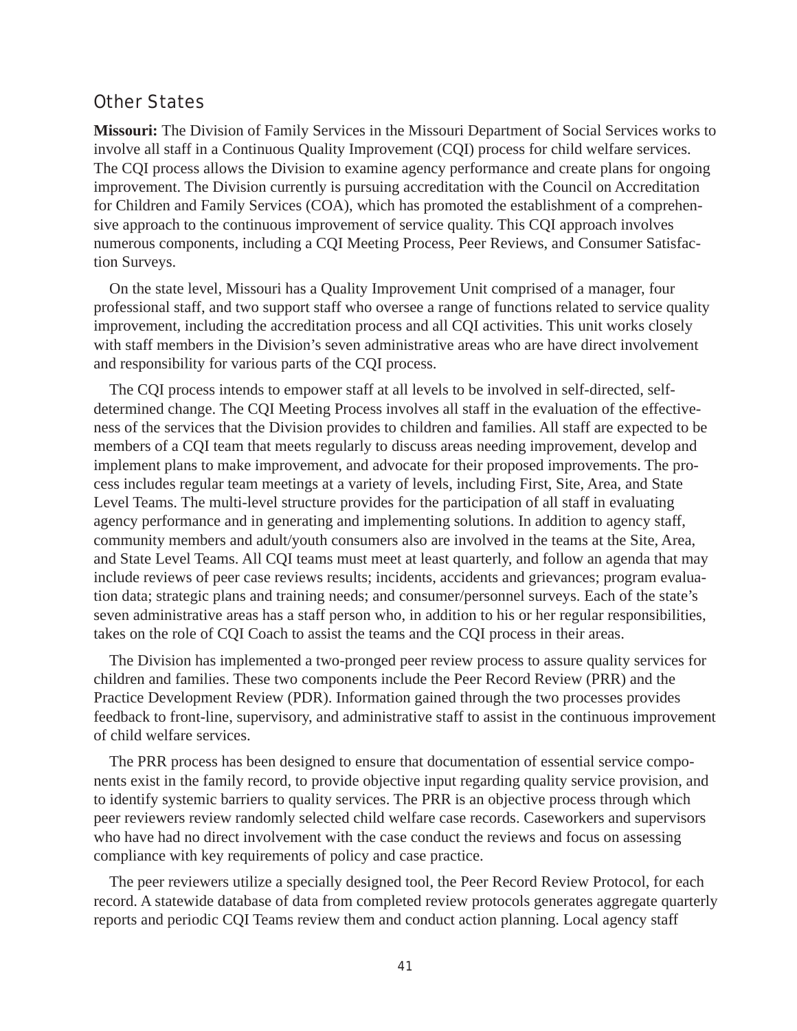## Other States

**Missouri:** The Division of Family Services in the Missouri Department of Social Services works to involve all staff in a Continuous Quality Improvement (CQI) process for child welfare services. The CQI process allows the Division to examine agency performance and create plans for ongoing improvement. The Division currently is pursuing accreditation with the Council on Accreditation for Children and Family Services (COA), which has promoted the establishment of a comprehensive approach to the continuous improvement of service quality. This CQI approach involves numerous components, including a CQI Meeting Process, Peer Reviews, and Consumer Satisfaction Surveys.

On the state level, Missouri has a Quality Improvement Unit comprised of a manager, four professional staff, and two support staff who oversee a range of functions related to service quality improvement, including the accreditation process and all CQI activities. This unit works closely with staff members in the Division's seven administrative areas who are have direct involvement and responsibility for various parts of the CQI process.

The CQI process intends to empower staff at all levels to be involved in self-directed, self-determined change. The CQI Meeting Process involves all staff in the evaluation of the effectiveness of the services that the Division provides to children and families. All staff are expected to be members of a CQI team that meets regularly to discuss areas needing improvement, develop and implement plans to make improvement, and advocate for their proposed improvements. The process includes regular team meetings at a variety of levels, including First, Site, Area, and State Level Teams. The multi-level structure provides for the participation of all staff in evaluating agency performance and in generating and implementing solutions. In addition to agency staff, community members and adult/youth consumers also are involved in the teams at the Site, Area, and State Level Teams. All CQI teams must meet at least quarterly, and follow an agenda that may include reviews of peer case reviews results; incidents, accidents and grievances; program evaluation data; strategic plans and training needs; and consumer/personnel surveys. Each of the state's seven administrative areas has a staff person who, in addition to his or her regular responsibilities, takes on the role of CQI Coach to assist the teams and the CQI process in their areas.

The Division has implemented a two-pronged peer review process to assure quality services for children and families. These two components include the Peer Record Review (PRR) and the Practice Development Review (PDR). Information gained through the two processes provides feedback to front-line, supervisory, and administrative staff to assist in the continuous improvement of child welfare services.

The PRR process has been designed to ensure that documentation of essential service components exist in the family record, to provide objective input regarding quality service provision, and to identify systemic barriers to quality services. The PRR is an objective process through which peer reviewers review randomly selected child welfare case records. Caseworkers and supervisors who have had no direct involvement with the case conduct the reviews and focus on assessing compliance with key requirements of policy and case practice.

The peer reviewers utilize a specially designed tool, the Peer Record Review Protocol, for each record. A statewide database of data from completed review protocols generates aggregate quarterly reports and periodic CQI Teams review them and conduct action planning. Local agency staff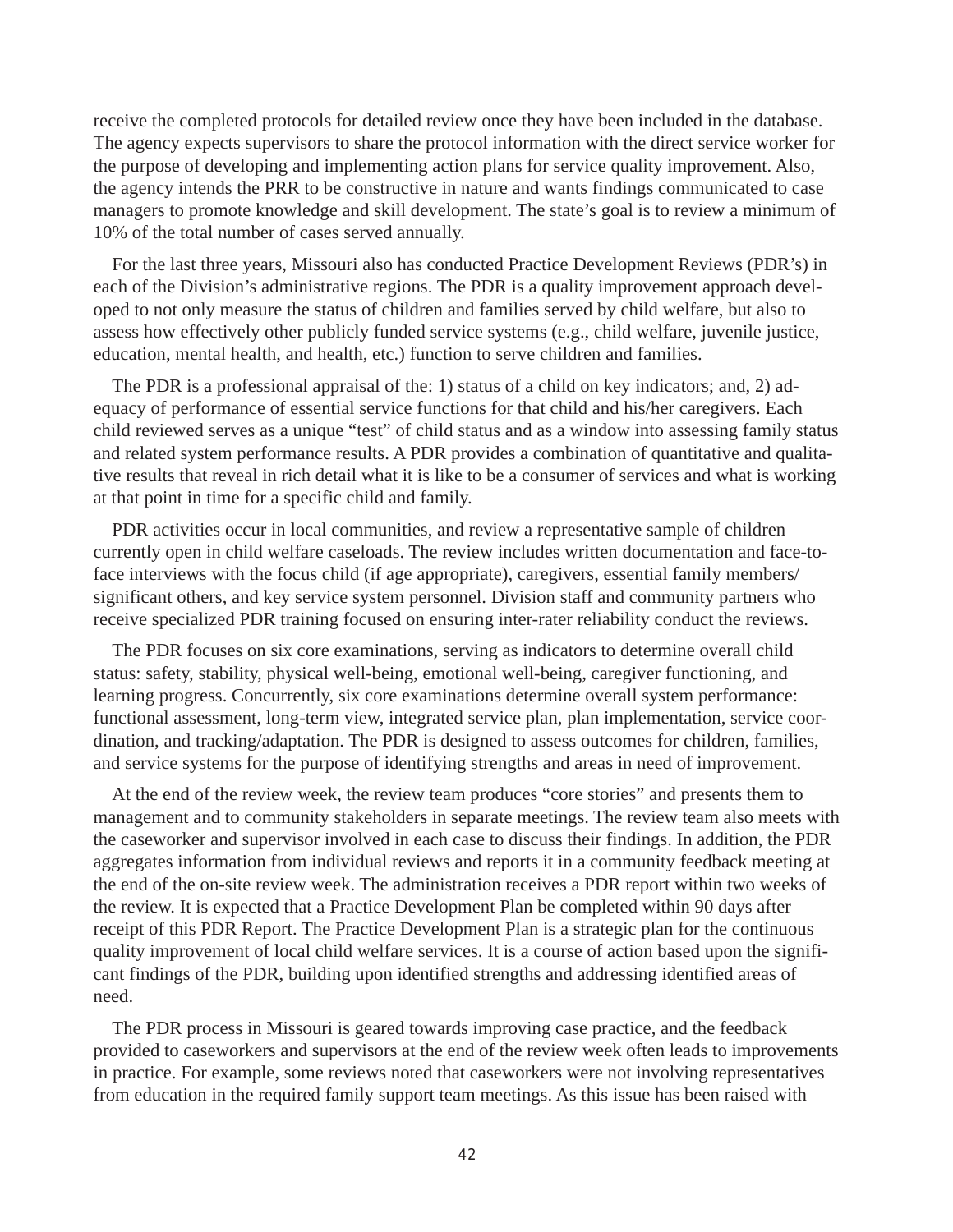receive the completed protocols for detailed review once they have been included in the database. The agency expects supervisors to share the protocol information with the direct service worker for the purpose of developing and implementing action plans for service quality improvement. Also, the agency intends the PRR to be constructive in nature and wants findings communicated to case managers to promote knowledge and skill development. The state's goal is to review a minimum of 10% of the total number of cases served annually.

For the last three years, Missouri also has conducted Practice Development Reviews (PDR's) in each of the Division's administrative regions. The PDR is a quality improvement approach developed to not only measure the status of children and families served by child welfare, but also to assess how effectively other publicly funded service systems (e.g., child welfare, juvenile justice, education, mental health, and health, etc.) function to serve children and families.

The PDR is a professional appraisal of the: 1) status of a child on key indicators; and, 2) adequacy of performance of essential service functions for that child and his/her caregivers. Each child reviewed serves as a unique "test" of child status and as a window into assessing family status and related system performance results. A PDR provides a combination of quantitative and qualitative results that reveal in rich detail what it is like to be a consumer of services and what is working at that point in time for a specific child and family.

PDR activities occur in local communities, and review a representative sample of children currently open in child welfare caseloads. The review includes written documentation and face-to-face interviews with the focus child (if age appropriate), caregivers, essential family members/ significant others, and key service system personnel. Division staff and community partners who receive specialized PDR training focused on ensuring inter-rater reliability conduct the reviews.

The PDR focuses on six core examinations, serving as indicators to determine overall child status: safety, stability, physical well-being, emotional well-being, caregiver functioning, and learning progress. Concurrently, six core examinations determine overall system performance: functional assessment, long-term view, integrated service plan, plan implementation, service coordination, and tracking/adaptation. The PDR is designed to assess outcomes for children, families, and service systems for the purpose of identifying strengths and areas in need of improvement.

At the end of the review week, the review team produces "core stories" and presents them to management and to community stakeholders in separate meetings. The review team also meets with the caseworker and supervisor involved in each case to discuss their findings. In addition, the PDR aggregates information from individual reviews and reports it in a community feedback meeting at the end of the on-site review week. The administration receives a PDR report within two weeks of the review. It is expected that a Practice Development Plan be completed within 90 days after receipt of this PDR Report. The Practice Development Plan is a strategic plan for the continuous quality improvement of local child welfare services. It is a course of action based upon the significant findings of the PDR, building upon identified strengths and addressing identified areas of need.

The PDR process in Missouri is geared towards improving case practice, and the feedback provided to caseworkers and supervisors at the end of the review week often leads to improvements in practice. For example, some reviews noted that caseworkers were not involving representatives from education in the required family support team meetings. As this issue has been raised with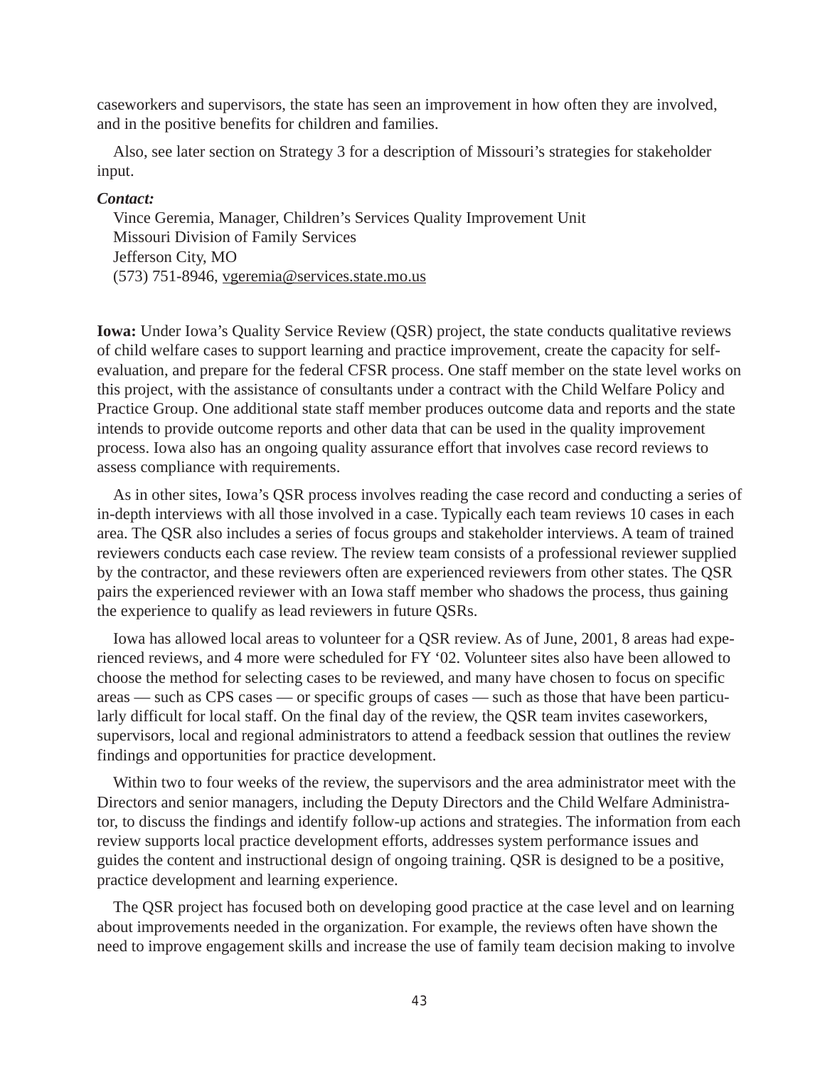caseworkers and supervisors, the state has seen an improvement in how often they are involved, and in the positive benefits for children and families.

Also, see later section on Strategy 3 for a description of Missouri's strategies for stakeholder input.

***Contact:***

Vince Geremia, Manager, Children's Services Quality Improvement Unit
Missouri Division of Family Services
Jefferson City, MO
(573) 751-8946, vgeremia@services.state.mo.us

**Iowa:** Under Iowa's Quality Service Review (QSR) project, the state conducts qualitative reviews of child welfare cases to support learning and practice improvement, create the capacity for self-evaluation, and prepare for the federal CFSR process. One staff member on the state level works on this project, with the assistance of consultants under a contract with the Child Welfare Policy and Practice Group. One additional state staff member produces outcome data and reports and the state intends to provide outcome reports and other data that can be used in the quality improvement process. Iowa also has an ongoing quality assurance effort that involves case record reviews to assess compliance with requirements.

As in other sites, Iowa's QSR process involves reading the case record and conducting a series of in-depth interviews with all those involved in a case. Typically each team reviews 10 cases in each area. The QSR also includes a series of focus groups and stakeholder interviews. A team of trained reviewers conducts each case review. The review team consists of a professional reviewer supplied by the contractor, and these reviewers often are experienced reviewers from other states. The QSR pairs the experienced reviewer with an Iowa staff member who shadows the process, thus gaining the experience to qualify as lead reviewers in future QSRs.

Iowa has allowed local areas to volunteer for a QSR review. As of June, 2001, 8 areas had experienced reviews, and 4 more were scheduled for FY '02. Volunteer sites also have been allowed to choose the method for selecting cases to be reviewed, and many have chosen to focus on specific areas — such as CPS cases — or specific groups of cases — such as those that have been particularly difficult for local staff. On the final day of the review, the QSR team invites caseworkers, supervisors, local and regional administrators to attend a feedback session that outlines the review findings and opportunities for practice development.

Within two to four weeks of the review, the supervisors and the area administrator meet with the Directors and senior managers, including the Deputy Directors and the Child Welfare Administrator, to discuss the findings and identify follow-up actions and strategies. The information from each review supports local practice development efforts, addresses system performance issues and guides the content and instructional design of ongoing training. QSR is designed to be a positive, practice development and learning experience.

The QSR project has focused both on developing good practice at the case level and on learning about improvements needed in the organization. For example, the reviews often have shown the need to improve engagement skills and increase the use of family team decision making to involve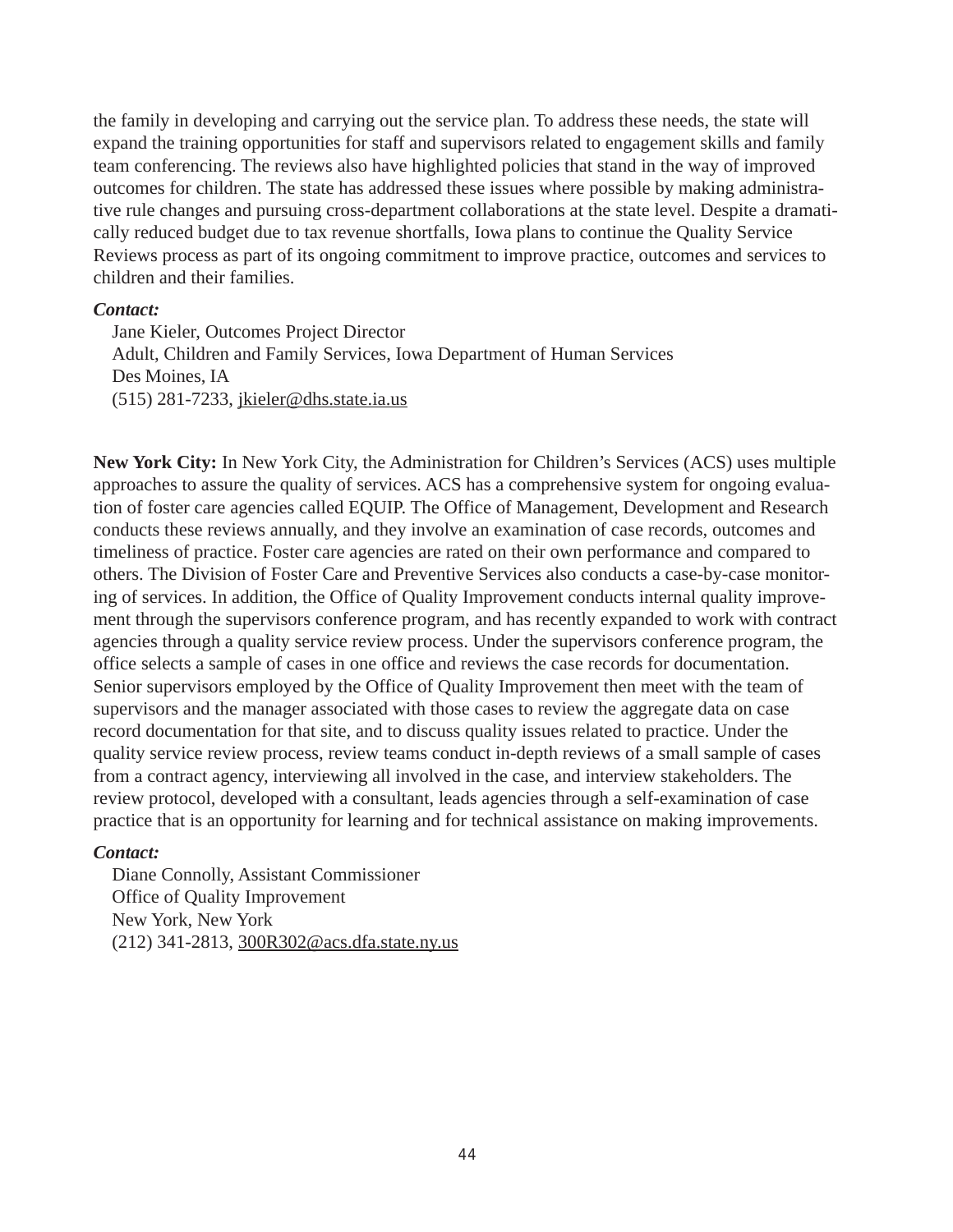the family in developing and carrying out the service plan. To address these needs, the state will expand the training opportunities for staff and supervisors related to engagement skills and family team conferencing. The reviews also have highlighted policies that stand in the way of improved outcomes for children. The state has addressed these issues where possible by making administrative rule changes and pursuing cross-department collaborations at the state level. Despite a dramatically reduced budget due to tax revenue shortfalls, Iowa plans to continue the Quality Service Reviews process as part of its ongoing commitment to improve practice, outcomes and services to children and their families.

***Contact:***

Jane Kieler, Outcomes Project Director
Adult, Children and Family Services, Iowa Department of Human Services
Des Moines, IA
(515) 281-7233, jkieler@dhs.state.ia.us

**New York City:** In New York City, the Administration for Children's Services (ACS) uses multiple approaches to assure the quality of services. ACS has a comprehensive system for ongoing evaluation of foster care agencies called EQUIP. The Office of Management, Development and Research conducts these reviews annually, and they involve an examination of case records, outcomes and timeliness of practice. Foster care agencies are rated on their own performance and compared to others. The Division of Foster Care and Preventive Services also conducts a case-by-case monitoring of services. In addition, the Office of Quality Improvement conducts internal quality improvement through the supervisors conference program, and has recently expanded to work with contract agencies through a quality service review process. Under the supervisors conference program, the office selects a sample of cases in one office and reviews the case records for documentation. Senior supervisors employed by the Office of Quality Improvement then meet with the team of supervisors and the manager associated with those cases to review the aggregate data on case record documentation for that site, and to discuss quality issues related to practice. Under the quality service review process, review teams conduct in-depth reviews of a small sample of cases from a contract agency, interviewing all involved in the case, and interview stakeholders. The review protocol, developed with a consultant, leads agencies through a self-examination of case practice that is an opportunity for learning and for technical assistance on making improvements.

***Contact:***

Diane Connolly, Assistant Commissioner
Office of Quality Improvement
New York, New York
(212) 341-2813, 300R302@acs.dfa.state.ny.us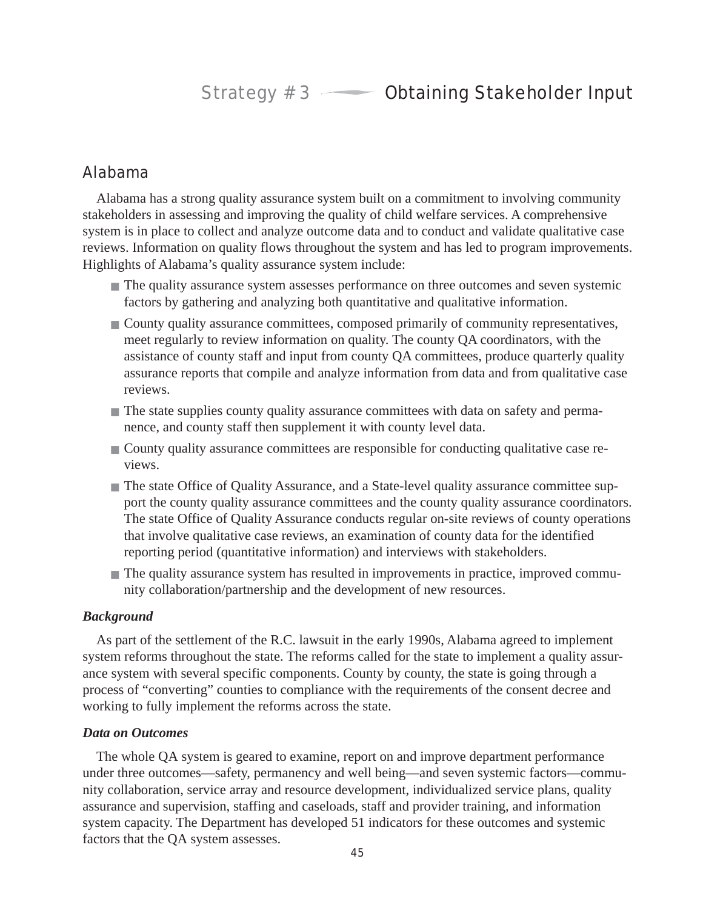# Strategy #3 — Obtaining Stakeholder Input

## Alabama

Alabama has a strong quality assurance system built on a commitment to involving community stakeholders in assessing and improving the quality of child welfare services. A comprehensive system is in place to collect and analyze outcome data and to conduct and validate qualitative case reviews. Information on quality flows throughout the system and has led to program improvements. Highlights of Alabama's quality assurance system include:

- The quality assurance system assesses performance on three outcomes and seven systemic factors by gathering and analyzing both quantitative and qualitative information.
- County quality assurance committees, composed primarily of community representatives, meet regularly to review information on quality. The county QA coordinators, with the assistance of county staff and input from county QA committees, produce quarterly quality assurance reports that compile and analyze information from data and from qualitative case reviews.
- The state supplies county quality assurance committees with data on safety and permanence, and county staff then supplement it with county level data.
- County quality assurance committees are responsible for conducting qualitative case reviews.
- The state Office of Quality Assurance, and a State-level quality assurance committee support the county quality assurance committees and the county quality assurance coordinators. The state Office of Quality Assurance conducts regular on-site reviews of county operations that involve qualitative case reviews, an examination of county data for the identified reporting period (quantitative information) and interviews with stakeholders.
- The quality assurance system has resulted in improvements in practice, improved community collaboration/partnership and the development of new resources.

***Background***

As part of the settlement of the R.C. lawsuit in the early 1990s, Alabama agreed to implement system reforms throughout the state. The reforms called for the state to implement a quality assurance system with several specific components. County by county, the state is going through a process of "converting" counties to compliance with the requirements of the consent decree and working to fully implement the reforms across the state.

***Data on Outcomes***

The whole QA system is geared to examine, report on and improve department performance under three outcomes—safety, permanency and well being—and seven systemic factors—community collaboration, service array and resource development, individualized service plans, quality assurance and supervision, staffing and caseloads, staff and provider training, and information system capacity. The Department has developed 51 indicators for these outcomes and systemic factors that the QA system assesses.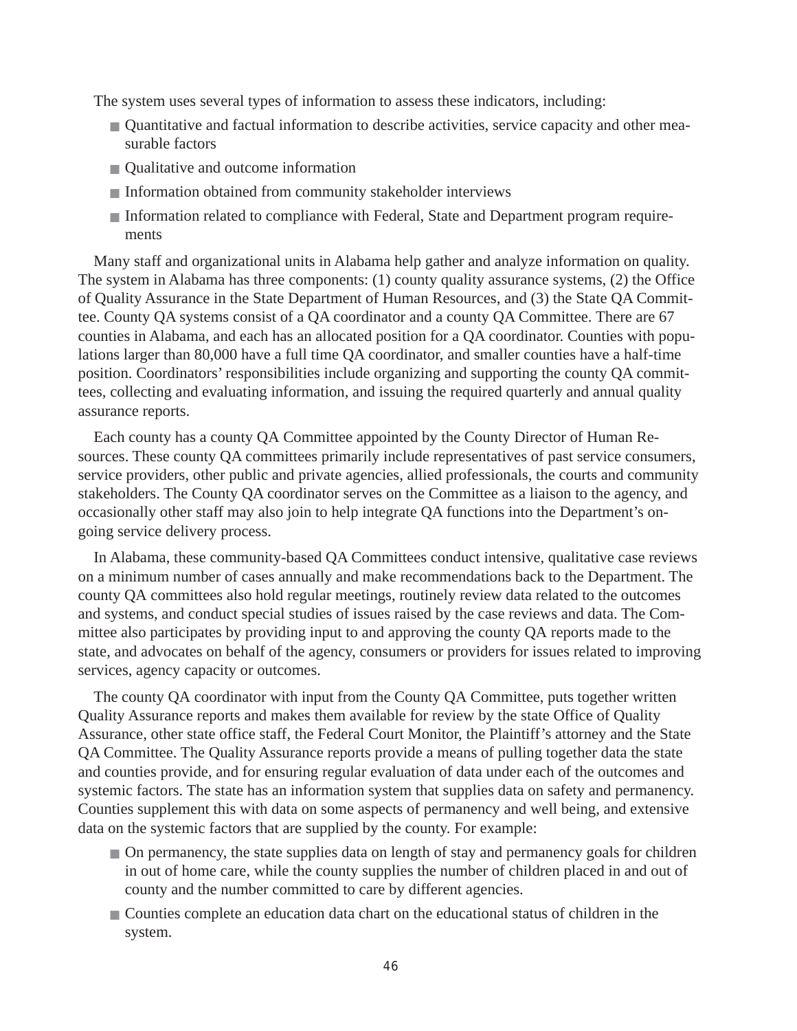The system uses several types of information to assess these indicators, including:

- Quantitative and factual information to describe activities, service capacity and other measurable factors
- Qualitative and outcome information
- Information obtained from community stakeholder interviews
- Information related to compliance with Federal, State and Department program requirements

Many staff and organizational units in Alabama help gather and analyze information on quality. The system in Alabama has three components: (1) county quality assurance systems, (2) the Office of Quality Assurance in the State Department of Human Resources, and (3) the State QA Committee. County QA systems consist of a QA coordinator and a county QA Committee. There are 67 counties in Alabama, and each has an allocated position for a QA coordinator. Counties with populations larger than 80,000 have a full time QA coordinator, and smaller counties have a half-time position. Coordinators' responsibilities include organizing and supporting the county QA committees, collecting and evaluating information, and issuing the required quarterly and annual quality assurance reports.

Each county has a county QA Committee appointed by the County Director of Human Resources. These county QA committees primarily include representatives of past service consumers, service providers, other public and private agencies, allied professionals, the courts and community stakeholders. The County QA coordinator serves on the Committee as a liaison to the agency, and occasionally other staff may also join to help integrate QA functions into the Department's ongoing service delivery process.

In Alabama, these community-based QA Committees conduct intensive, qualitative case reviews on a minimum number of cases annually and make recommendations back to the Department. The county QA committees also hold regular meetings, routinely review data related to the outcomes and systems, and conduct special studies of issues raised by the case reviews and data. The Committee also participates by providing input to and approving the county QA reports made to the state, and advocates on behalf of the agency, consumers or providers for issues related to improving services, agency capacity or outcomes.

The county QA coordinator with input from the County QA Committee, puts together written Quality Assurance reports and makes them available for review by the state Office of Quality Assurance, other state office staff, the Federal Court Monitor, the Plaintiff's attorney and the State QA Committee. The Quality Assurance reports provide a means of pulling together data the state and counties provide, and for ensuring regular evaluation of data under each of the outcomes and systemic factors. The state has an information system that supplies data on safety and permanency. Counties supplement this with data on some aspects of permanency and well being, and extensive data on the systemic factors that are supplied by the county. For example:

- On permanency, the state supplies data on length of stay and permanency goals for children in out of home care, while the county supplies the number of children placed in and out of county and the number committed to care by different agencies.
- Counties complete an education data chart on the educational status of children in the system.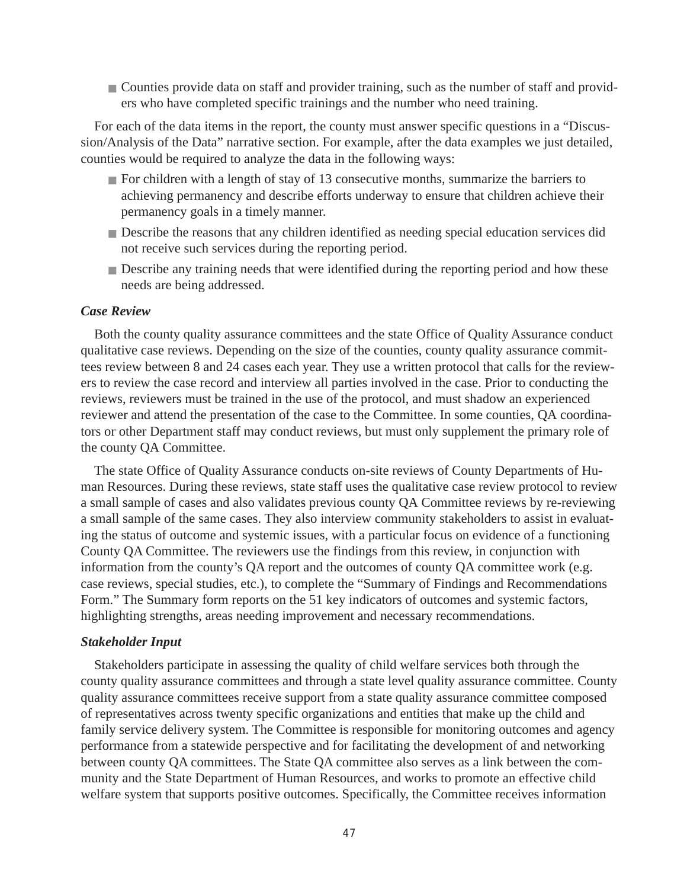- Counties provide data on staff and provider training, such as the number of staff and providers who have completed specific trainings and the number who need training.

For each of the data items in the report, the county must answer specific questions in a "Discussion/Analysis of the Data" narrative section. For example, after the data examples we just detailed, counties would be required to analyze the data in the following ways:

- For children with a length of stay of 13 consecutive months, summarize the barriers to achieving permanency and describe efforts underway to ensure that children achieve their permanency goals in a timely manner.
- Describe the reasons that any children identified as needing special education services did not receive such services during the reporting period.
- Describe any training needs that were identified during the reporting period and how these needs are being addressed.

***Case Review***

Both the county quality assurance committees and the state Office of Quality Assurance conduct qualitative case reviews. Depending on the size of the counties, county quality assurance committees review between 8 and 24 cases each year. They use a written protocol that calls for the reviewers to review the case record and interview all parties involved in the case. Prior to conducting the reviews, reviewers must be trained in the use of the protocol, and must shadow an experienced reviewer and attend the presentation of the case to the Committee. In some counties, QA coordinators or other Department staff may conduct reviews, but must only supplement the primary role of the county QA Committee.

The state Office of Quality Assurance conducts on-site reviews of County Departments of Human Resources. During these reviews, state staff uses the qualitative case review protocol to review a small sample of cases and also validates previous county QA Committee reviews by re-reviewing a small sample of the same cases. They also interview community stakeholders to assist in evaluating the status of outcome and systemic issues, with a particular focus on evidence of a functioning County QA Committee. The reviewers use the findings from this review, in conjunction with information from the county's QA report and the outcomes of county QA committee work (e.g. case reviews, special studies, etc.), to complete the "Summary of Findings and Recommendations Form." The Summary form reports on the 51 key indicators of outcomes and systemic factors, highlighting strengths, areas needing improvement and necessary recommendations.

***Stakeholder Input***

Stakeholders participate in assessing the quality of child welfare services both through the county quality assurance committees and through a state level quality assurance committee. County quality assurance committees receive support from a state quality assurance committee composed of representatives across twenty specific organizations and entities that make up the child and family service delivery system. The Committee is responsible for monitoring outcomes and agency performance from a statewide perspective and for facilitating the development of and networking between county QA committees. The State QA committee also serves as a link between the community and the State Department of Human Resources, and works to promote an effective child welfare system that supports positive outcomes. Specifically, the Committee receives information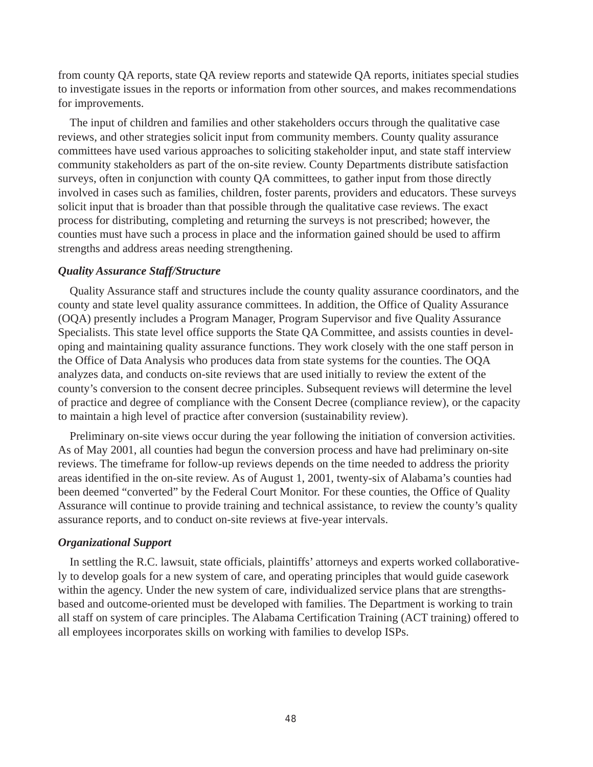from county QA reports, state QA review reports and statewide QA reports, initiates special studies to investigate issues in the reports or information from other sources, and makes recommendations for improvements.

The input of children and families and other stakeholders occurs through the qualitative case reviews, and other strategies solicit input from community members. County quality assurance committees have used various approaches to soliciting stakeholder input, and state staff interview community stakeholders as part of the on-site review. County Departments distribute satisfaction surveys, often in conjunction with county QA committees, to gather input from those directly involved in cases such as families, children, foster parents, providers and educators. These surveys solicit input that is broader than that possible through the qualitative case reviews. The exact process for distributing, completing and returning the surveys is not prescribed; however, the counties must have such a process in place and the information gained should be used to affirm strengths and address areas needing strengthening.

### *Quality Assurance Staff/Structure*

Quality Assurance staff and structures include the county quality assurance coordinators, and the county and state level quality assurance committees. In addition, the Office of Quality Assurance (OQA) presently includes a Program Manager, Program Supervisor and five Quality Assurance Specialists. This state level office supports the State QA Committee, and assists counties in developing and maintaining quality assurance functions. They work closely with the one staff person in the Office of Data Analysis who produces data from state systems for the counties. The OQA analyzes data, and conducts on-site reviews that are used initially to review the extent of the county's conversion to the consent decree principles. Subsequent reviews will determine the level of practice and degree of compliance with the Consent Decree (compliance review), or the capacity to maintain a high level of practice after conversion (sustainability review).

Preliminary on-site views occur during the year following the initiation of conversion activities. As of May 2001, all counties had begun the conversion process and have had preliminary on-site reviews. The timeframe for follow-up reviews depends on the time needed to address the priority areas identified in the on-site review. As of August 1, 2001, twenty-six of Alabama's counties had been deemed "converted" by the Federal Court Monitor. For these counties, the Office of Quality Assurance will continue to provide training and technical assistance, to review the county's quality assurance reports, and to conduct on-site reviews at five-year intervals.

### *Organizational Support*

In settling the R.C. lawsuit, state officials, plaintiffs' attorneys and experts worked collaboratively to develop goals for a new system of care, and operating principles that would guide casework within the agency. Under the new system of care, individualized service plans that are strengths-based and outcome-oriented must be developed with families. The Department is working to train all staff on system of care principles. The Alabama Certification Training (ACT training) offered to all employees incorporates skills on working with families to develop ISPs.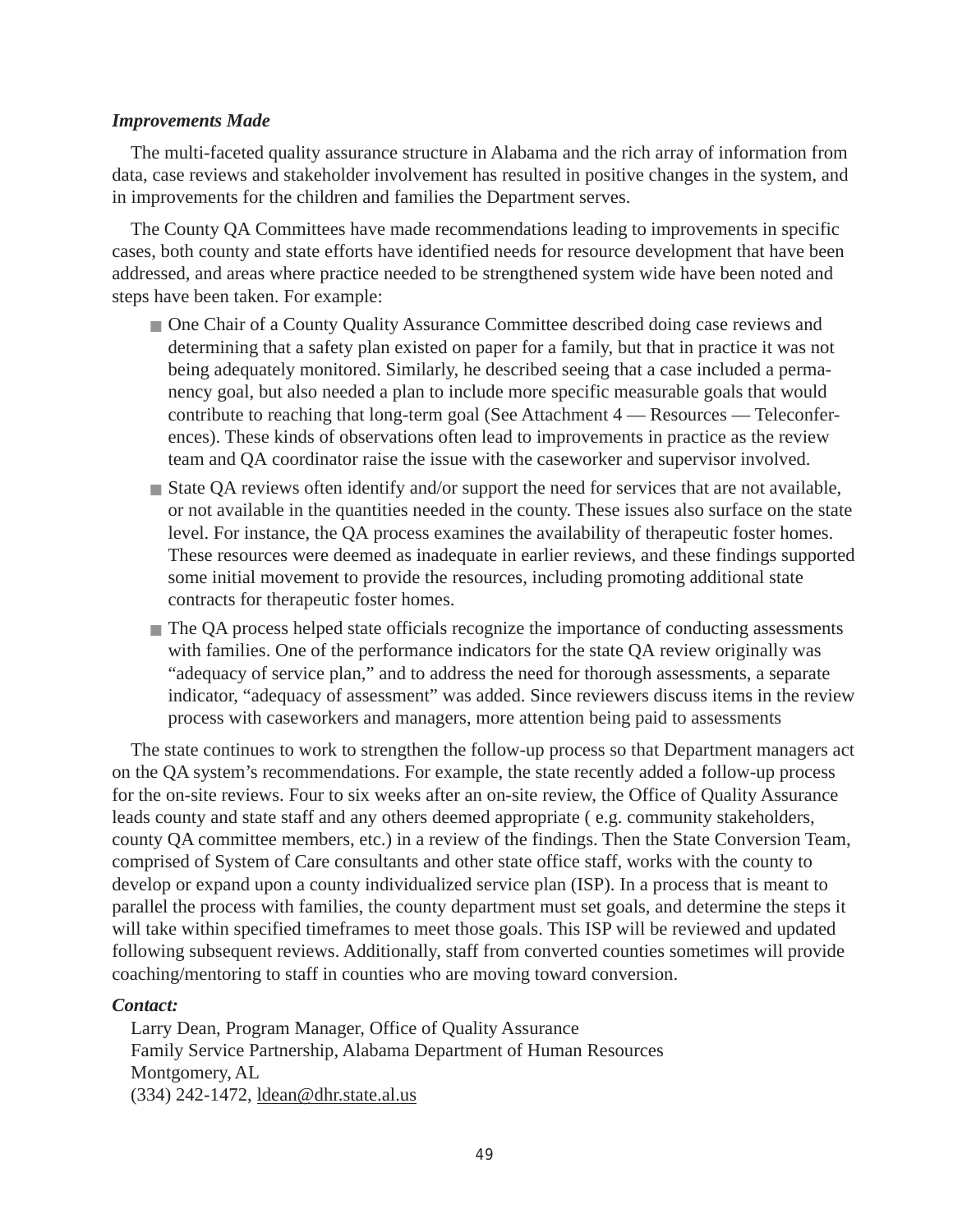***Improvements Made***

The multi-faceted quality assurance structure in Alabama and the rich array of information from data, case reviews and stakeholder involvement has resulted in positive changes in the system, and in improvements for the children and families the Department serves.

The County QA Committees have made recommendations leading to improvements in specific cases, both county and state efforts have identified needs for resource development that have been addressed, and areas where practice needed to be strengthened system wide have been noted and steps have been taken. For example:

- One Chair of a County Quality Assurance Committee described doing case reviews and determining that a safety plan existed on paper for a family, but that in practice it was not being adequately monitored. Similarly, he described seeing that a case included a permanency goal, but also needed a plan to include more specific measurable goals that would contribute to reaching that long-term goal (See Attachment 4 — Resources — Teleconferences). These kinds of observations often lead to improvements in practice as the review team and QA coordinator raise the issue with the caseworker and supervisor involved.
- State QA reviews often identify and/or support the need for services that are not available, or not available in the quantities needed in the county. These issues also surface on the state level. For instance, the QA process examines the availability of therapeutic foster homes. These resources were deemed as inadequate in earlier reviews, and these findings supported some initial movement to provide the resources, including promoting additional state contracts for therapeutic foster homes.
- The QA process helped state officials recognize the importance of conducting assessments with families. One of the performance indicators for the state QA review originally was "adequacy of service plan," and to address the need for thorough assessments, a separate indicator, "adequacy of assessment" was added. Since reviewers discuss items in the review process with caseworkers and managers, more attention being paid to assessments

The state continues to work to strengthen the follow-up process so that Department managers act on the QA system's recommendations. For example, the state recently added a follow-up process for the on-site reviews. Four to six weeks after an on-site review, the Office of Quality Assurance leads county and state staff and any others deemed appropriate ( e.g. community stakeholders, county QA committee members, etc.) in a review of the findings. Then the State Conversion Team, comprised of System of Care consultants and other state office staff, works with the county to develop or expand upon a county individualized service plan (ISP). In a process that is meant to parallel the process with families, the county department must set goals, and determine the steps it will take within specified timeframes to meet those goals. This ISP will be reviewed and updated following subsequent reviews. Additionally, staff from converted counties sometimes will provide coaching/mentoring to staff in counties who are moving toward conversion.

***Contact:***

Larry Dean, Program Manager, Office of Quality Assurance
Family Service Partnership, Alabama Department of Human Resources
Montgomery, AL
(334) 242-1472, ldean@dhr.state.al.us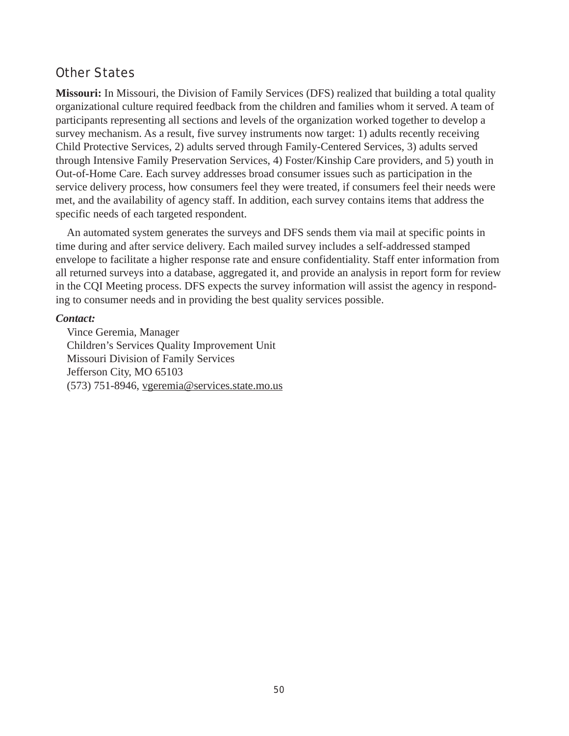## Other States

**Missouri:** In Missouri, the Division of Family Services (DFS) realized that building a total quality organizational culture required feedback from the children and families whom it served. A team of participants representing all sections and levels of the organization worked together to develop a survey mechanism. As a result, five survey instruments now target: 1) adults recently receiving Child Protective Services, 2) adults served through Family-Centered Services, 3) adults served through Intensive Family Preservation Services, 4) Foster/Kinship Care providers, and 5) youth in Out-of-Home Care. Each survey addresses broad consumer issues such as participation in the service delivery process, how consumers feel they were treated, if consumers feel their needs were met, and the availability of agency staff. In addition, each survey contains items that address the specific needs of each targeted respondent.

An automated system generates the surveys and DFS sends them via mail at specific points in time during and after service delivery. Each mailed survey includes a self-addressed stamped envelope to facilitate a higher response rate and ensure confidentiality. Staff enter information from all returned surveys into a database, aggregated it, and provide an analysis in report form for review in the CQI Meeting process. DFS expects the survey information will assist the agency in responding to consumer needs and in providing the best quality services possible.

***Contact:***

Vince Geremia, Manager
Children's Services Quality Improvement Unit
Missouri Division of Family Services
Jefferson City, MO 65103
(573) 751-8946, vgeremia@services.state.mo.us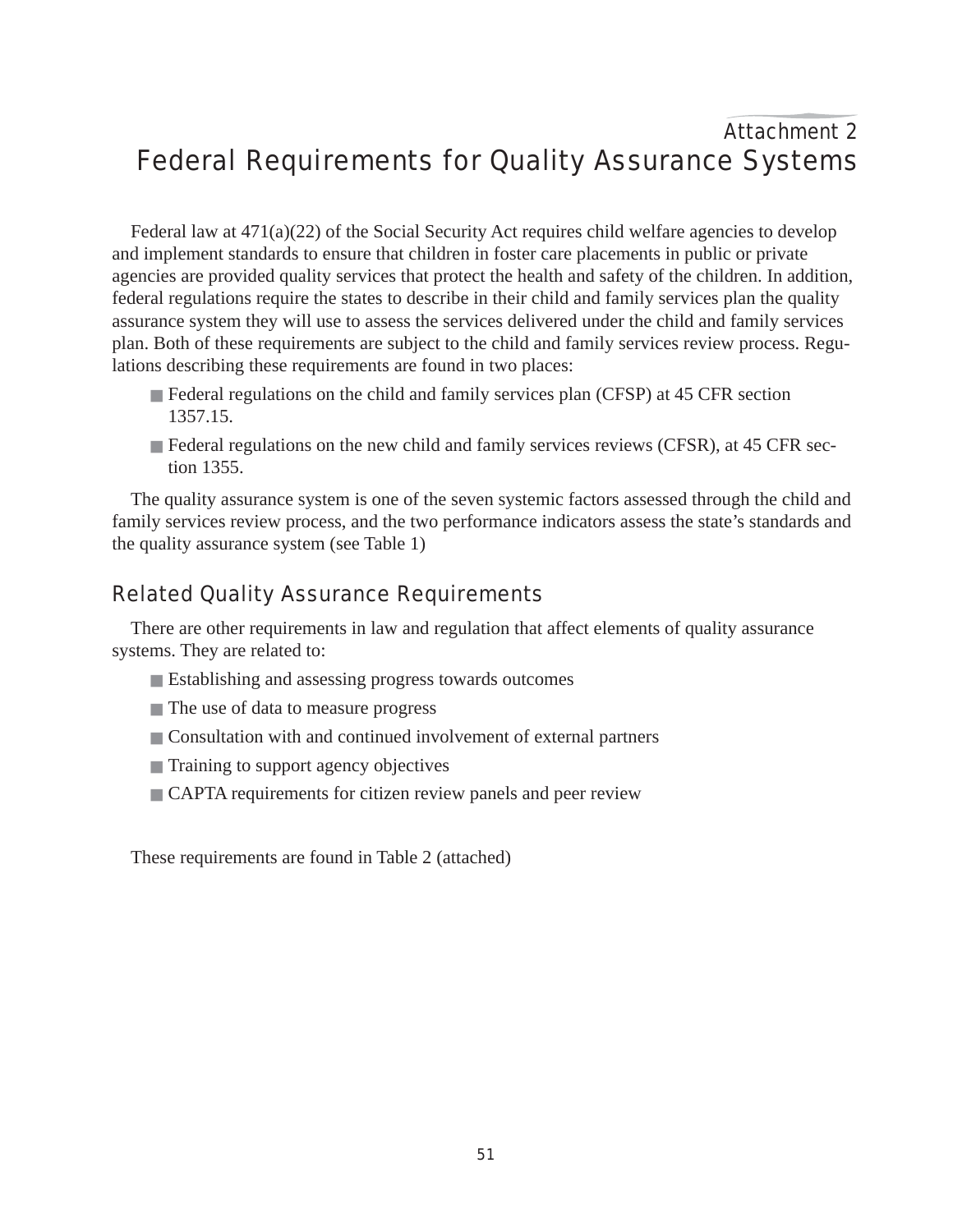Attachment 2

# Federal Requirements for Quality Assurance Systems

Federal law at 471(a)(22) of the Social Security Act requires child welfare agencies to develop and implement standards to ensure that children in foster care placements in public or private agencies are provided quality services that protect the health and safety of the children. In addition, federal regulations require the states to describe in their child and family services plan the quality assurance system they will use to assess the services delivered under the child and family services plan. Both of these requirements are subject to the child and family services review process. Regulations describing these requirements are found in two places:

- Federal regulations on the child and family services plan (CFSP) at 45 CFR section 1357.15.
- Federal regulations on the new child and family services reviews (CFSR), at 45 CFR section 1355.

The quality assurance system is one of the seven systemic factors assessed through the child and family services review process, and the two performance indicators assess the state's standards and the quality assurance system (see Table 1)

## Related Quality Assurance Requirements

There are other requirements in law and regulation that affect elements of quality assurance systems. They are related to:

- Establishing and assessing progress towards outcomes
- The use of data to measure progress
- Consultation with and continued involvement of external partners
- Training to support agency objectives
- CAPTA requirements for citizen review panels and peer review

These requirements are found in Table 2 (attached)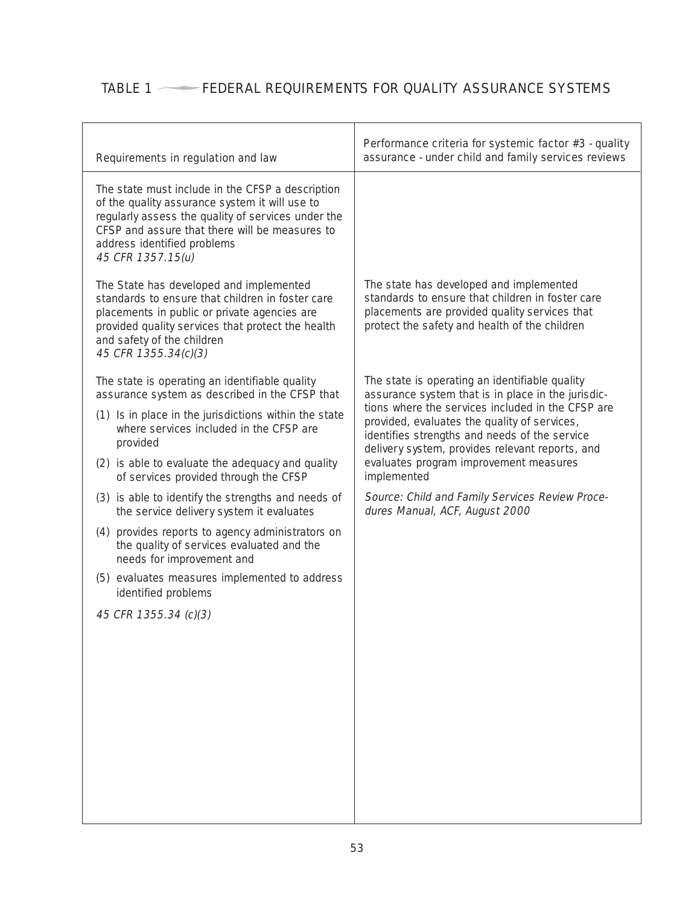## TABLE 1 — FEDERAL REQUIREMENTS FOR QUALITY ASSURANCE SYSTEMS

| Requirements in regulation and law | Performance criteria for systemic factor #3 - quality assurance - under child and family services reviews |
|---|---|
| The state must include in the CFSP a description of the quality assurance system it will use to regularly assess the quality of services under the CFSP and assure that there will be measures to address identified problems<br>*45 CFR 1357.15(u)* | |
| The State has developed and implemented standards to ensure that children in foster care placements in public or private agencies are provided quality services that protect the health and safety of the children<br>*45 CFR 1355.34(c)(3)* | The state has developed and implemented standards to ensure that children in foster care placements are provided quality services that protect the safety and health of the children |
| The state is operating an identifiable quality assurance system as described in the CFSP that<br>(1) Is in place in the jurisdictions within the state where services included in the CFSP are provided<br>(2) is able to evaluate the adequacy and quality of services provided through the CFSP<br>(3) is able to identify the strengths and needs of the service delivery system it evaluates<br>(4) provides reports to agency administrators on the quality of services evaluated and the needs for improvement and<br>(5) evaluates measures implemented to address identified problems<br>*45 CFR 1355.34 (c)(3)* | The state is operating an identifiable quality assurance system that is in place in the jurisdictions where the services included in the CFSP are provided, evaluates the quality of services, identifies strengths and needs of the service delivery system, provides relevant reports, and evaluates program improvement measures implemented<br>*Source: Child and Family Services Review Procedures Manual, ACF, August 2000* |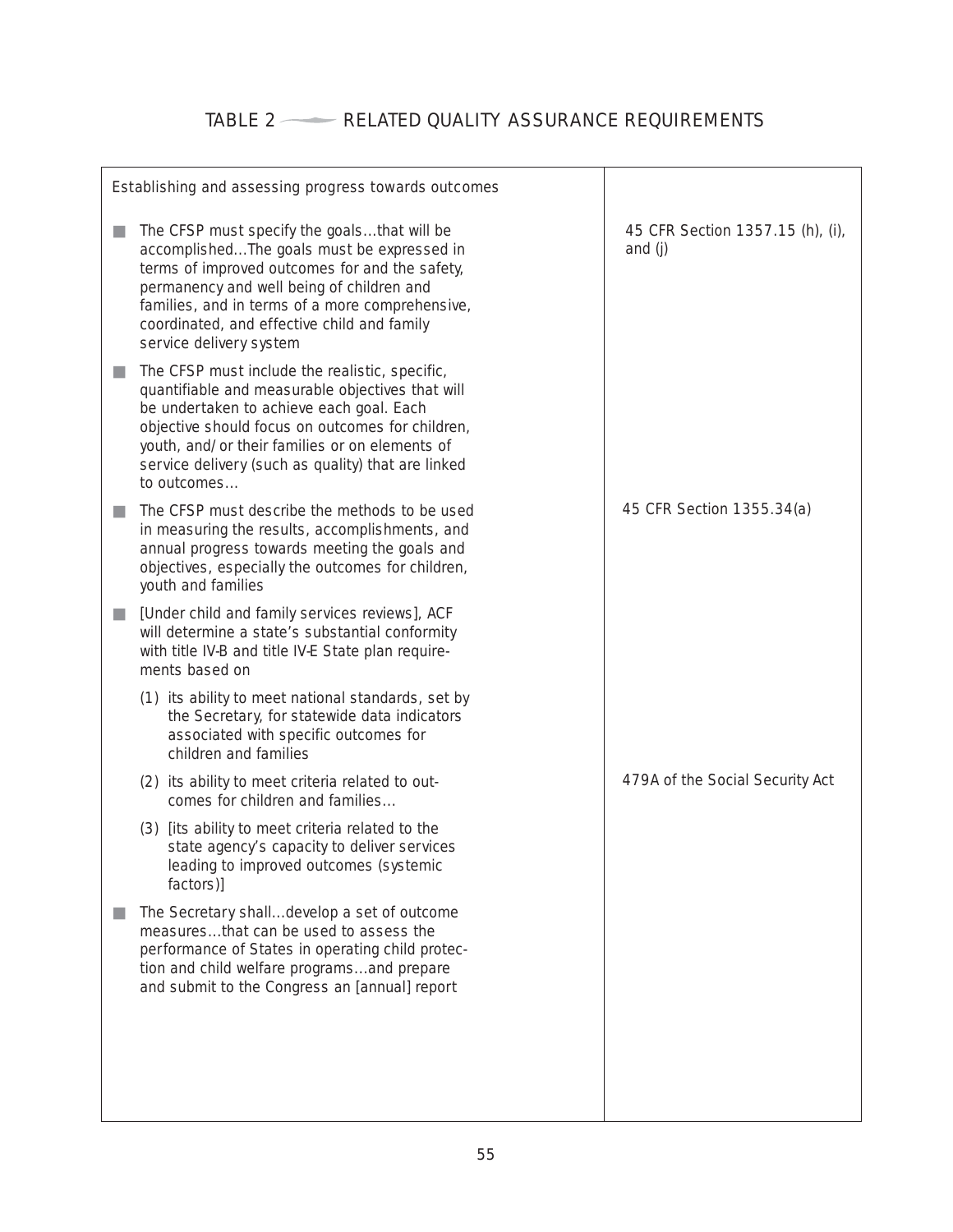# TABLE 2 — RELATED QUALITY ASSURANCE REQUIREMENTS

| Establishing and assessing progress towards outcomes | |
|---|---|
| ■ The CFSP must specify the goals…that will be accomplished…The goals must be expressed in terms of improved outcomes for and the safety, permanency and well being of children and families, and in terms of a more comprehensive, coordinated, and effective child and family service delivery system | 45 CFR Section 1357.15 (h), (i), and (j) |
| ■ The CFSP must include the realistic, specific, quantifiable and measurable objectives that will be undertaken to achieve each goal. Each objective should focus on outcomes for children, youth, and/or their families or on elements of service delivery (such as quality) that are linked to outcomes… | |
| ■ The CFSP must describe the methods to be used in measuring the results, accomplishments, and annual progress towards meeting the goals and objectives, especially the outcomes for children, youth and families | 45 CFR Section 1355.34(a) |
| ■ [Under child and family services reviews], ACF will determine a state's substantial conformity with title IV-B and title IV-E State plan requirements based on | |
| (1) its ability to meet national standards, set by the Secretary, for statewide data indicators associated with specific outcomes for children and families | |
| (2) its ability to meet criteria related to outcomes for children and families… | 479A of the Social Security Act |
| (3) [its ability to meet criteria related to the state agency's capacity to deliver services leading to improved outcomes (systemic factors)] | |
| ■ The Secretary shall…develop a set of outcome measures…that can be used to assess the performance of States in operating child protection and child welfare programs…and prepare and submit to the Congress an [annual] report | |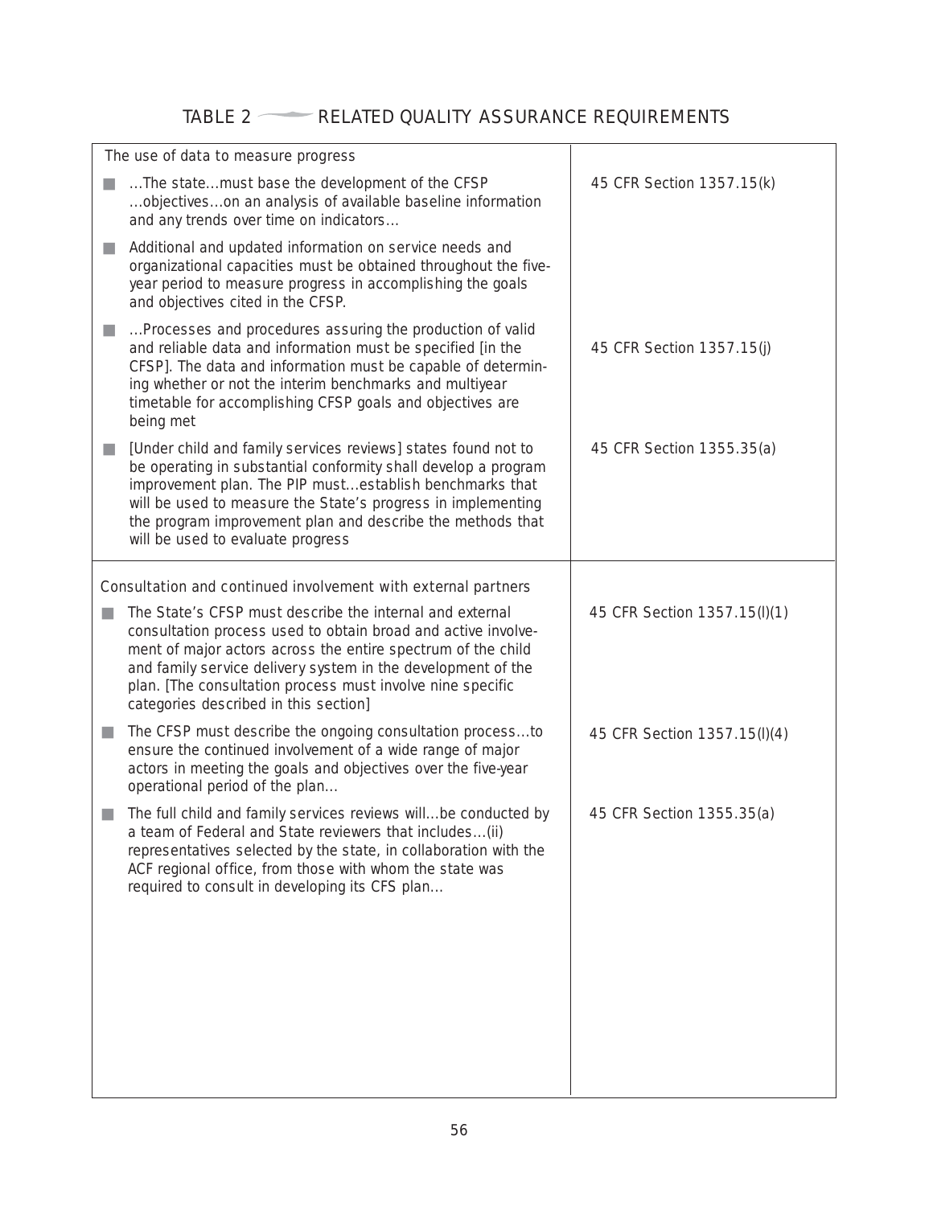# TABLE 2 — RELATED QUALITY ASSURANCE REQUIREMENTS

| Requirement | Citation |
|---|---|
| **The use of data to measure progress** | |
| ■ …The state…must base the development of the CFSP …objectives…on an analysis of available baseline information and any trends over time on indicators… | 45 CFR Section 1357.15(k) |
| ■ Additional and updated information on service needs and organizational capacities must be obtained throughout the five-year period to measure progress in accomplishing the goals and objectives cited in the CFSP. | |
| ■ …Processes and procedures assuring the production of valid and reliable data and information must be specified [in the CFSP]. The data and information must be capable of determining whether or not the interim benchmarks and multiyear timetable for accomplishing CFSP goals and objectives are being met | 45 CFR Section 1357.15(j) |
| ■ [Under child and family services reviews] states found not to be operating in substantial conformity shall develop a program improvement plan. The PIP must…establish benchmarks that will be used to measure the State's progress in implementing the program improvement plan and describe the methods that will be used to evaluate progress | 45 CFR Section 1355.35(a) |
| **Consultation and continued involvement with external partners** | |
| ■ The State's CFSP must describe the internal and external consultation process used to obtain broad and active involvement of major actors across the entire spectrum of the child and family service delivery system in the development of the plan. [The consultation process must involve nine specific categories described in this section] | 45 CFR Section 1357.15(l)(1) |
| ■ The CFSP must describe the ongoing consultation process…to ensure the continued involvement of a wide range of major actors in meeting the goals and objectives over the five-year operational period of the plan… | 45 CFR Section 1357.15(l)(4) |
| ■ The full child and family services reviews will…be conducted by a team of Federal and State reviewers that includes…(ii) representatives selected by the state, in collaboration with the ACF regional office, from those with whom the state was required to consult in developing its CFS plan… | 45 CFR Section 1355.35(a) |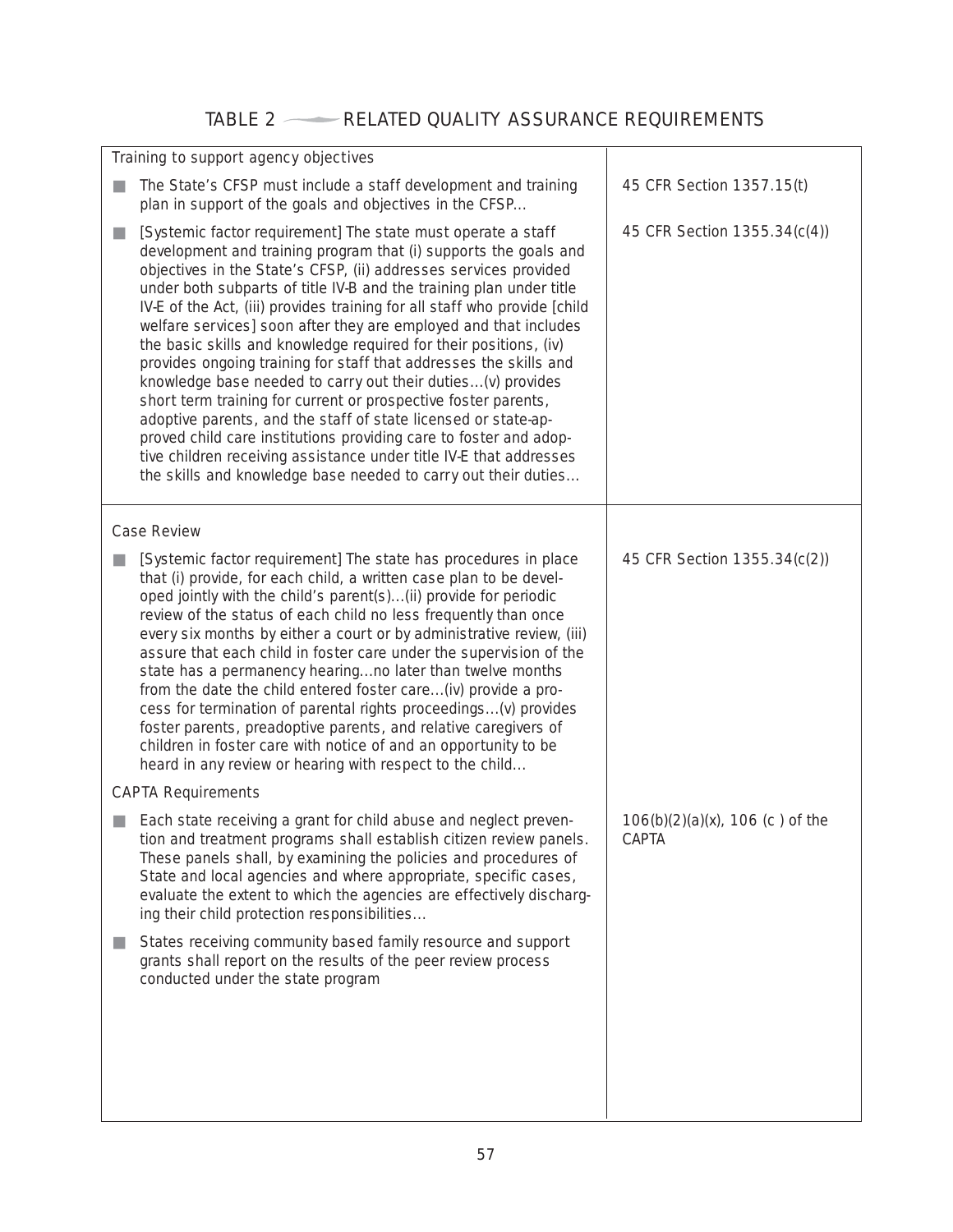## TABLE 2 — RELATED QUALITY ASSURANCE REQUIREMENTS

| Requirement | Citation |
| --- | --- |
| **Training to support agency objectives** | |
| ■ The State's CFSP must include a staff development and training plan in support of the goals and objectives in the CFSP... | 45 CFR Section 1357.15(t) |
| ■ [Systemic factor requirement] The state must operate a staff development and training program that (i) supports the goals and objectives in the State's CFSP, (ii) addresses services provided under both subparts of title IV-B and the training plan under title IV-E of the Act, (iii) provides training for all staff who provide [child welfare services] soon after they are employed and that includes the basic skills and knowledge required for their positions, (iv) provides ongoing training for staff that addresses the skills and knowledge base needed to carry out their duties…(v) provides short term training for current or prospective foster parents, adoptive parents, and the staff of state licensed or state-approved child care institutions providing care to foster and adoptive children receiving assistance under title IV-E that addresses the skills and knowledge base needed to carry out their duties… | 45 CFR Section 1355.34(c(4)) |
| **Case Review** | |
| ■ [Systemic factor requirement] The state has procedures in place that (i) provide, for each child, a written case plan to be developed jointly with the child's parent(s)…(ii) provide for periodic review of the status of each child no less frequently than once every six months by either a court or by administrative review, (iii) assure that each child in foster care under the supervision of the state has a permanency hearing...no later than twelve months from the date the child entered foster care…(iv) provide a process for termination of parental rights proceedings…(v) provides foster parents, preadoptive parents, and relative caregivers of children in foster care with notice of and an opportunity to be heard in any review or hearing with respect to the child… | 45 CFR Section 1355.34(c(2)) |
| **CAPTA Requirements** | |
| ■ Each state receiving a grant for child abuse and neglect prevention and treatment programs shall establish citizen review panels. These panels shall, by examining the policies and procedures of State and local agencies and where appropriate, specific cases, evaluate the extent to which the agencies are effectively discharging their child protection responsibilities… | 106(b)(2)(a)(x), 106 (c ) of the CAPTA |
| ■ States receiving community based family resource and support grants shall report on the results of the peer review process conducted under the state program | |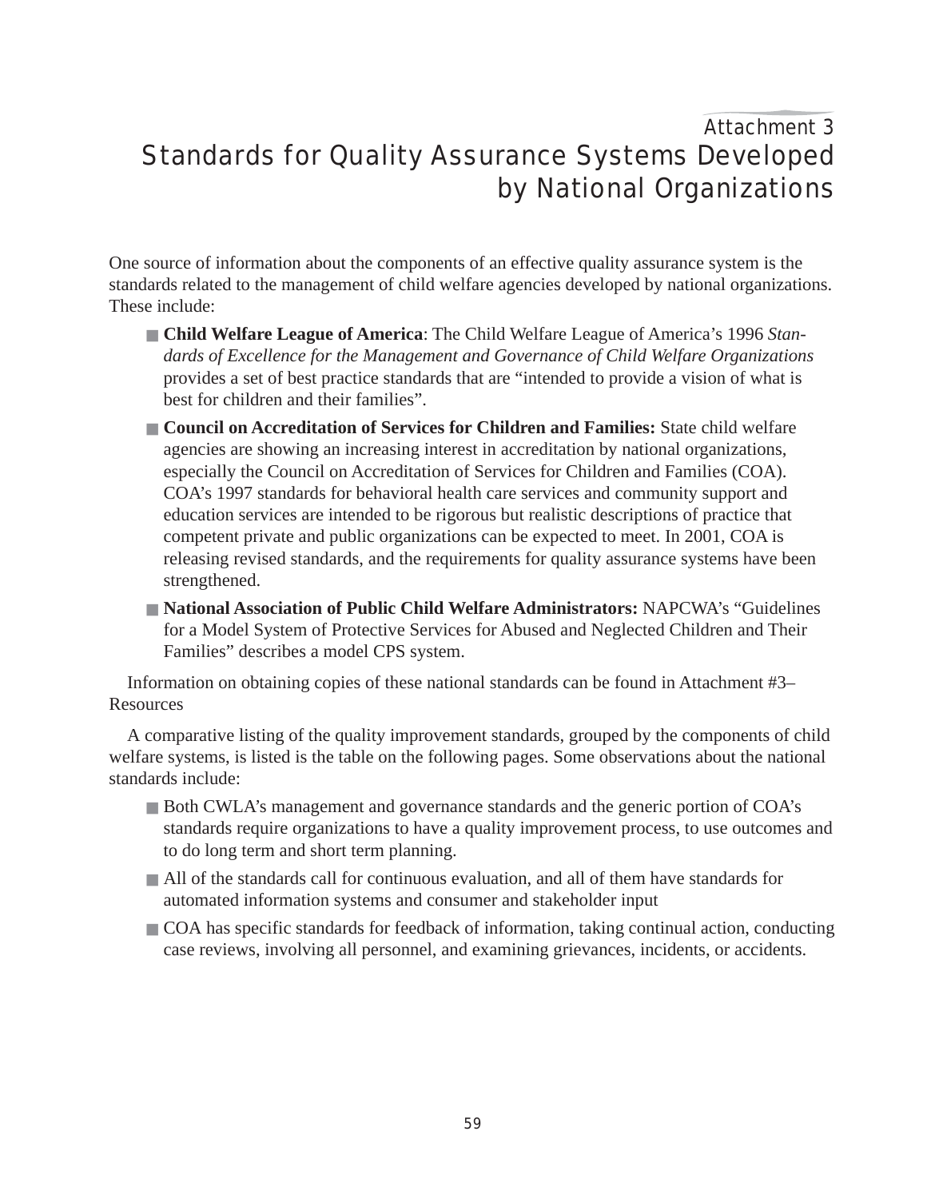# Attachment 3
# Standards for Quality Assurance Systems Developed by National Organizations

One source of information about the components of an effective quality assurance system is the standards related to the management of child welfare agencies developed by national organizations. These include:

- **Child Welfare League of America**: The Child Welfare League of America's 1996 *Standards of Excellence for the Management and Governance of Child Welfare Organizations* provides a set of best practice standards that are "intended to provide a vision of what is best for children and their families".
- **Council on Accreditation of Services for Children and Families:** State child welfare agencies are showing an increasing interest in accreditation by national organizations, especially the Council on Accreditation of Services for Children and Families (COA). COA's 1997 standards for behavioral health care services and community support and education services are intended to be rigorous but realistic descriptions of practice that competent private and public organizations can be expected to meet. In 2001, COA is releasing revised standards, and the requirements for quality assurance systems have been strengthened.
- **National Association of Public Child Welfare Administrators:** NAPCWA's "Guidelines for a Model System of Protective Services for Abused and Neglected Children and Their Families" describes a model CPS system.

Information on obtaining copies of these national standards can be found in Attachment #3–Resources

A comparative listing of the quality improvement standards, grouped by the components of child welfare systems, is listed is the table on the following pages. Some observations about the national standards include:

- Both CWLA's management and governance standards and the generic portion of COA's standards require organizations to have a quality improvement process, to use outcomes and to do long term and short term planning.
- All of the standards call for continuous evaluation, and all of them have standards for automated information systems and consumer and stakeholder input
- COA has specific standards for feedback of information, taking continual action, conducting case reviews, involving all personnel, and examining grievances, incidents, or accidents.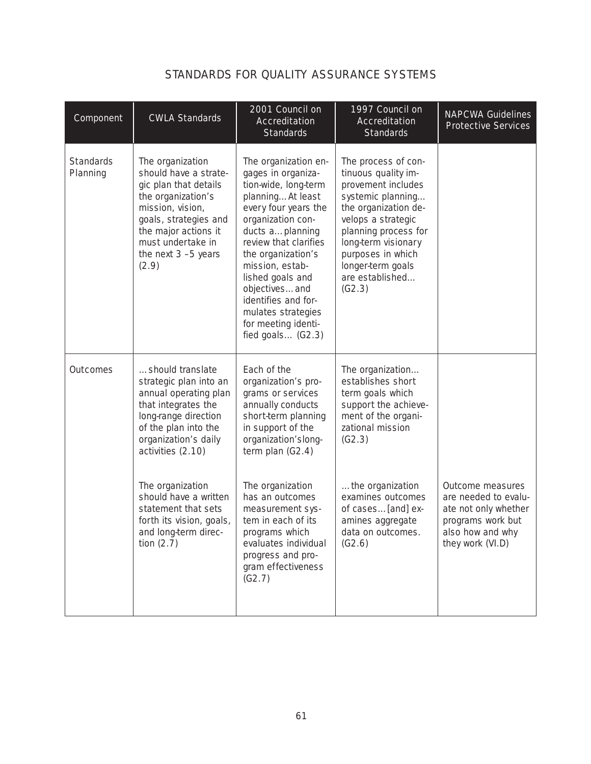# STANDARDS FOR QUALITY ASSURANCE SYSTEMS

| Component | CWLA Standards | 2001 Council on Accreditation Standards | 1997 Council on Accreditation Standards | NAPCWA Guidelines Protective Services |
|---|---|---|---|---|
| Standards Planning | The organization should have a strategic plan that details the organization's mission, vision, goals, strategies and the major actions it must undertake in the next 3 –5 years (2.9) | The organization engages in organization-wide, long-term planning… At least every four years the organization conducts a… planning review that clarifies the organization's mission, established goals and objectives… and identifies and formulates strategies for meeting identified goals… (G2.3) | The process of continuous quality improvement includes systemic planning… the organization develops a strategic planning process for long-term visionary purposes in which longer-term goals are established… (G2.3) | |
| Outcomes | … should translate strategic plan into an annual operating plan that integrates the long-range direction of the plan into the organization's daily activities (2.10) | Each of the organization's programs or services annually conducts short-term planning in support of the organization'slong-term plan (G2.4) | The organization… establishes short term goals which support the achievement of the organizational mission (G2.3) | |
| | The organization should have a written statement that sets forth its vision, goals, and long-term direction (2.7) | The organization has an outcomes measurement system in each of its programs which evaluates individual progress and program effectiveness (G2.7) | … the organization examines outcomes of cases… [and] examines aggregate data on outcomes. (G2.6) | Outcome measures are needed to evaluate not only whether programs work but also how and why they work (VI.D) |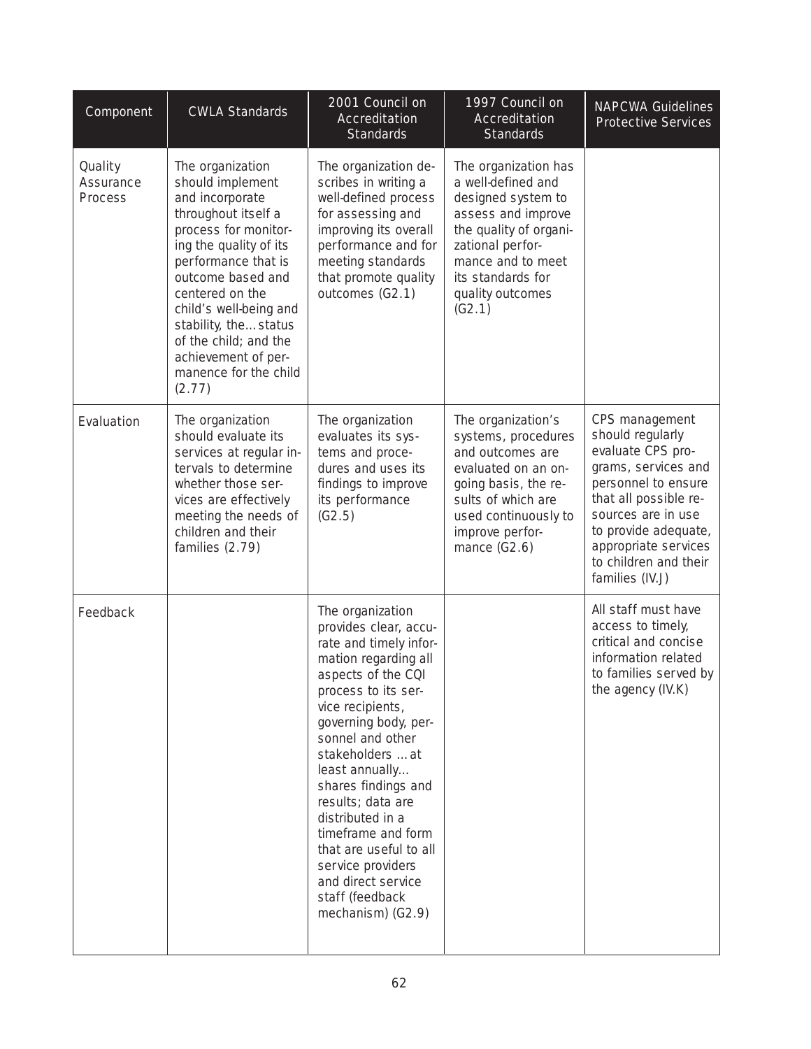| Component | CWLA Standards | 2001 Council on Accreditation Standards | 1997 Council on Accreditation Standards | NAPCWA Guidelines Protective Services |
|---|---|---|---|---|
| Quality Assurance Process | The organization should implement and incorporate throughout itself a process for monitoring the quality of its performance that is outcome based and centered on the child's well-being and stability, the... status of the child; and the achievement of permanence for the child (2.77) | The organization describes in writing a well-defined process for assessing and improving its overall performance and for meeting standards that promote quality outcomes (G2.1) | The organization has a well-defined and designed system to assess and improve the quality of organizational performance and to meet its standards for quality outcomes (G2.1) | |
| Evaluation | The organization should evaluate its services at regular intervals to determine whether those services are effectively meeting the needs of children and their families (2.79) | The organization evaluates its systems and procedures and uses its findings to improve its performance (G2.5) | The organization's systems, procedures and outcomes are evaluated on an ongoing basis, the results of which are used continuously to improve performance (G2.6) | CPS management should regularly evaluate CPS programs, services and personnel to ensure that all possible resources are in use to provide adequate, appropriate services to children and their families (IV.J) |
| Feedback | | The organization provides clear, accurate and timely information regarding all aspects of the CQI process to its service recipients, governing body, personnel and other stakeholders ... at least annually... shares findings and results; data are distributed in a timeframe and form that are useful to all service providers and direct service staff (feedback mechanism) (G2.9) | | All staff must have access to timely, critical and concise information related to families served by the agency (IV.K) |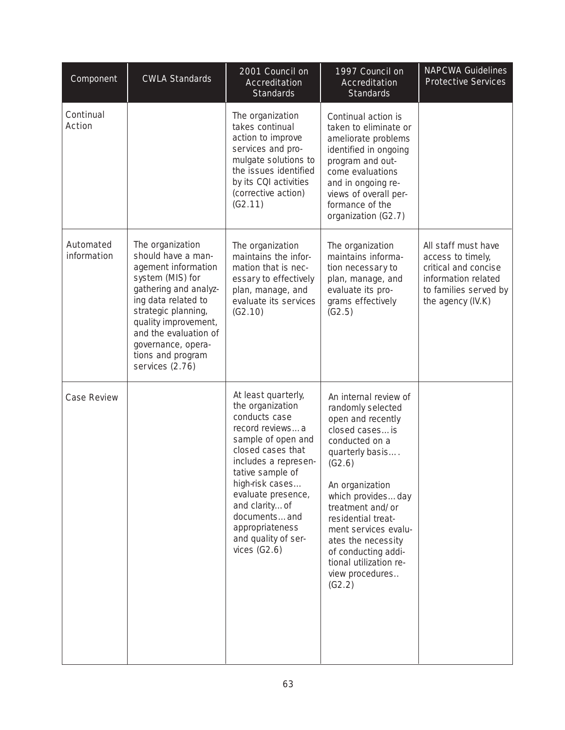| Component | CWLA Standards | 2001 Council on Accreditation Standards | 1997 Council on Accreditation Standards | NAPCWA Guidelines Protective Services |
|---|---|---|---|---|
| Continual Action | | The organization takes continual action to improve services and promulgate solutions to the issues identified by its CQI activities (corrective action) (G2.11) | Continual action is taken to eliminate or ameliorate problems identified in ongoing program and outcome evaluations and in ongoing reviews of overall performance of the organization (G2.7) | |
| Automated information | The organization should have a management information system (MIS) for gathering and analyzing data related to strategic planning, quality improvement, and the evaluation of governance, operations and program services (2.76) | The organization maintains the information that is necessary to effectively plan, manage, and evaluate its services (G2.10) | The organization maintains information necessary to plan, manage, and evaluate its programs effectively (G2.5) | All staff must have access to timely, critical and concise information related to families served by the agency (IV.K) |
| Case Review | | At least quarterly, the organization conducts case record reviews… a sample of open and closed cases that includes a representative sample of high-risk cases… evaluate presence, and clarity… of documents… and appropriateness and quality of services (G2.6) | An internal review of randomly selected open and recently closed cases… is conducted on a quarterly basis…. (G2.6)<br><br>An organization which provides… day treatment and/or residential treatment services evaluates the necessity of conducting additional utilization review procedures.. (G2.2) | |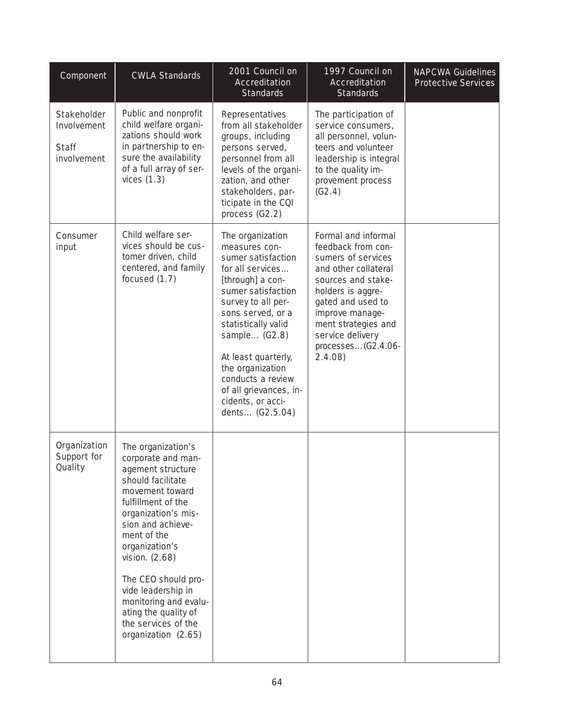| Component | CWLA Standards | 2001 Council on Accreditation Standards | 1997 Council on Accreditation Standards | NAPCWA Guidelines Protective Services |
|---|---|---|---|---|
| Stakeholder Involvement<br><br>Staff involvement | Public and nonprofit child welfare organizations should work in partnership to ensure the availability of a full array of services (1.3) | Representatives from all stakeholder groups, including persons served, personnel from all levels of the organization, and other stakeholders, participate in the CQI process (G2.2) | The participation of service consumers, all personnel, volunteers and volunteer leadership is integral to the quality improvement process (G2.4) | |
| Consumer input | Child welfare services should be customer driven, child centered, and family focused (1.7) | The organization measures consumer satisfaction for all services… [through] a consumer satisfaction survey to all persons served, or a statistically valid sample… (G2.8)<br><br>At least quarterly, the organization conducts a review of all grievances, incidents, or accidents… (G2.5.04) | Formal and informal feedback from consumers of services and other collateral sources and stakeholders is aggregated and used to improve management strategies and service delivery processes…(G2.4.06-2.4.08) | |
| Organization Support for Quality | The organization's corporate and management structure should facilitate movement toward fulfillment of the organization's mission and achievement of the organization's vision. (2.68)<br><br>The CEO should provide leadership in monitoring and evaluating the quality of the services of the organization (2.65) | | | |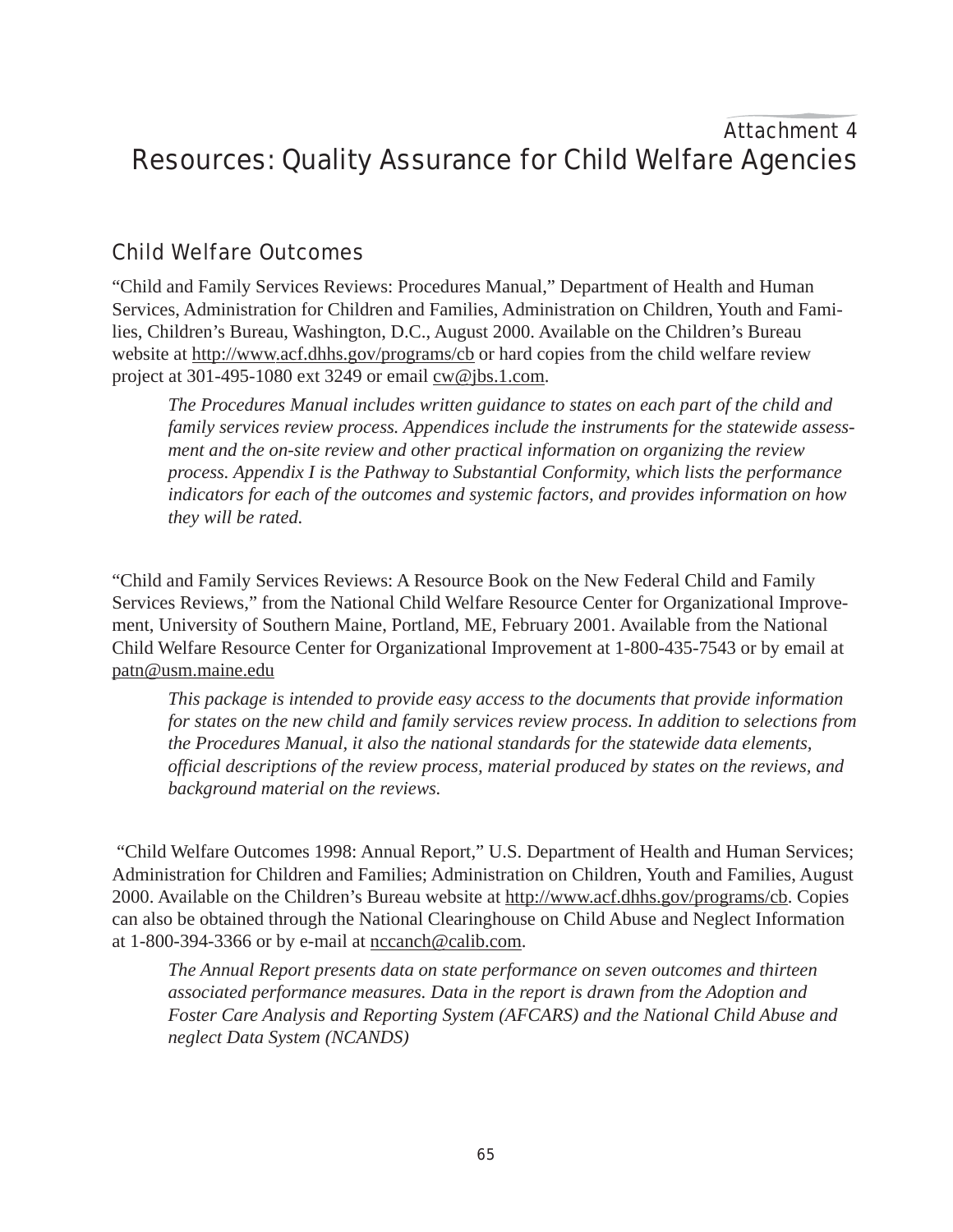# Attachment 4
# Resources: Quality Assurance for Child Welfare Agencies

## Child Welfare Outcomes

"Child and Family Services Reviews: Procedures Manual," Department of Health and Human Services, Administration for Children and Families, Administration on Children, Youth and Families, Children's Bureau, Washington, D.C., August 2000. Available on the Children's Bureau website at http://www.acf.dhhs.gov/programs/cb or hard copies from the child welfare review project at 301-495-1080 ext 3249 or email cw@jbs.1.com.

*The Procedures Manual includes written guidance to states on each part of the child and family services review process. Appendices include the instruments for the statewide assessment and the on-site review and other practical information on organizing the review process. Appendix I is the Pathway to Substantial Conformity, which lists the performance indicators for each of the outcomes and systemic factors, and provides information on how they will be rated.*

"Child and Family Services Reviews: A Resource Book on the New Federal Child and Family Services Reviews," from the National Child Welfare Resource Center for Organizational Improvement, University of Southern Maine, Portland, ME, February 2001. Available from the National Child Welfare Resource Center for Organizational Improvement at 1-800-435-7543 or by email at patn@usm.maine.edu

*This package is intended to provide easy access to the documents that provide information for states on the new child and family services review process. In addition to selections from the Procedures Manual, it also the national standards for the statewide data elements, official descriptions of the review process, material produced by states on the reviews, and background material on the reviews.*

"Child Welfare Outcomes 1998: Annual Report," U.S. Department of Health and Human Services; Administration for Children and Families; Administration on Children, Youth and Families, August 2000. Available on the Children's Bureau website at http://www.acf.dhhs.gov/programs/cb. Copies can also be obtained through the National Clearinghouse on Child Abuse and Neglect Information at 1-800-394-3366 or by e-mail at nccanch@calib.com.

*The Annual Report presents data on state performance on seven outcomes and thirteen associated performance measures. Data in the report is drawn from the Adoption and Foster Care Analysis and Reporting System (AFCARS) and the National Child Abuse and neglect Data System (NCANDS)*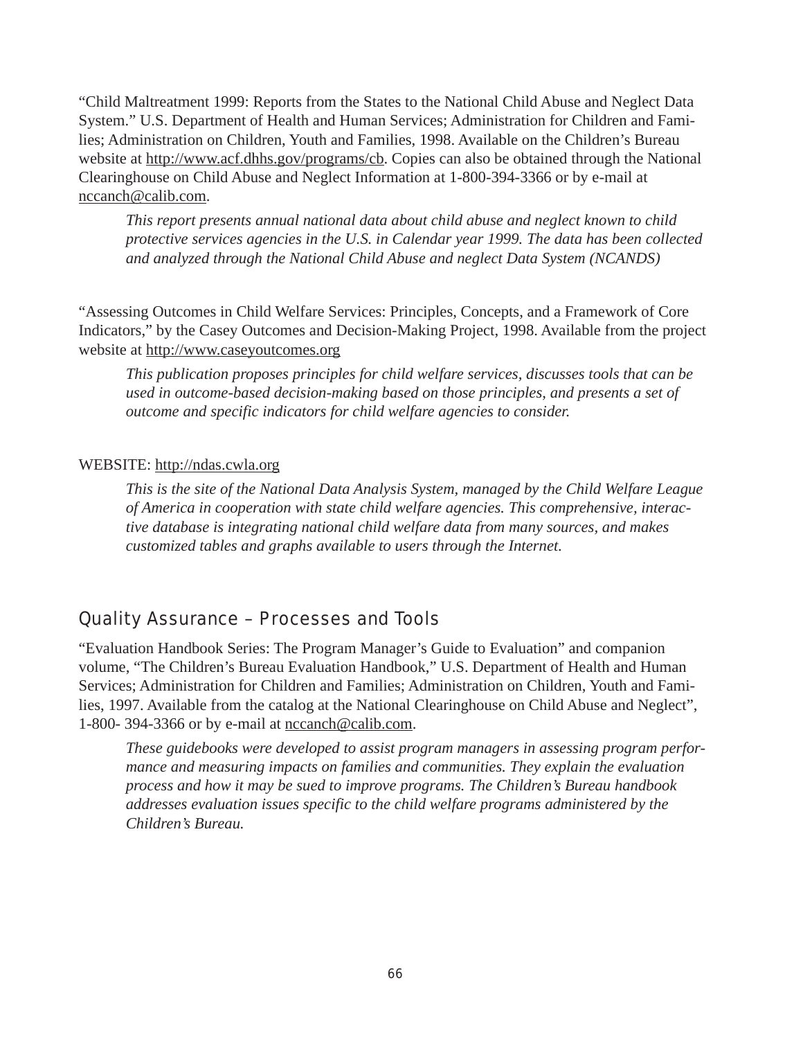"Child Maltreatment 1999: Reports from the States to the National Child Abuse and Neglect Data System." U.S. Department of Health and Human Services; Administration for Children and Families; Administration on Children, Youth and Families, 1998. Available on the Children's Bureau website at http://www.acf.dhhs.gov/programs/cb. Copies can also be obtained through the National Clearinghouse on Child Abuse and Neglect Information at 1-800-394-3366 or by e-mail at nccanch@calib.com.

> *This report presents annual national data about child abuse and neglect known to child protective services agencies in the U.S. in Calendar year 1999. The data has been collected and analyzed through the National Child Abuse and neglect Data System (NCANDS)*

"Assessing Outcomes in Child Welfare Services: Principles, Concepts, and a Framework of Core Indicators," by the Casey Outcomes and Decision-Making Project, 1998. Available from the project website at http://www.caseyoutcomes.org

> *This publication proposes principles for child welfare services, discusses tools that can be used in outcome-based decision-making based on those principles, and presents a set of outcome and specific indicators for child welfare agencies to consider.*

WEBSITE: http://ndas.cwla.org

> *This is the site of the National Data Analysis System, managed by the Child Welfare League of America in cooperation with state child welfare agencies. This comprehensive, interactive database is integrating national child welfare data from many sources, and makes customized tables and graphs available to users through the Internet.*

## Quality Assurance – Processes and Tools

"Evaluation Handbook Series: The Program Manager's Guide to Evaluation" and companion volume, "The Children's Bureau Evaluation Handbook," U.S. Department of Health and Human Services; Administration for Children and Families; Administration on Children, Youth and Families, 1997. Available from the catalog at the National Clearinghouse on Child Abuse and Neglect", 1-800- 394-3366 or by e-mail at nccanch@calib.com.

> *These guidebooks were developed to assist program managers in assessing program performance and measuring impacts on families and communities. They explain the evaluation process and how it may be sued to improve programs. The Children's Bureau handbook addresses evaluation issues specific to the child welfare programs administered by the Children's Bureau.*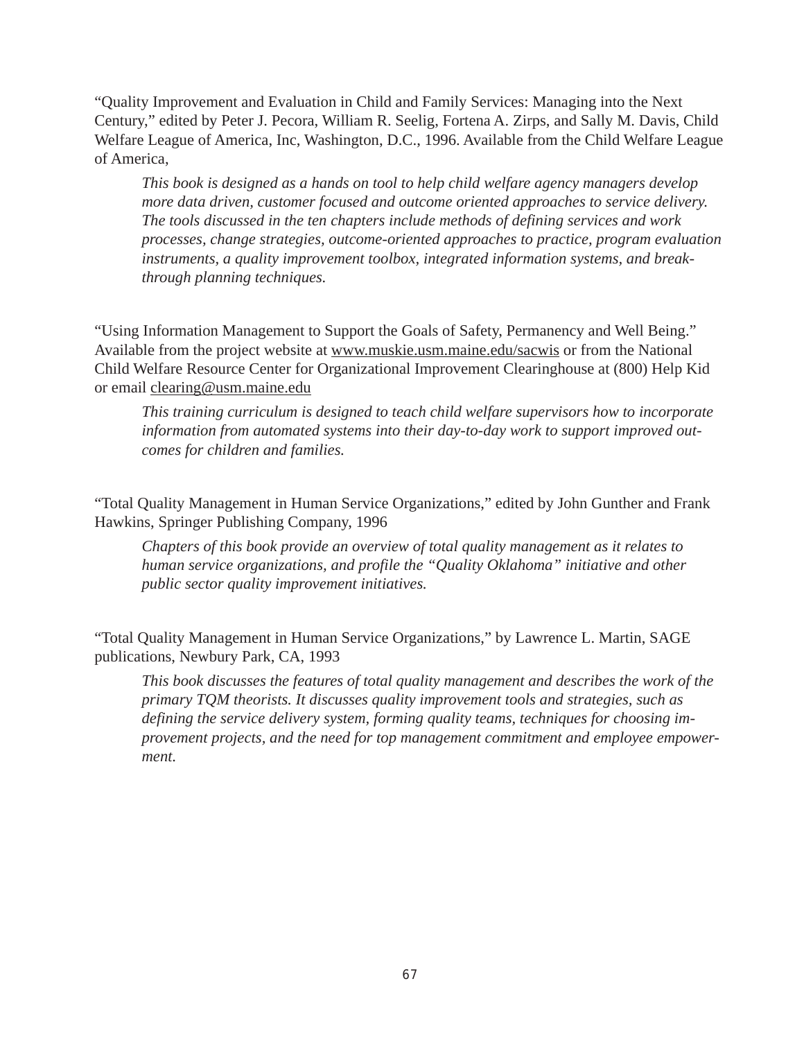"Quality Improvement and Evaluation in Child and Family Services: Managing into the Next Century," edited by Peter J. Pecora, William R. Seelig, Fortena A. Zirps, and Sally M. Davis, Child Welfare League of America, Inc, Washington, D.C., 1996. Available from the Child Welfare League of America,

> *This book is designed as a hands on tool to help child welfare agency managers develop more data driven, customer focused and outcome oriented approaches to service delivery. The tools discussed in the ten chapters include methods of defining services and work processes, change strategies, outcome-oriented approaches to practice, program evaluation instruments, a quality improvement toolbox, integrated information systems, and breakthrough planning techniques.*

"Using Information Management to Support the Goals of Safety, Permanency and Well Being." Available from the project website at www.muskie.usm.maine.edu/sacwis or from the National Child Welfare Resource Center for Organizational Improvement Clearinghouse at (800) Help Kid or email clearing@usm.maine.edu

> *This training curriculum is designed to teach child welfare supervisors how to incorporate information from automated systems into their day-to-day work to support improved outcomes for children and families.*

"Total Quality Management in Human Service Organizations," edited by John Gunther and Frank Hawkins, Springer Publishing Company, 1996

> *Chapters of this book provide an overview of total quality management as it relates to human service organizations, and profile the "Quality Oklahoma" initiative and other public sector quality improvement initiatives.*

"Total Quality Management in Human Service Organizations," by Lawrence L. Martin, SAGE publications, Newbury Park, CA, 1993

> *This book discusses the features of total quality management and describes the work of the primary TQM theorists. It discusses quality improvement tools and strategies, such as defining the service delivery system, forming quality teams, techniques for choosing improvement projects, and the need for top management commitment and employee empowerment.*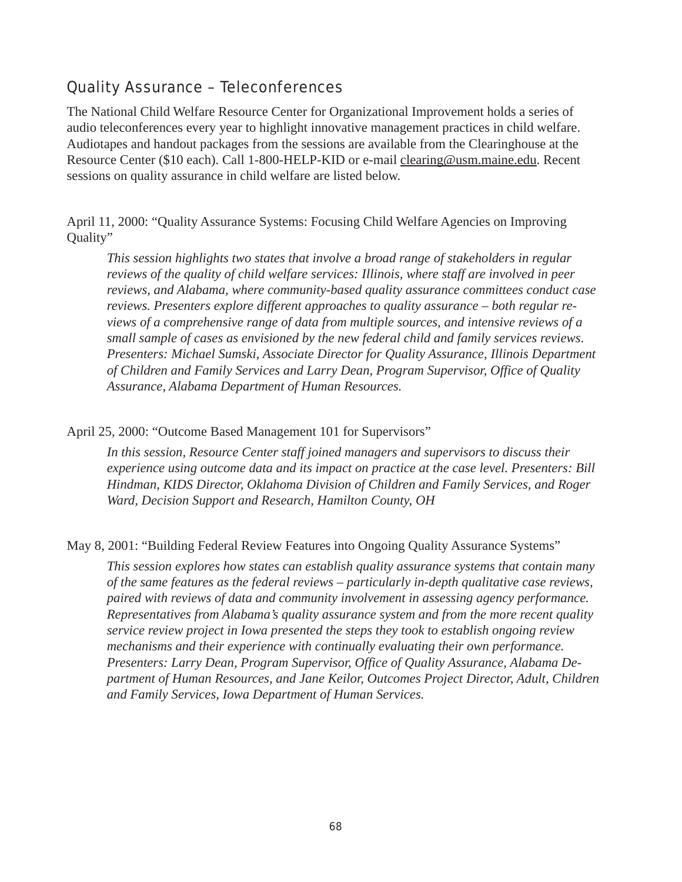## Quality Assurance – Teleconferences

The National Child Welfare Resource Center for Organizational Improvement holds a series of audio teleconferences every year to highlight innovative management practices in child welfare. Audiotapes and handout packages from the sessions are available from the Clearinghouse at the Resource Center ($10 each). Call 1-800-HELP-KID or e-mail clearing@usm.maine.edu. Recent sessions on quality assurance in child welfare are listed below.

April 11, 2000: "Quality Assurance Systems: Focusing Child Welfare Agencies on Improving Quality"

> *This session highlights two states that involve a broad range of stakeholders in regular reviews of the quality of child welfare services: Illinois, where staff are involved in peer reviews, and Alabama, where community-based quality assurance committees conduct case reviews. Presenters explore different approaches to quality assurance – both regular reviews of a comprehensive range of data from multiple sources, and intensive reviews of a small sample of cases as envisioned by the new federal child and family services reviews. Presenters: Michael Sumski, Associate Director for Quality Assurance, Illinois Department of Children and Family Services and Larry Dean, Program Supervisor, Office of Quality Assurance, Alabama Department of Human Resources.*

April 25, 2000: "Outcome Based Management 101 for Supervisors"

> *In this session, Resource Center staff joined managers and supervisors to discuss their experience using outcome data and its impact on practice at the case level. Presenters: Bill Hindman, KIDS Director, Oklahoma Division of Children and Family Services, and Roger Ward, Decision Support and Research, Hamilton County, OH*

May 8, 2001: "Building Federal Review Features into Ongoing Quality Assurance Systems"

> *This session explores how states can establish quality assurance systems that contain many of the same features as the federal reviews – particularly in-depth qualitative case reviews, paired with reviews of data and community involvement in assessing agency performance. Representatives from Alabama's quality assurance system and from the more recent quality service review project in Iowa presented the steps they took to establish ongoing review mechanisms and their experience with continually evaluating their own performance. Presenters: Larry Dean, Program Supervisor, Office of Quality Assurance, Alabama Department of Human Resources, and Jane Keilor, Outcomes Project Director, Adult, Children and Family Services, Iowa Department of Human Services.*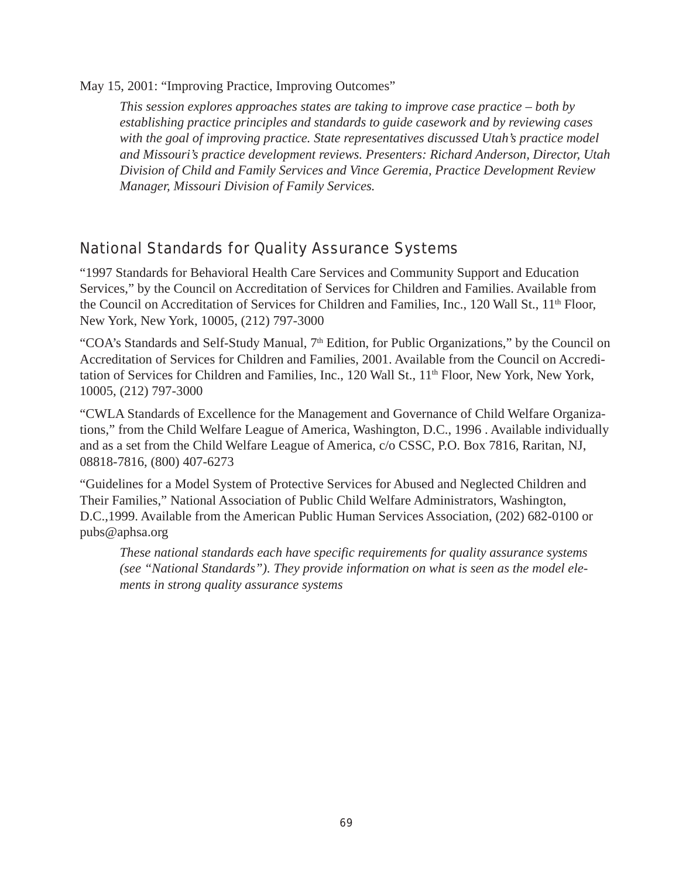May 15, 2001: "Improving Practice, Improving Outcomes"

*This session explores approaches states are taking to improve case practice – both by establishing practice principles and standards to guide casework and by reviewing cases with the goal of improving practice. State representatives discussed Utah's practice model and Missouri's practice development reviews. Presenters: Richard Anderson, Director, Utah Division of Child and Family Services and Vince Geremia, Practice Development Review Manager, Missouri Division of Family Services.*

## National Standards for Quality Assurance Systems

"1997 Standards for Behavioral Health Care Services and Community Support and Education Services," by the Council on Accreditation of Services for Children and Families. Available from the Council on Accreditation of Services for Children and Families, Inc., 120 Wall St., 11th Floor, New York, New York, 10005, (212) 797-3000

"COA's Standards and Self-Study Manual, 7th Edition, for Public Organizations," by the Council on Accreditation of Services for Children and Families, 2001. Available from the Council on Accreditation of Services for Children and Families, Inc., 120 Wall St., 11th Floor, New York, New York, 10005, (212) 797-3000

"CWLA Standards of Excellence for the Management and Governance of Child Welfare Organizations," from the Child Welfare League of America, Washington, D.C., 1996 . Available individually and as a set from the Child Welfare League of America, c/o CSSC, P.O. Box 7816, Raritan, NJ, 08818-7816, (800) 407-6273

"Guidelines for a Model System of Protective Services for Abused and Neglected Children and Their Families," National Association of Public Child Welfare Administrators, Washington, D.C.,1999. Available from the American Public Human Services Association, (202) 682-0100 or pubs@aphsa.org

*These national standards each have specific requirements for quality assurance systems (see "National Standards"). They provide information on what is seen as the model elements in strong quality assurance systems*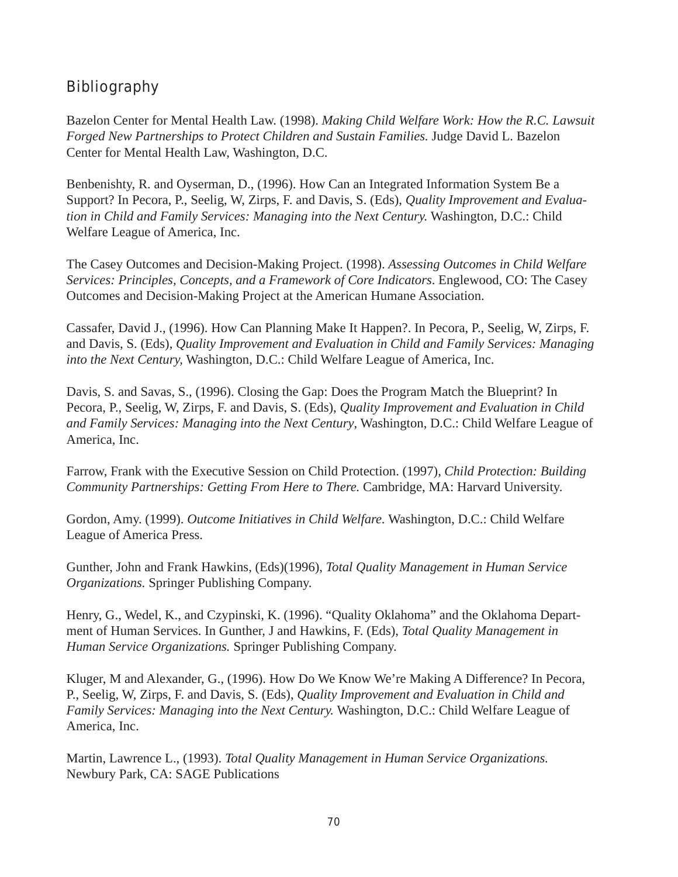## Bibliography

Bazelon Center for Mental Health Law. (1998). *Making Child Welfare Work: How the R.C. Lawsuit Forged New Partnerships to Protect Children and Sustain Families.* Judge David L. Bazelon Center for Mental Health Law, Washington, D.C.

Benbenishty, R. and Oyserman, D., (1996). How Can an Integrated Information System Be a Support? In Pecora, P., Seelig, W, Zirps, F. and Davis, S. (Eds), *Quality Improvement and Evaluation in Child and Family Services: Managing into the Next Century.* Washington, D.C.: Child Welfare League of America, Inc.

The Casey Outcomes and Decision-Making Project. (1998). *Assessing Outcomes in Child Welfare Services: Principles, Concepts, and a Framework of Core Indicators*. Englewood, CO: The Casey Outcomes and Decision-Making Project at the American Humane Association.

Cassafer, David J., (1996). How Can Planning Make It Happen?. In Pecora, P., Seelig, W, Zirps, F. and Davis, S. (Eds), *Quality Improvement and Evaluation in Child and Family Services: Managing into the Next Century,* Washington, D.C.: Child Welfare League of America, Inc.

Davis, S. and Savas, S., (1996). Closing the Gap: Does the Program Match the Blueprint? In Pecora, P., Seelig, W, Zirps, F. and Davis, S. (Eds), *Quality Improvement and Evaluation in Child and Family Services: Managing into the Next Century*, Washington, D.C.: Child Welfare League of America, Inc.

Farrow, Frank with the Executive Session on Child Protection. (1997), *Child Protection: Building Community Partnerships: Getting From Here to There.* Cambridge, MA: Harvard University.

Gordon, Amy. (1999). *Outcome Initiatives in Child Welfare.* Washington, D.C.: Child Welfare League of America Press.

Gunther, John and Frank Hawkins, (Eds)(1996), *Total Quality Management in Human Service Organizations.* Springer Publishing Company.

Henry, G., Wedel, K., and Czypinski, K. (1996). "Quality Oklahoma" and the Oklahoma Department of Human Services. In Gunther, J and Hawkins, F. (Eds), *Total Quality Management in Human Service Organizations.* Springer Publishing Company.

Kluger, M and Alexander, G., (1996). How Do We Know We're Making A Difference? In Pecora, P., Seelig, W, Zirps, F. and Davis, S. (Eds), *Quality Improvement and Evaluation in Child and Family Services: Managing into the Next Century.* Washington, D.C.: Child Welfare League of America, Inc.

Martin, Lawrence L., (1993). *Total Quality Management in Human Service Organizations.* Newbury Park, CA: SAGE Publications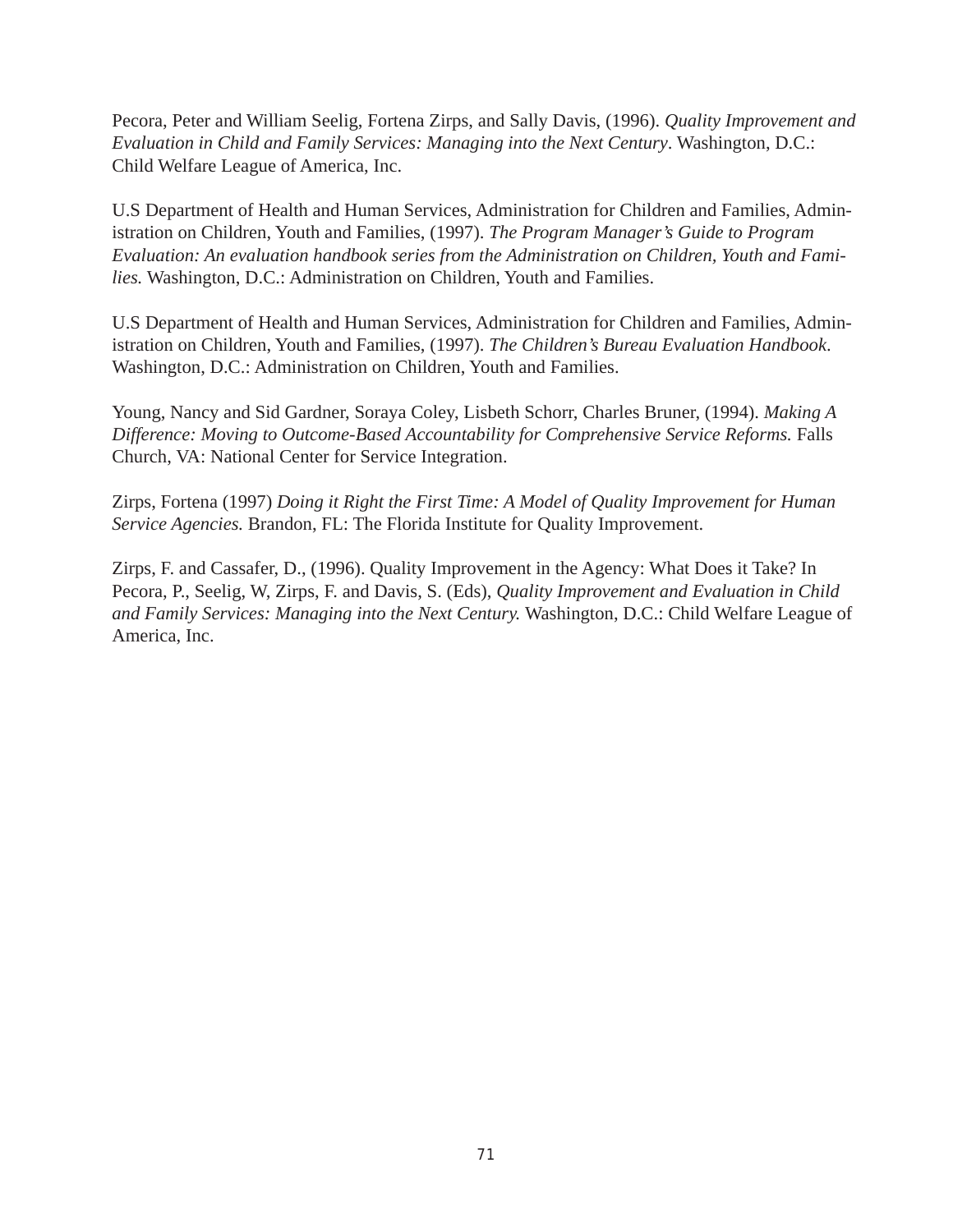Pecora, Peter and William Seelig, Fortena Zirps, and Sally Davis, (1996). *Quality Improvement and Evaluation in Child and Family Services: Managing into the Next Century*. Washington, D.C.: Child Welfare League of America, Inc.

U.S Department of Health and Human Services, Administration for Children and Families, Administration on Children, Youth and Families, (1997). *The Program Manager's Guide to Program Evaluation: An evaluation handbook series from the Administration on Children, Youth and Families.* Washington, D.C.: Administration on Children, Youth and Families.

U.S Department of Health and Human Services, Administration for Children and Families, Administration on Children, Youth and Families, (1997). *The Children's Bureau Evaluation Handbook.* Washington, D.C.: Administration on Children, Youth and Families.

Young, Nancy and Sid Gardner, Soraya Coley, Lisbeth Schorr, Charles Bruner, (1994). *Making A Difference: Moving to Outcome-Based Accountability for Comprehensive Service Reforms.* Falls Church, VA: National Center for Service Integration.

Zirps, Fortena (1997) *Doing it Right the First Time: A Model of Quality Improvement for Human Service Agencies.* Brandon, FL: The Florida Institute for Quality Improvement.

Zirps, F. and Cassafer, D., (1996). Quality Improvement in the Agency: What Does it Take? In Pecora, P., Seelig, W, Zirps, F. and Davis, S. (Eds), *Quality Improvement and Evaluation in Child and Family Services: Managing into the Next Century.* Washington, D.C.: Child Welfare League of America, Inc.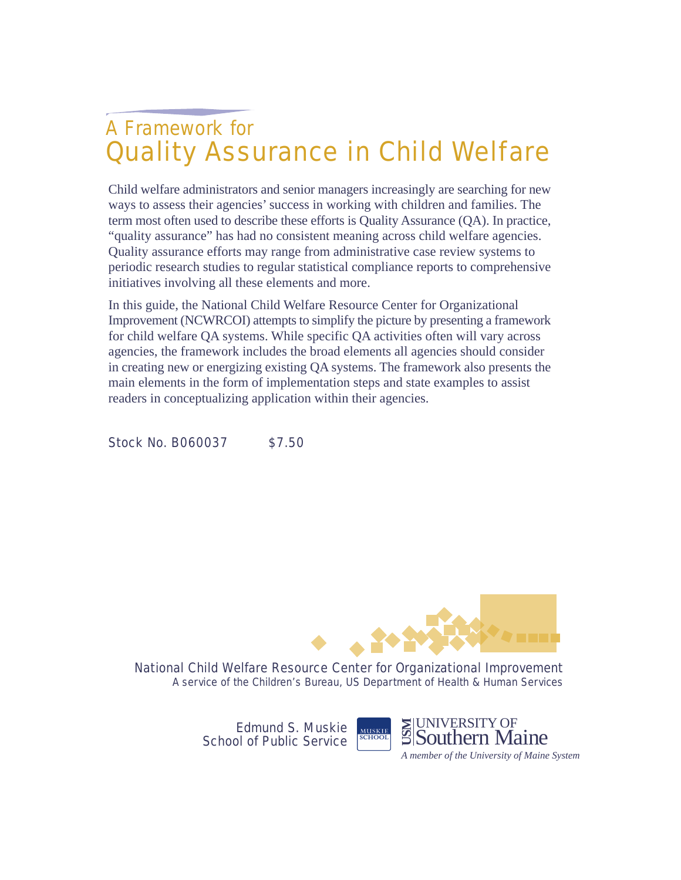# A Framework for Quality Assurance in Child Welfare

Child welfare administrators and senior managers increasingly are searching for new ways to assess their agencies' success in working with children and families. The term most often used to describe these efforts is Quality Assurance (QA). In practice, "quality assurance" has had no consistent meaning across child welfare agencies. Quality assurance efforts may range from administrative case review systems to periodic research studies to regular statistical compliance reports to comprehensive initiatives involving all these elements and more.

In this guide, the National Child Welfare Resource Center for Organizational Improvement (NCWRCOI) attempts to simplify the picture by presenting a framework for child welfare QA systems. While specific QA activities often will vary across agencies, the framework includes the broad elements all agencies should consider in creating new or energizing existing QA systems. The framework also presents the main elements in the form of implementation steps and state examples to assist readers in conceptualizing application within their agencies.

Stock No. B060037 $7.50

National Child Welfare Resource Center for Organizational Improvement
A service of the Children's Bureau, US Department of Health & Human Services

Edmund S. Muskie School of Public Service

MUSKIE SCHOOL

USM UNIVERSITY OF Southern Maine

*A member of the University of Maine System*